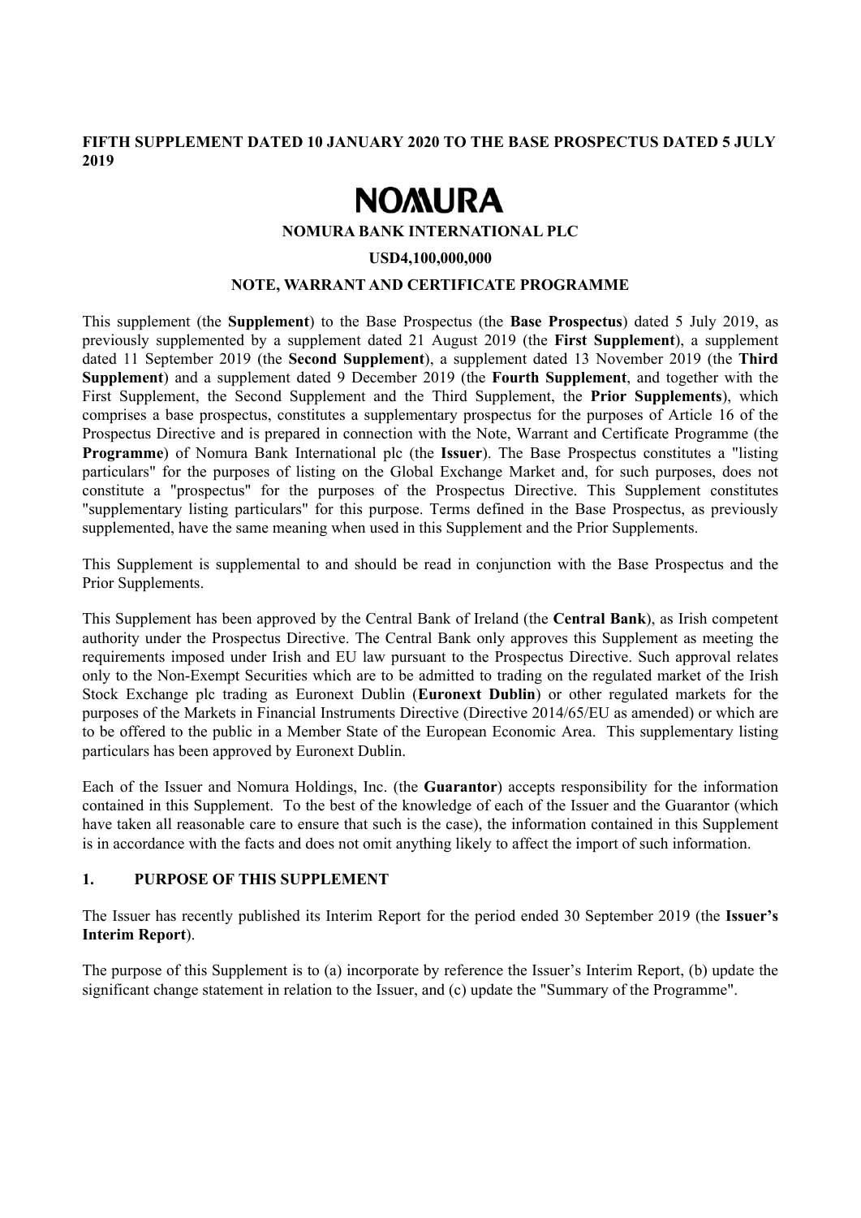**FIFTH SUPPLEMENT DATED 10 JANUARY 2020 TO THE BASE PROSPECTUS DATED 5 JULY 2019**

# NOMURA

**NOMURA BANK INTERNATIONAL PLC**

**USD4,100,000,000**

**NOTE, WARRANT AND CERTIFICATE PROGRAMME**

This supplement (the **Supplement**) to the Base Prospectus (the **Base Prospectus**) dated 5 July 2019, as previously supplemented by a supplement dated 21 August 2019 (the **First Supplement**), a supplement dated 11 September 2019 (the **Second Supplement**), a supplement dated 13 November 2019 (the **Third Supplement**) and a supplement dated 9 December 2019 (the **Fourth Supplement**, and together with the First Supplement, the Second Supplement and the Third Supplement, the **Prior Supplements**), which comprises a base prospectus, constitutes a supplementary prospectus for the purposes of Article 16 of the Prospectus Directive and is prepared in connection with the Note, Warrant and Certificate Programme (the **Programme**) of Nomura Bank International plc (the **Issuer**). The Base Prospectus constitutes a "listing particulars" for the purposes of listing on the Global Exchange Market and, for such purposes, does not constitute a "prospectus" for the purposes of the Prospectus Directive. This Supplement constitutes "supplementary listing particulars" for this purpose. Terms defined in the Base Prospectus, as previously supplemented, have the same meaning when used in this Supplement and the Prior Supplements.

This Supplement is supplemental to and should be read in conjunction with the Base Prospectus and the Prior Supplements.

This Supplement has been approved by the Central Bank of Ireland (the **Central Bank**), as Irish competent authority under the Prospectus Directive. The Central Bank only approves this Supplement as meeting the requirements imposed under Irish and EU law pursuant to the Prospectus Directive. Such approval relates only to the Non-Exempt Securities which are to be admitted to trading on the regulated market of the Irish Stock Exchange plc trading as Euronext Dublin (**Euronext Dublin**) or other regulated markets for the purposes of the Markets in Financial Instruments Directive (Directive 2014/65/EU as amended) or which are to be offered to the public in a Member State of the European Economic Area. This supplementary listing particulars has been approved by Euronext Dublin.

Each of the Issuer and Nomura Holdings, Inc. (the **Guarantor**) accepts responsibility for the information contained in this Supplement. To the best of the knowledge of each of the Issuer and the Guarantor (which have taken all reasonable care to ensure that such is the case), the information contained in this Supplement is in accordance with the facts and does not omit anything likely to affect the import of such information.

## 1. PURPOSE OF THIS SUPPLEMENT

The Issuer has recently published its Interim Report for the period ended 30 September 2019 (the **Issuer's Interim Report**).

The purpose of this Supplement is to (a) incorporate by reference the Issuer's Interim Report, (b) update the significant change statement in relation to the Issuer, and (c) update the "Summary of the Programme".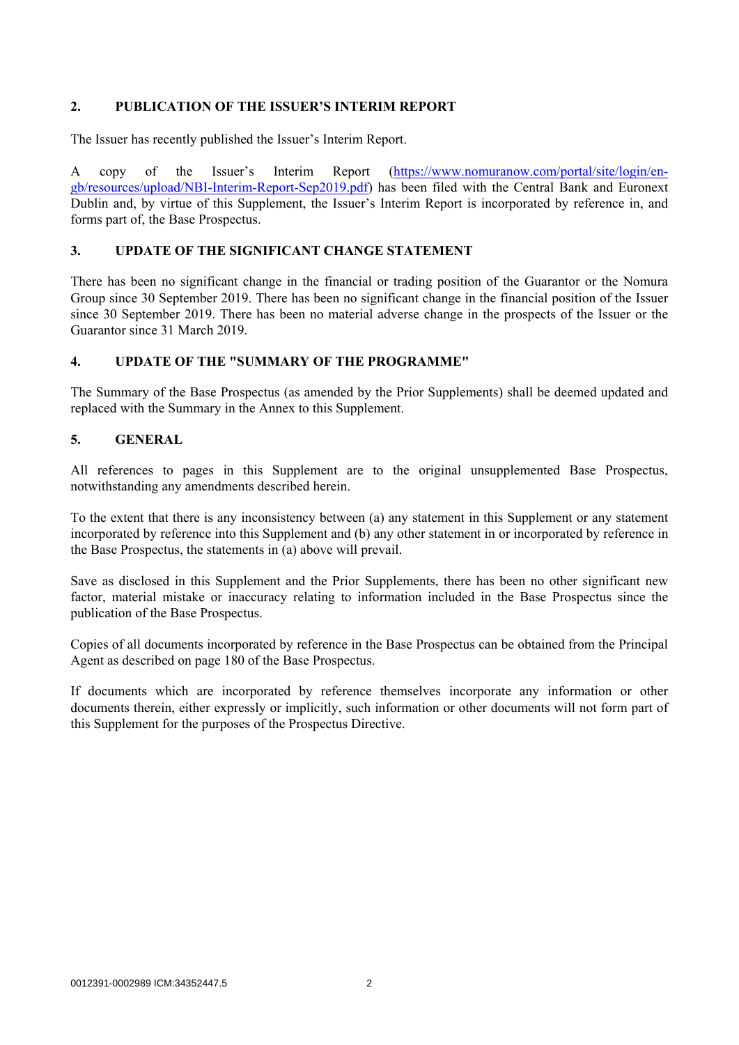## 2. PUBLICATION OF THE ISSUER'S INTERIM REPORT

The Issuer has recently published the Issuer's Interim Report.

A copy of the Issuer's Interim Report (https://www.nomuranow.com/portal/site/login/en-gb/resources/upload/NBI-Interim-Report-Sep2019.pdf) has been filed with the Central Bank and Euronext Dublin and, by virtue of this Supplement, the Issuer's Interim Report is incorporated by reference in, and forms part of, the Base Prospectus.

## 3. UPDATE OF THE SIGNIFICANT CHANGE STATEMENT

There has been no significant change in the financial or trading position of the Guarantor or the Nomura Group since 30 September 2019. There has been no significant change in the financial position of the Issuer since 30 September 2019. There has been no material adverse change in the prospects of the Issuer or the Guarantor since 31 March 2019.

## 4. UPDATE OF THE "SUMMARY OF THE PROGRAMME"

The Summary of the Base Prospectus (as amended by the Prior Supplements) shall be deemed updated and replaced with the Summary in the Annex to this Supplement.

## 5. GENERAL

All references to pages in this Supplement are to the original unsupplemented Base Prospectus, notwithstanding any amendments described herein.

To the extent that there is any inconsistency between (a) any statement in this Supplement or any statement incorporated by reference into this Supplement and (b) any other statement in or incorporated by reference in the Base Prospectus, the statements in (a) above will prevail.

Save as disclosed in this Supplement and the Prior Supplements, there has been no other significant new factor, material mistake or inaccuracy relating to information included in the Base Prospectus since the publication of the Base Prospectus.

Copies of all documents incorporated by reference in the Base Prospectus can be obtained from the Principal Agent as described on page 180 of the Base Prospectus.

If documents which are incorporated by reference themselves incorporate any information or other documents therein, either expressly or implicitly, such information or other documents will not form part of this Supplement for the purposes of the Prospectus Directive.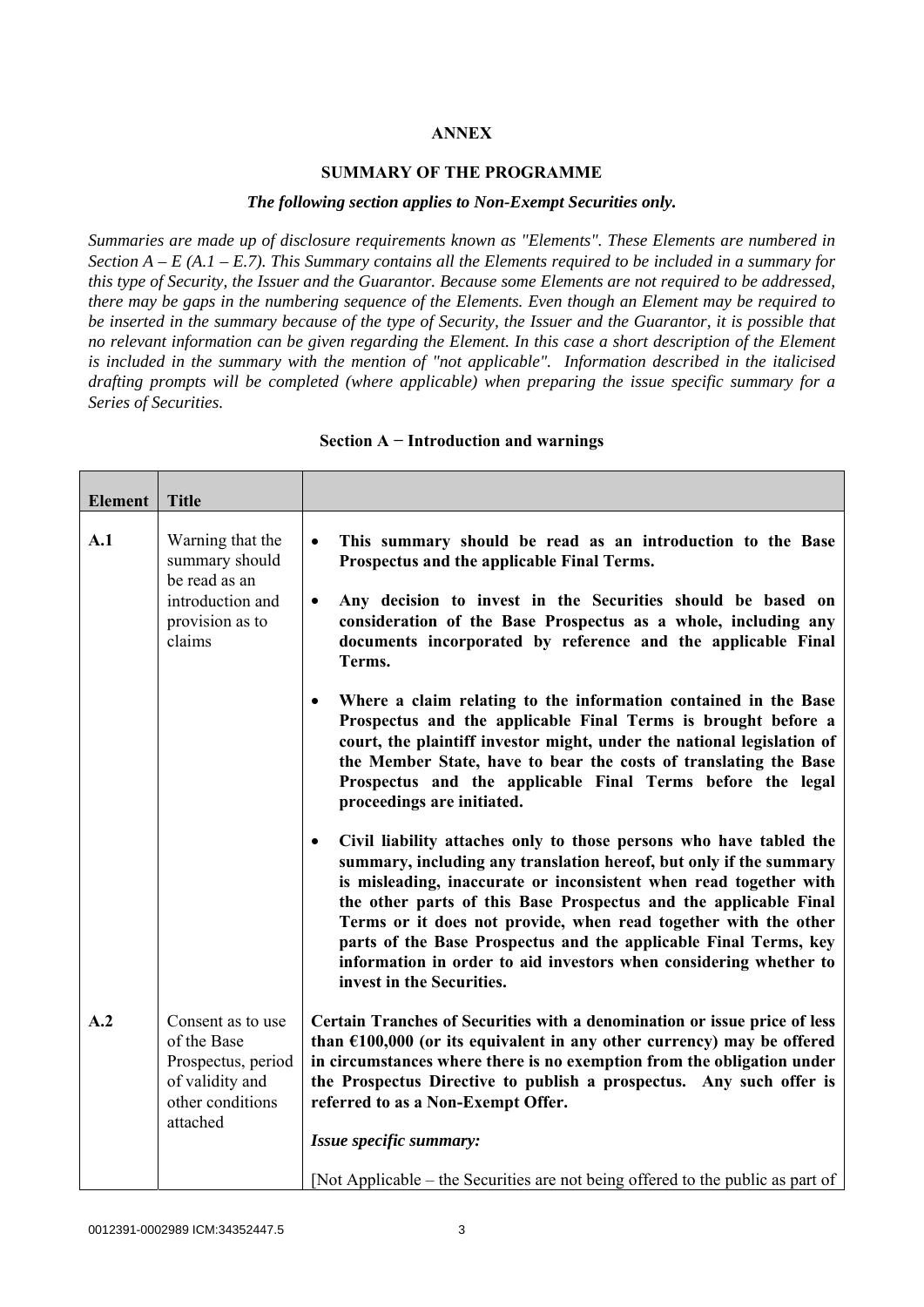**ANNEX**

**SUMMARY OF THE PROGRAMME**

***The following section applies to Non-Exempt Securities only.***

*Summaries are made up of disclosure requirements known as "Elements". These Elements are numbered in Section A – E (A.1 – E.7). This Summary contains all the Elements required to be included in a summary for this type of Security, the Issuer and the Guarantor. Because some Elements are not required to be addressed, there may be gaps in the numbering sequence of the Elements. Even though an Element may be required to be inserted in the summary because of the type of Security, the Issuer and the Guarantor, it is possible that no relevant information can be given regarding the Element. In this case a short description of the Element is included in the summary with the mention of "not applicable". Information described in the italicised drafting prompts will be completed (where applicable) when preparing the issue specific summary for a Series of Securities.*

**Section A − Introduction and warnings**

| Element | Title | |
|---|---|---|
| A.1 | Warning that the summary should be read as an introduction and provision as to claims | • **This summary should be read as an introduction to the Base Prospectus and the applicable Final Terms.**<br><br>• **Any decision to invest in the Securities should be based on consideration of the Base Prospectus as a whole, including any documents incorporated by reference and the applicable Final Terms.**<br><br>• **Where a claim relating to the information contained in the Base Prospectus and the applicable Final Terms is brought before a court, the plaintiff investor might, under the national legislation of the Member State, have to bear the costs of translating the Base Prospectus and the applicable Final Terms before the legal proceedings are initiated.**<br><br>• **Civil liability attaches only to those persons who have tabled the summary, including any translation hereof, but only if the summary is misleading, inaccurate or inconsistent when read together with the other parts of this Base Prospectus and the applicable Final Terms or it does not provide, when read together with the other parts of the Base Prospectus and the applicable Final Terms, key information in order to aid investors when considering whether to invest in the Securities.** |
| A.2 | Consent as to use of the Base Prospectus, period of validity and other conditions attached | **Certain Tranches of Securities with a denomination or issue price of less than €100,000 (or its equivalent in any other currency) may be offered in circumstances where there is no exemption from the obligation under the Prospectus Directive to publish a prospectus. Any such offer is referred to as a Non-Exempt Offer.**<br><br>***Issue specific summary:***<br><br>[Not Applicable – the Securities are not being offered to the public as part of |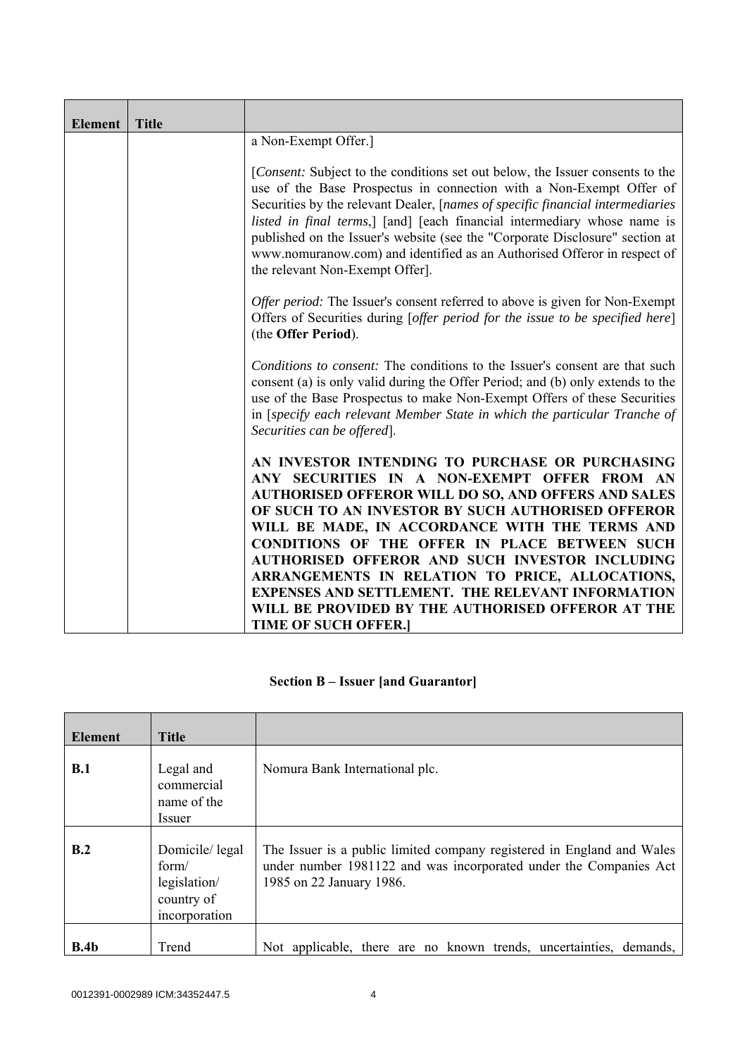| Element | Title | |
|---|---|---|
| | | a Non-Exempt Offer.]<br><br>[*Consent:* Subject to the conditions set out below, the Issuer consents to the use of the Base Prospectus in connection with a Non-Exempt Offer of Securities by the relevant Dealer, [*names of specific financial intermediaries listed in final terms*,] [and] [each financial intermediary whose name is published on the Issuer's website (see the "Corporate Disclosure" section at www.nomuranow.com) and identified as an Authorised Offeror in respect of the relevant Non-Exempt Offer].<br><br>*Offer period:* The Issuer's consent referred to above is given for Non-Exempt Offers of Securities during [*offer period for the issue to be specified here*] (the **Offer Period**).<br><br>*Conditions to consent:* The conditions to the Issuer's consent are that such consent (a) is only valid during the Offer Period; and (b) only extends to the use of the Base Prospectus to make Non-Exempt Offers of these Securities in [*specify each relevant Member State in which the particular Tranche of Securities can be offered*].<br><br>**AN INVESTOR INTENDING TO PURCHASE OR PURCHASING ANY SECURITIES IN A NON-EXEMPT OFFER FROM AN AUTHORISED OFFEROR WILL DO SO, AND OFFERS AND SALES OF SUCH TO AN INVESTOR BY SUCH AUTHORISED OFFEROR WILL BE MADE, IN ACCORDANCE WITH THE TERMS AND CONDITIONS OF THE OFFER IN PLACE BETWEEN SUCH AUTHORISED OFFEROR AND SUCH INVESTOR INCLUDING ARRANGEMENTS IN RELATION TO PRICE, ALLOCATIONS, EXPENSES AND SETTLEMENT. THE RELEVANT INFORMATION WILL BE PROVIDED BY THE AUTHORISED OFFEROR AT THE TIME OF SUCH OFFER.]** |

## Section B – Issuer [and Guarantor]

| Element | Title | |
|---|---|---|
| **B.1** | Legal and commercial name of the Issuer | Nomura Bank International plc. |
| **B.2** | Domicile/ legal form/ legislation/ country of incorporation | The Issuer is a public limited company registered in England and Wales under number 1981122 and was incorporated under the Companies Act 1985 on 22 January 1986. |
| **B.4b** | Trend | Not applicable, there are no known trends, uncertainties, demands, |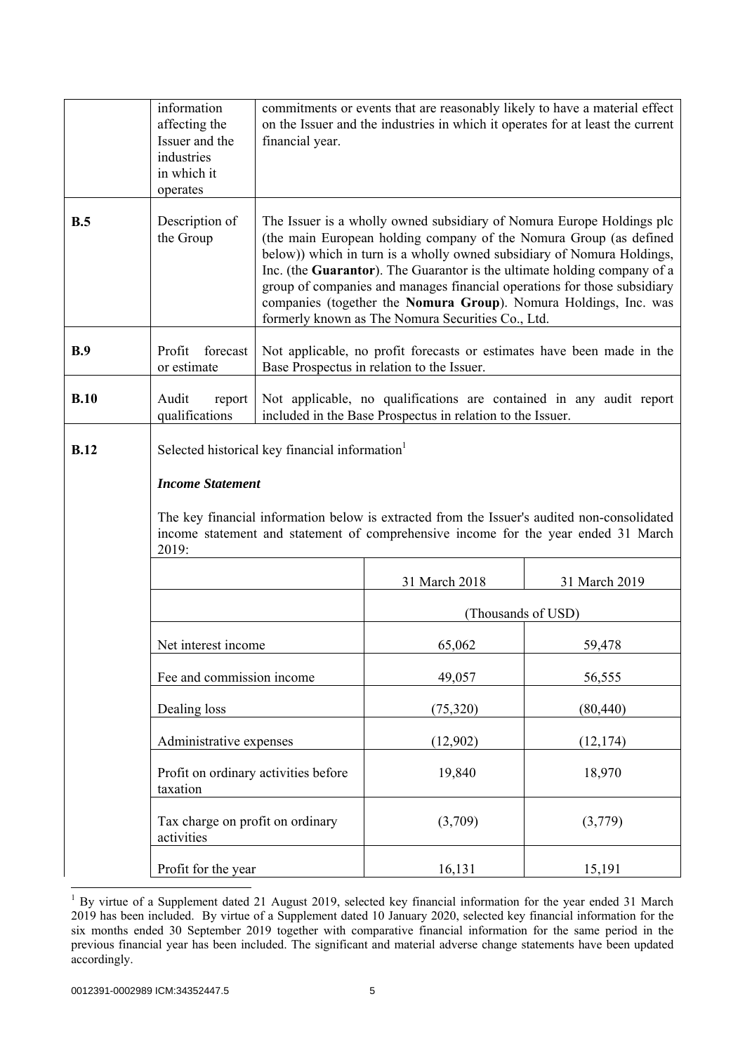| | | |
|---|---|---|
| | information affecting the Issuer and the industries in which it operates | commitments or events that are reasonably likely to have a material effect on the Issuer and the industries in which it operates for at least the current financial year. |
| **B.5** | Description of the Group | The Issuer is a wholly owned subsidiary of Nomura Europe Holdings plc (the main European holding company of the Nomura Group (as defined below)) which in turn is a wholly owned subsidiary of Nomura Holdings, Inc. (the **Guarantor**). The Guarantor is the ultimate holding company of a group of companies and manages financial operations for those subsidiary companies (together the **Nomura Group**). Nomura Holdings, Inc. was formerly known as The Nomura Securities Co., Ltd. |
| **B.9** | Profit forecast or estimate | Not applicable, no profit forecasts or estimates have been made in the Base Prospectus in relation to the Issuer. |
| **B.10** | Audit report qualifications | Not applicable, no qualifications are contained in any audit report included in the Base Prospectus in relation to the Issuer. |
| **B.12** | Selected historical key financial information[1] | |

***Income Statement***

The key financial information below is extracted from the Issuer's audited non-consolidated income statement and statement of comprehensive income for the year ended 31 March 2019:

| | 31 March 2018 | 31 March 2019 |
|---|---|---|
| | (Thousands of USD) | |
| Net interest income | 65,062 | 59,478 |
| Fee and commission income | 49,057 | 56,555 |
| Dealing loss | (75,320) | (80,440) |
| Administrative expenses | (12,902) | (12,174) |
| Profit on ordinary activities before taxation | 19,840 | 18,970 |
| Tax charge on profit on ordinary activities | (3,709) | (3,779) |
| Profit for the year | 16,131 | 15,191 |

[1] By virtue of a Supplement dated 21 August 2019, selected key financial information for the year ended 31 March 2019 has been included. By virtue of a Supplement dated 10 January 2020, selected key financial information for the six months ended 30 September 2019 together with comparative financial information for the same period in the previous financial year has been included. The significant and material adverse change statements have been updated accordingly.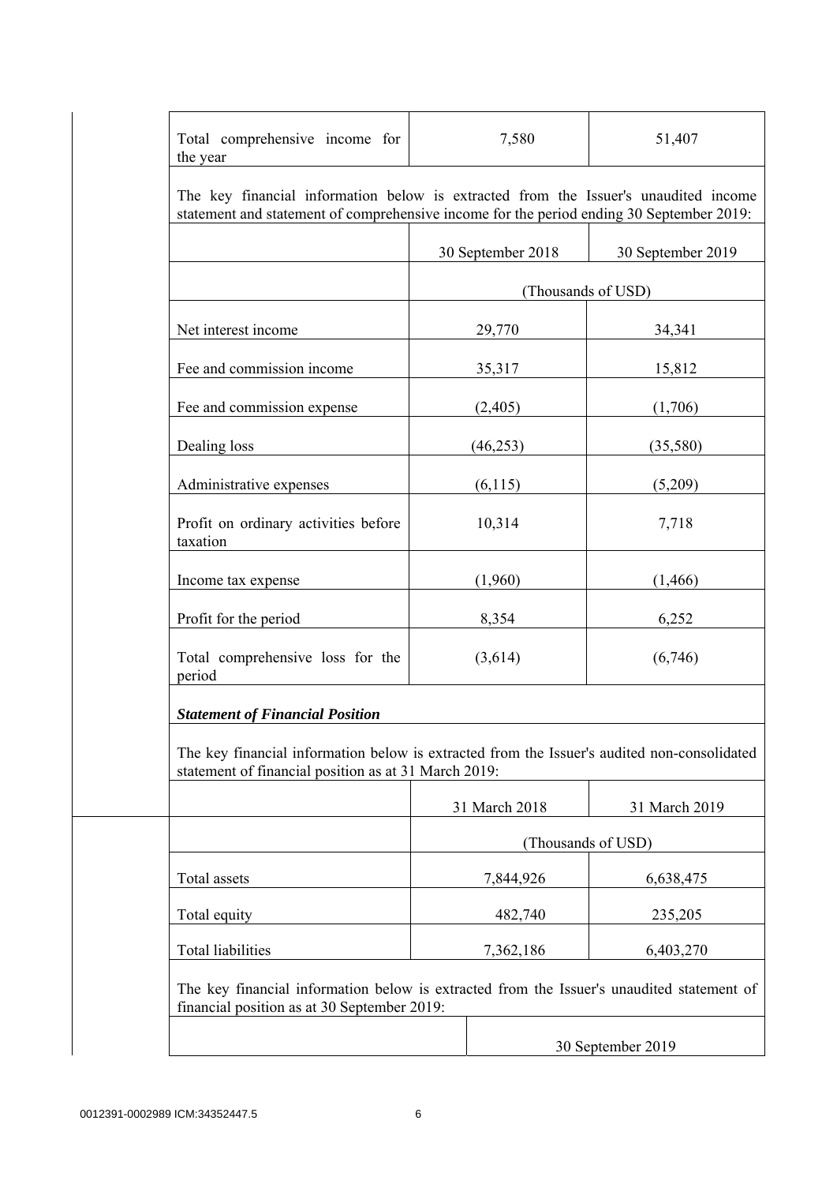| Total comprehensive income for the year | 7,580 | 51,407 |
|---|---|---|

The key financial information below is extracted from the Issuer's unaudited income statement and statement of comprehensive income for the period ending 30 September 2019:

| | 30 September 2018 | 30 September 2019 |
|---|---|---|
| | (Thousands of USD) | |
| Net interest income | 29,770 | 34,341 |
| Fee and commission income | 35,317 | 15,812 |
| Fee and commission expense | (2,405) | (1,706) |
| Dealing loss | (46,253) | (35,580) |
| Administrative expenses | (6,115) | (5,209) |
| Profit on ordinary activities before taxation | 10,314 | 7,718 |
| Income tax expense | (1,960) | (1,466) |
| Profit for the period | 8,354 | 6,252 |
| Total comprehensive loss for the period | (3,614) | (6,746) |

***Statement of Financial Position***

The key financial information below is extracted from the Issuer's audited non-consolidated statement of financial position as at 31 March 2019:

| | 31 March 2018 | 31 March 2019 |
|---|---|---|
| | (Thousands of USD) | |
| Total assets | 7,844,926 | 6,638,475 |
| Total equity | 482,740 | 235,205 |
| Total liabilities | 7,362,186 | 6,403,270 |

The key financial information below is extracted from the Issuer's unaudited statement of financial position as at 30 September 2019:

| | 30 September 2019 |
|---|---|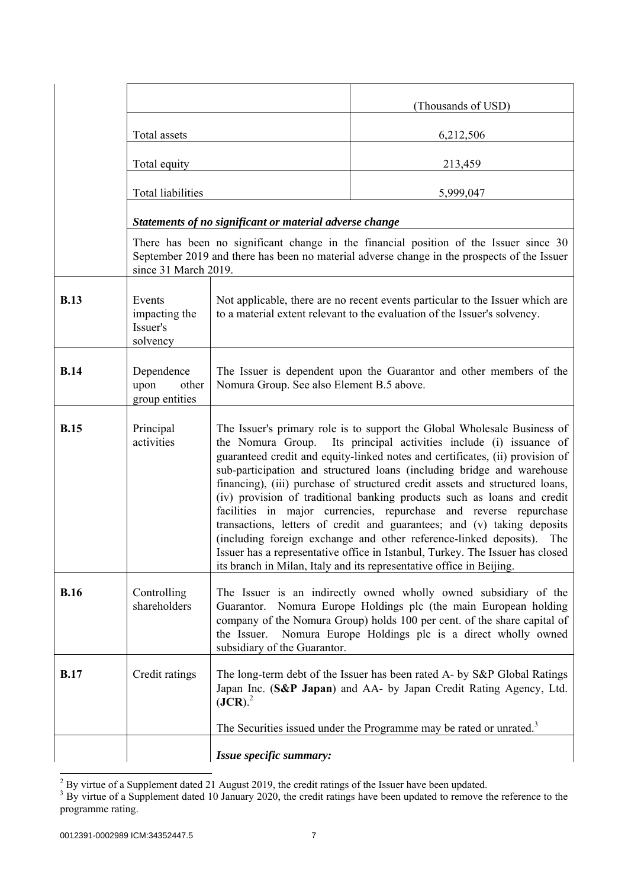| | | |
|---|---|---|
| | | (Thousands of USD) |
| | Total assets | 6,212,506 |
| | Total equity | 213,459 |
| | Total liabilities | 5,999,047 |
| | ***Statements of no significant or material adverse change*** | |
| | There has been no significant change in the financial position of the Issuer since 30 September 2019 and there has been no material adverse change in the prospects of the Issuer since 31 March 2019. | |
| **B.13** | Events impacting the Issuer's solvency | Not applicable, there are no recent events particular to the Issuer which are to a material extent relevant to the evaluation of the Issuer's solvency. |
| **B.14** | Dependence upon other group entities | The Issuer is dependent upon the Guarantor and other members of the Nomura Group. See also Element B.5 above. |
| **B.15** | Principal activities | The Issuer's primary role is to support the Global Wholesale Business of the Nomura Group. Its principal activities include (i) issuance of guaranteed credit and equity-linked notes and certificates, (ii) provision of sub-participation and structured loans (including bridge and warehouse financing), (iii) purchase of structured credit assets and structured loans, (iv) provision of traditional banking products such as loans and credit facilities in major currencies, repurchase and reverse repurchase transactions, letters of credit and guarantees; and (v) taking deposits (including foreign exchange and other reference-linked deposits). The Issuer has a representative office in Istanbul, Turkey. The Issuer has closed its branch in Milan, Italy and its representative office in Beijing. |
| **B.16** | Controlling shareholders | The Issuer is an indirectly owned wholly owned subsidiary of the Guarantor. Nomura Europe Holdings plc (the main European holding company of the Nomura Group) holds 100 per cent. of the share capital of the Issuer. Nomura Europe Holdings plc is a direct wholly owned subsidiary of the Guarantor. |
| **B.17** | Credit ratings | The long-term debt of the Issuer has been rated A- by S&P Global Ratings Japan Inc. (**S&P Japan**) and AA- by Japan Credit Rating Agency, Ltd. (**JCR**).[2]<br><br>The Securities issued under the Programme may be rated or unrated.[3] |
| | | ***Issue specific summary:*** |

[2] By virtue of a Supplement dated 21 August 2019, the credit ratings of the Issuer have been updated.

[3] By virtue of a Supplement dated 10 January 2020, the credit ratings have been updated to remove the reference to the programme rating.

0012391-0002989 ICM:34352447.5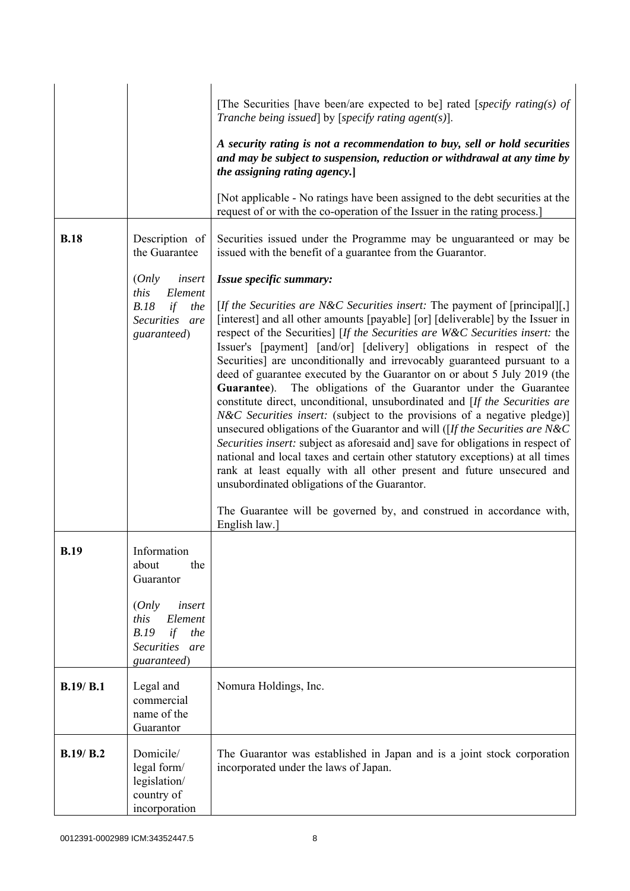| | | |
|---|---|---|
| | | [The Securities [have been/are expected to be] rated [*specify rating(s) of Tranche being issued*] by [*specify rating agent(s)*].<br><br>***A security rating is not a recommendation to buy, sell or hold securities and may be subject to suspension, reduction or withdrawal at any time by the assigning rating agency.*]**<br><br>[Not applicable - No ratings have been assigned to the debt securities at the request of or with the co-operation of the Issuer in the rating process.] |
| **B.18** | Description of the Guarantee<br><br>(*Only insert this Element B.18 if the Securities are guaranteed*) | Securities issued under the Programme may be unguaranteed or may be issued with the benefit of a guarantee from the Guarantor.<br><br>***Issue specific summary:***<br><br>[*If the Securities are N&C Securities insert:* The payment of [principal][,] [interest] and all other amounts [payable] [or] [deliverable] by the Issuer in respect of the Securities] [*If the Securities are W&C Securities insert:* the Issuer's [payment] [and/or] [delivery] obligations in respect of the Securities] are unconditionally and irrevocably guaranteed pursuant to a deed of guarantee executed by the Guarantor on or about 5 July 2019 (the **Guarantee**). The obligations of the Guarantor under the Guarantee constitute direct, unconditional, unsubordinated and [*If the Securities are N&C Securities insert:* (subject to the provisions of a negative pledge)] unsecured obligations of the Guarantor and will ([*If the Securities are N&C Securities insert:* subject as aforesaid and] save for obligations in respect of national and local taxes and certain other statutory exceptions) at all times rank at least equally with all other present and future unsecured and unsubordinated obligations of the Guarantor.<br><br>The Guarantee will be governed by, and construed in accordance with, English law.] |
| **B.19** | Information about the Guarantor<br><br>(*Only insert this Element B.19 if the Securities are guaranteed*) | |
| **B.19/ B.1** | Legal and commercial name of the Guarantor | Nomura Holdings, Inc. |
| **B.19/ B.2** | Domicile/ legal form/ legislation/ country of incorporation | The Guarantor was established in Japan and is a joint stock corporation incorporated under the laws of Japan. |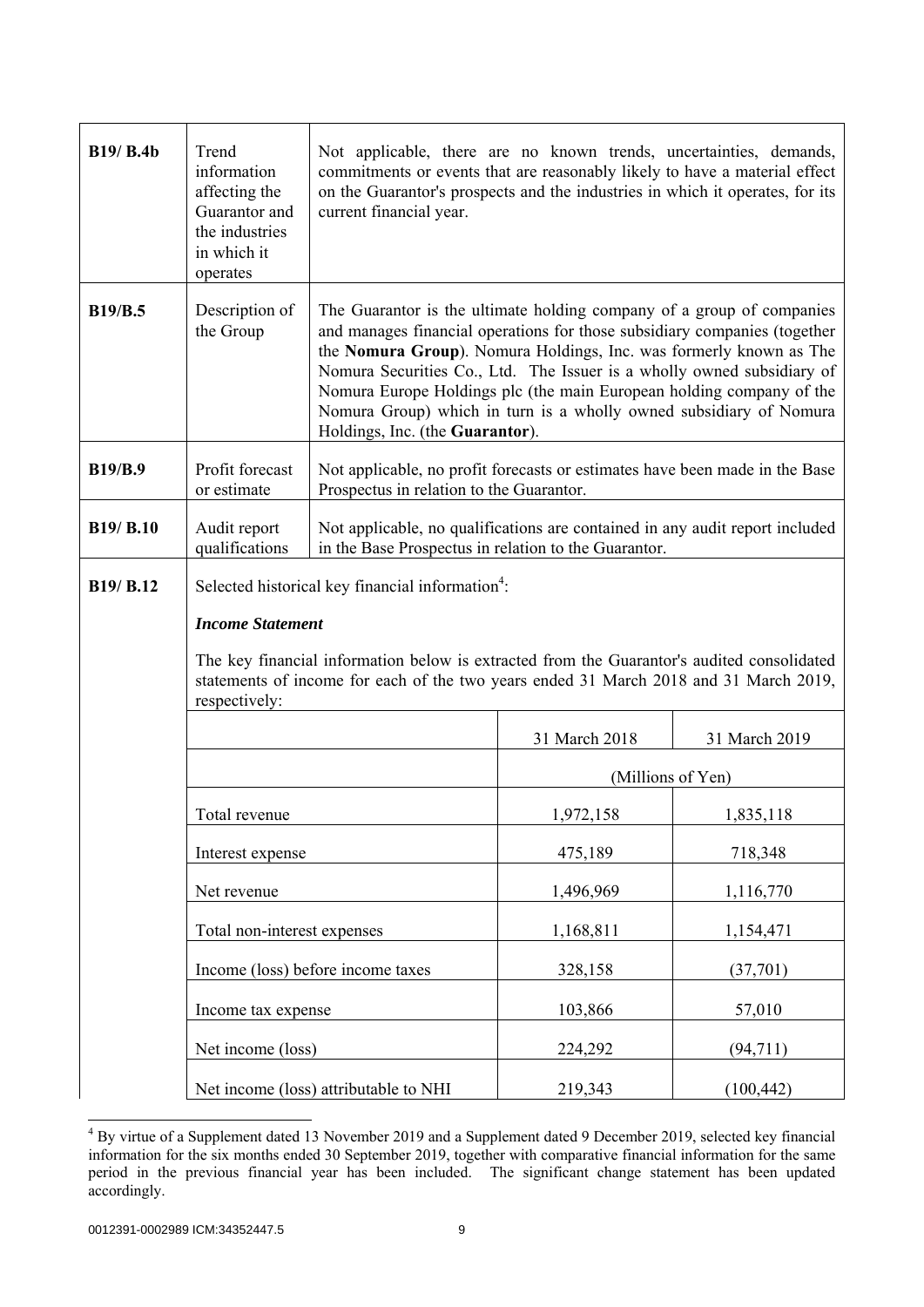| | | |
|---|---|---|
| **B19/ B.4b** | Trend information affecting the Guarantor and the industries in which it operates | Not applicable, there are no known trends, uncertainties, demands, commitments or events that are reasonably likely to have a material effect on the Guarantor's prospects and the industries in which it operates, for its current financial year. |
| **B19/B.5** | Description of the Group | The Guarantor is the ultimate holding company of a group of companies and manages financial operations for those subsidiary companies (together the **Nomura Group**). Nomura Holdings, Inc. was formerly known as The Nomura Securities Co., Ltd. The Issuer is a wholly owned subsidiary of Nomura Europe Holdings plc (the main European holding company of the Nomura Group) which in turn is a wholly owned subsidiary of Nomura Holdings, Inc. (the **Guarantor**). |
| **B19/B.9** | Profit forecast or estimate | Not applicable, no profit forecasts or estimates have been made in the Base Prospectus in relation to the Guarantor. |
| **B19/ B.10** | Audit report qualifications | Not applicable, no qualifications are contained in any audit report included in the Base Prospectus in relation to the Guarantor. |
| **B19/ B.12** | Selected historical key financial information[4]: | |

***Income Statement***

The key financial information below is extracted from the Guarantor's audited consolidated statements of income for each of the two years ended 31 March 2018 and 31 March 2019, respectively:

| | 31 March 2018 | 31 March 2019 |
|---|---|---|
| | (Millions of Yen) | |
| Total revenue | 1,972,158 | 1,835,118 |
| Interest expense | 475,189 | 718,348 |
| Net revenue | 1,496,969 | 1,116,770 |
| Total non-interest expenses | 1,168,811 | 1,154,471 |
| Income (loss) before income taxes | 328,158 | (37,701) |
| Income tax expense | 103,866 | 57,010 |
| Net income (loss) | 224,292 | (94,711) |
| Net income (loss) attributable to NHI | 219,343 | (100,442) |

[4] By virtue of a Supplement dated 13 November 2019 and a Supplement dated 9 December 2019, selected key financial information for the six months ended 30 September 2019, together with comparative financial information for the same period in the previous financial year has been included. The significant change statement has been updated accordingly.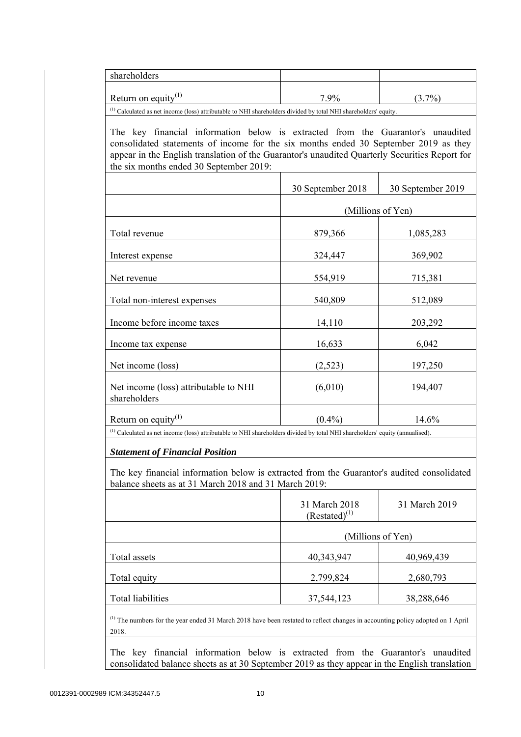| shareholders | | |
|---|---|---|
| Return on equity[(1)] | 7.9% | (3.7%) |

[(1)] Calculated as net income (loss) attributable to NHI shareholders divided by total NHI shareholders' equity.

The key financial information below is extracted from the Guarantor's unaudited consolidated statements of income for the six months ended 30 September 2019 as they appear in the English translation of the Guarantor's unaudited Quarterly Securities Report for the six months ended 30 September 2019:

| | 30 September 2018 | 30 September 2019 |
|---|---|---|
| | (Millions of Yen) | |
| Total revenue | 879,366 | 1,085,283 |
| Interest expense | 324,447 | 369,902 |
| Net revenue | 554,919 | 715,381 |
| Total non-interest expenses | 540,809 | 512,089 |
| Income before income taxes | 14,110 | 203,292 |
| Income tax expense | 16,633 | 6,042 |
| Net income (loss) | (2,523) | 197,250 |
| Net income (loss) attributable to NHI shareholders | (6,010) | 194,407 |
| Return on equity[(1)] | (0.4%) | 14.6% |

[(1)] Calculated as net income (loss) attributable to NHI shareholders divided by total NHI shareholders' equity (annualised).

***Statement of Financial Position***

The key financial information below is extracted from the Guarantor's audited consolidated balance sheets as at 31 March 2018 and 31 March 2019:

| | 31 March 2018 (Restated)[(1)] | 31 March 2019 |
|---|---|---|
| | (Millions of Yen) | |
| Total assets | 40,343,947 | 40,969,439 |
| Total equity | 2,799,824 | 2,680,793 |
| Total liabilities | 37,544,123 | 38,288,646 |

[(1)] The numbers for the year ended 31 March 2018 have been restated to reflect changes in accounting policy adopted on 1 April 2018.

The key financial information below is extracted from the Guarantor's unaudited consolidated balance sheets as at 30 September 2019 as they appear in the English translation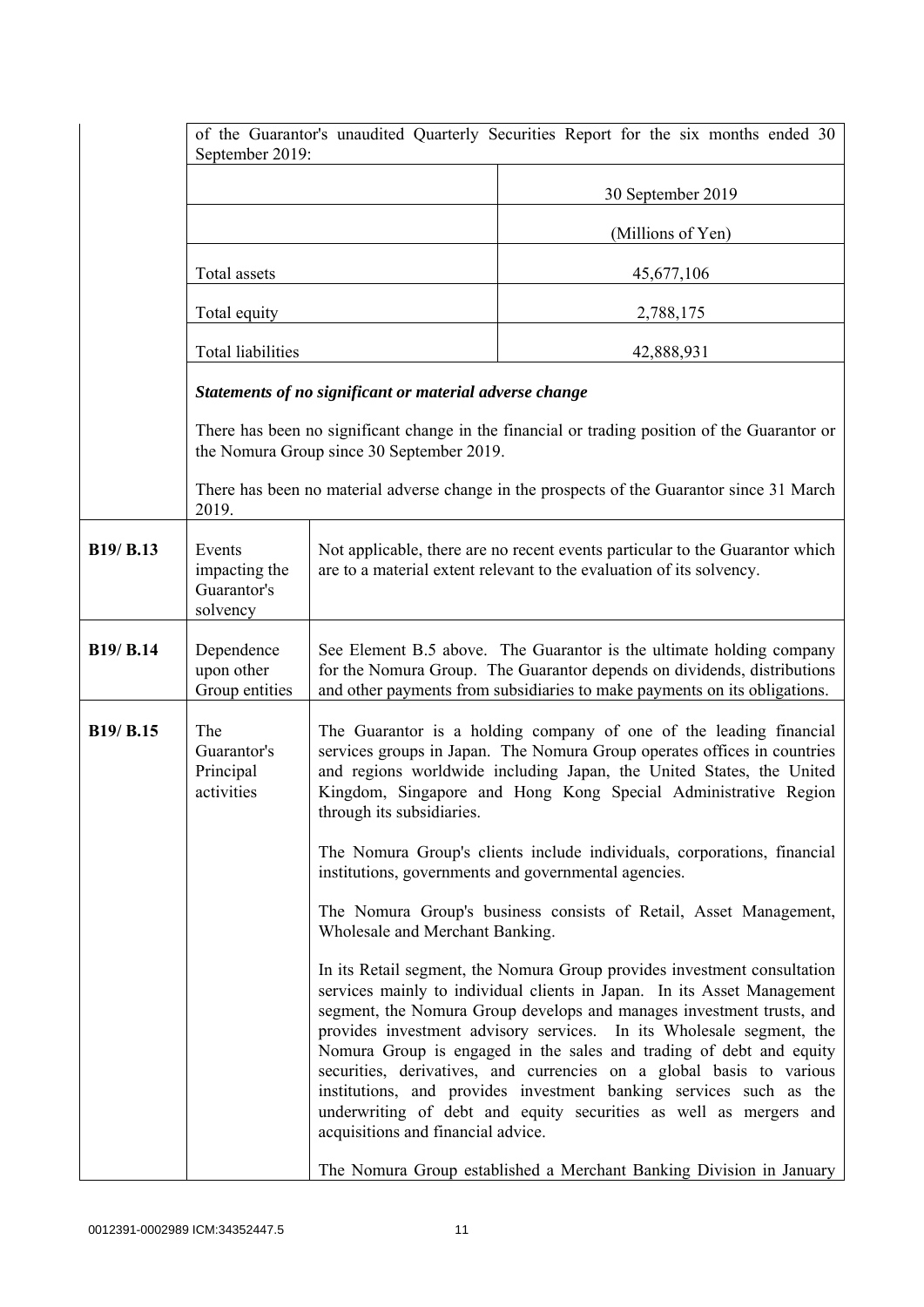| | | |
|---|---|---|
| | of the Guarantor's unaudited Quarterly Securities Report for the six months ended 30 September 2019:<br><br>\| \| 30 September 2019 \|<br>\|---\|---\|<br>\| \| (Millions of Yen) \|<br>\| Total assets \| 45,677,106 \|<br>\| Total equity \| 2,788,175 \|<br>\| Total liabilities \| 42,888,931 \|<br><br>***Statements of no significant or material adverse change***<br><br>There has been no significant change in the financial or trading position of the Guarantor or the Nomura Group since 30 September 2019.<br><br>There has been no material adverse change in the prospects of the Guarantor since 31 March 2019. | |
| **B19/ B.13** | Events impacting the Guarantor's solvency | Not applicable, there are no recent events particular to the Guarantor which are to a material extent relevant to the evaluation of its solvency. |
| **B19/ B.14** | Dependence upon other Group entities | See Element B.5 above. The Guarantor is the ultimate holding company for the Nomura Group. The Guarantor depends on dividends, distributions and other payments from subsidiaries to make payments on its obligations. |
| **B19/ B.15** | The Guarantor's Principal activities | The Guarantor is a holding company of one of the leading financial services groups in Japan. The Nomura Group operates offices in countries and regions worldwide including Japan, the United States, the United Kingdom, Singapore and Hong Kong Special Administrative Region through its subsidiaries.<br><br>The Nomura Group's clients include individuals, corporations, financial institutions, governments and governmental agencies.<br><br>The Nomura Group's business consists of Retail, Asset Management, Wholesale and Merchant Banking.<br><br>In its Retail segment, the Nomura Group provides investment consultation services mainly to individual clients in Japan. In its Asset Management segment, the Nomura Group develops and manages investment trusts, and provides investment advisory services. In its Wholesale segment, the Nomura Group is engaged in the sales and trading of debt and equity securities, derivatives, and currencies on a global basis to various institutions, and provides investment banking services such as the underwriting of debt and equity securities as well as mergers and acquisitions and financial advice.<br><br>The Nomura Group established a Merchant Banking Division in January |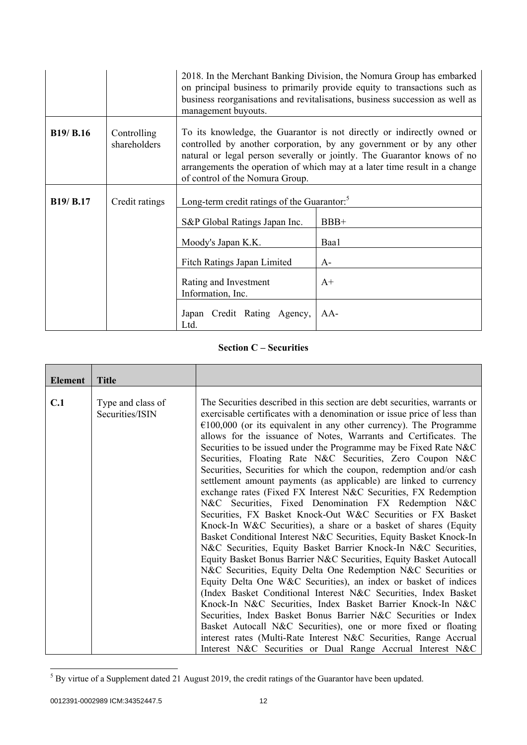| | | |
|---|---|---|
| | | 2018. In the Merchant Banking Division, the Nomura Group has embarked on principal business to primarily provide equity to transactions such as business reorganisations and revitalisations, business succession as well as management buyouts. |
| **B19/ B.16** | Controlling shareholders | To its knowledge, the Guarantor is not directly or indirectly owned or controlled by another corporation, by any government or by any other natural or legal person severally or jointly. The Guarantor knows of no arrangements the operation of which may at a later time result in a change of control of the Nomura Group. |
| **B19/ B.17** | Credit ratings | Long-term credit ratings of the Guarantor:[5]<br><br>S&P Global Ratings Japan Inc. — BBB+<br>Moody's Japan K.K. — Baa1<br>Fitch Ratings Japan Limited — A-<br>Rating and Investment Information, Inc. — A+<br>Japan Credit Rating Agency, Ltd. — AA- |

## Section C – Securities

| Element | Title | |
|---|---|---|
| **C.1** | Type and class of Securities/ISIN | The Securities described in this section are debt securities, warrants or exercisable certificates with a denomination or issue price of less than €100,000 (or its equivalent in any other currency). The Programme allows for the issuance of Notes, Warrants and Certificates. The Securities to be issued under the Programme may be Fixed Rate N&C Securities, Floating Rate N&C Securities, Zero Coupon N&C Securities, Securities for which the coupon, redemption and/or cash settlement amount payments (as applicable) are linked to currency exchange rates (Fixed FX Interest N&C Securities, FX Redemption N&C Securities, Fixed Denomination FX Redemption N&C Securities, FX Basket Knock-Out W&C Securities or FX Basket Knock-In W&C Securities), a share or a basket of shares (Equity Basket Conditional Interest N&C Securities, Equity Basket Knock-In N&C Securities, Equity Basket Barrier Knock-In N&C Securities, Equity Basket Bonus Barrier N&C Securities, Equity Basket Autocall N&C Securities, Equity Delta One Redemption N&C Securities or Equity Delta One W&C Securities), an index or basket of indices (Index Basket Conditional Interest N&C Securities, Index Basket Knock-In N&C Securities, Index Basket Barrier Knock-In N&C Securities, Index Basket Bonus Barrier N&C Securities or Index Basket Autocall N&C Securities), one or more fixed or floating interest rates (Multi-Rate Interest N&C Securities, Range Accrual Interest N&C Securities or Dual Range Accrual Interest N&C |

[5] By virtue of a Supplement dated 21 August 2019, the credit ratings of the Guarantor have been updated.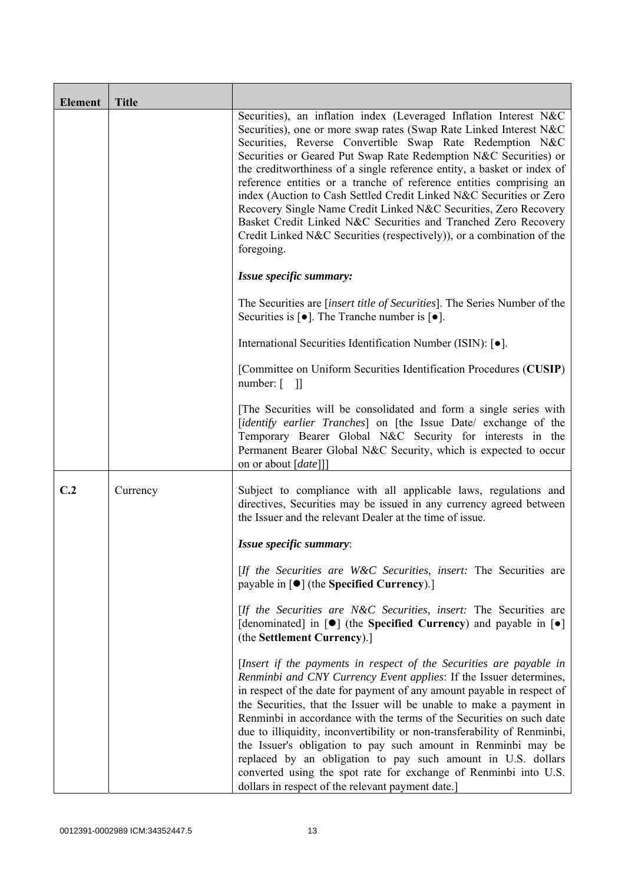| Element | Title | |
|---|---|---|
| | | Securities), an inflation index (Leveraged Inflation Interest N&C Securities), one or more swap rates (Swap Rate Linked Interest N&C Securities, Reverse Convertible Swap Rate Redemption N&C Securities or Geared Put Swap Rate Redemption N&C Securities) or the creditworthiness of a single reference entity, a basket or index of reference entities or a tranche of reference entities comprising an index (Auction to Cash Settled Credit Linked N&C Securities or Zero Recovery Single Name Credit Linked N&C Securities, Zero Recovery Basket Credit Linked N&C Securities and Tranched Zero Recovery Credit Linked N&C Securities (respectively)), or a combination of the foregoing.<br><br>***Issue specific summary:***<br><br>The Securities are [*insert title of Securities*]. The Series Number of the Securities is [●]. The Tranche number is [●].<br><br>International Securities Identification Number (ISIN): [●].<br><br>[Committee on Uniform Securities Identification Procedures (**CUSIP**) number: [ ]]<br><br>[The Securities will be consolidated and form a single series with [*identify earlier Tranches*] on [the Issue Date/ exchange of the Temporary Bearer Global N&C Security for interests in the Permanent Bearer Global N&C Security, which is expected to occur on or about [*date*]]] |
| **C.2** | Currency | Subject to compliance with all applicable laws, regulations and directives, Securities may be issued in any currency agreed between the Issuer and the relevant Dealer at the time of issue.<br><br>***Issue specific summary***:<br><br>[*If the Securities are W&C Securities, insert:* The Securities are payable in [●] (the **Specified Currency**).]<br><br>[*If the Securities are N&C Securities, insert:* The Securities are [denominated] in [●] (the **Specified Currency**) and payable in [●] (the **Settlement Currency**).]<br><br>[*Insert if the payments in respect of the Securities are payable in Renminbi and CNY Currency Event applies*: If the Issuer determines, in respect of the date for payment of any amount payable in respect of the Securities, that the Issuer will be unable to make a payment in Renminbi in accordance with the terms of the Securities on such date due to illiquidity, inconvertibility or non-transferability of Renminbi, the Issuer's obligation to pay such amount in Renminbi may be replaced by an obligation to pay such amount in U.S. dollars converted using the spot rate for exchange of Renminbi into U.S. dollars in respect of the relevant payment date.] |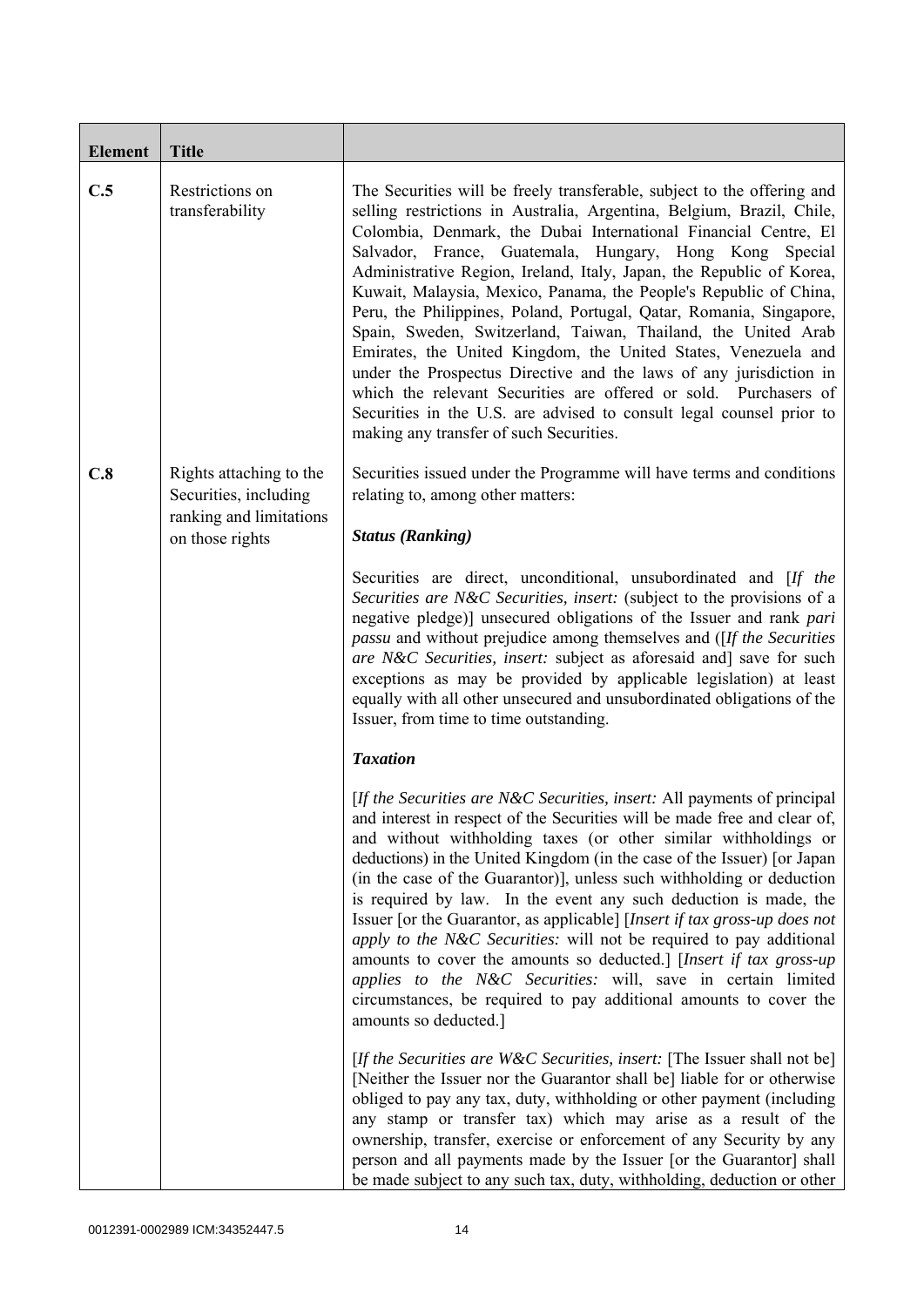| Element | Title | |
|---|---|---|
| **C.5** | Restrictions on transferability | The Securities will be freely transferable, subject to the offering and selling restrictions in Australia, Argentina, Belgium, Brazil, Chile, Colombia, Denmark, the Dubai International Financial Centre, El Salvador, France, Guatemala, Hungary, Hong Kong Special Administrative Region, Ireland, Italy, Japan, the Republic of Korea, Kuwait, Malaysia, Mexico, Panama, the People's Republic of China, Peru, the Philippines, Poland, Portugal, Qatar, Romania, Singapore, Spain, Sweden, Switzerland, Taiwan, Thailand, the United Arab Emirates, the United Kingdom, the United States, Venezuela and under the Prospectus Directive and the laws of any jurisdiction in which the relevant Securities are offered or sold. Purchasers of Securities in the U.S. are advised to consult legal counsel prior to making any transfer of such Securities. |
| **C.8** | Rights attaching to the Securities, including ranking and limitations on those rights | Securities issued under the Programme will have terms and conditions relating to, among other matters:<br><br>***Status (Ranking)***<br><br>Securities are direct, unconditional, unsubordinated and [*If the Securities are N&C Securities, insert:* (subject to the provisions of a negative pledge)] unsecured obligations of the Issuer and rank *pari passu* and without prejudice among themselves and ([*If the Securities are N&C Securities, insert:* subject as aforesaid and] save for such exceptions as may be provided by applicable legislation) at least equally with all other unsecured and unsubordinated obligations of the Issuer, from time to time outstanding.<br><br>***Taxation***<br><br>[*If the Securities are N&C Securities, insert:* All payments of principal and interest in respect of the Securities will be made free and clear of, and without withholding taxes (or other similar withholdings or deductions) in the United Kingdom (in the case of the Issuer) [or Japan (in the case of the Guarantor)], unless such withholding or deduction is required by law. In the event any such deduction is made, the Issuer [or the Guarantor, as applicable] [*Insert if tax gross-up does not apply to the N&C Securities:* will not be required to pay additional amounts to cover the amounts so deducted.] [*Insert if tax gross-up applies to the N&C Securities:* will, save in certain limited circumstances, be required to pay additional amounts to cover the amounts so deducted.]<br><br>[*If the Securities are W&C Securities, insert:* [The Issuer shall not be] [Neither the Issuer nor the Guarantor shall be] liable for or otherwise obliged to pay any tax, duty, withholding or other payment (including any stamp or transfer tax) which may arise as a result of the ownership, transfer, exercise or enforcement of any Security by any person and all payments made by the Issuer [or the Guarantor] shall be made subject to any such tax, duty, withholding, deduction or other |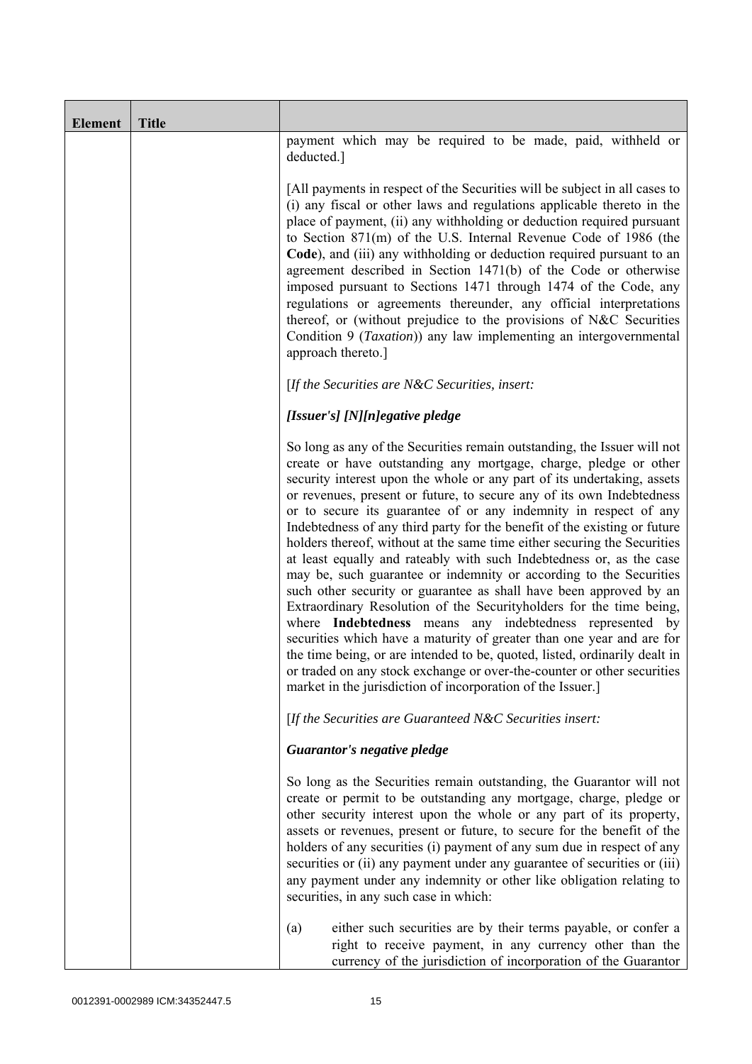| Element | Title |  |
|---|---|---|
|  |  | payment which may be required to be made, paid, withheld or deducted.]<br><br>[All payments in respect of the Securities will be subject in all cases to (i) any fiscal or other laws and regulations applicable thereto in the place of payment, (ii) any withholding or deduction required pursuant to Section 871(m) of the U.S. Internal Revenue Code of 1986 (the **Code**), and (iii) any withholding or deduction required pursuant to an agreement described in Section 1471(b) of the Code or otherwise imposed pursuant to Sections 1471 through 1474 of the Code, any regulations or agreements thereunder, any official interpretations thereof, or (without prejudice to the provisions of N&C Securities Condition 9 (*Taxation*)) any law implementing an intergovernmental approach thereto.]<br><br>[*If the Securities are N&C Securities, insert:*<br><br>***[Issuer's] [N][n]egative pledge***<br><br>So long as any of the Securities remain outstanding, the Issuer will not create or have outstanding any mortgage, charge, pledge or other security interest upon the whole or any part of its undertaking, assets or revenues, present or future, to secure any of its own Indebtedness or to secure its guarantee of or any indemnity in respect of any Indebtedness of any third party for the benefit of the existing or future holders thereof, without at the same time either securing the Securities at least equally and rateably with such Indebtedness or, as the case may be, such guarantee or indemnity or according to the Securities such other security or guarantee as shall have been approved by an Extraordinary Resolution of the Securityholders for the time being, where **Indebtedness** means any indebtedness represented by securities which have a maturity of greater than one year and are for the time being, or are intended to be, quoted, listed, ordinarily dealt in or traded on any stock exchange or over-the-counter or other securities market in the jurisdiction of incorporation of the Issuer.]<br><br>[*If the Securities are Guaranteed N&C Securities insert:*<br><br>***Guarantor's negative pledge***<br><br>So long as the Securities remain outstanding, the Guarantor will not create or permit to be outstanding any mortgage, charge, pledge or other security interest upon the whole or any part of its property, assets or revenues, present or future, to secure for the benefit of the holders of any securities (i) payment of any sum due in respect of any securities or (ii) any payment under any guarantee of securities or (iii) any payment under any indemnity or other like obligation relating to securities, in any such case in which:<br><br>(a) either such securities are by their terms payable, or confer a right to receive payment, in any currency other than the currency of the jurisdiction of incorporation of the Guarantor |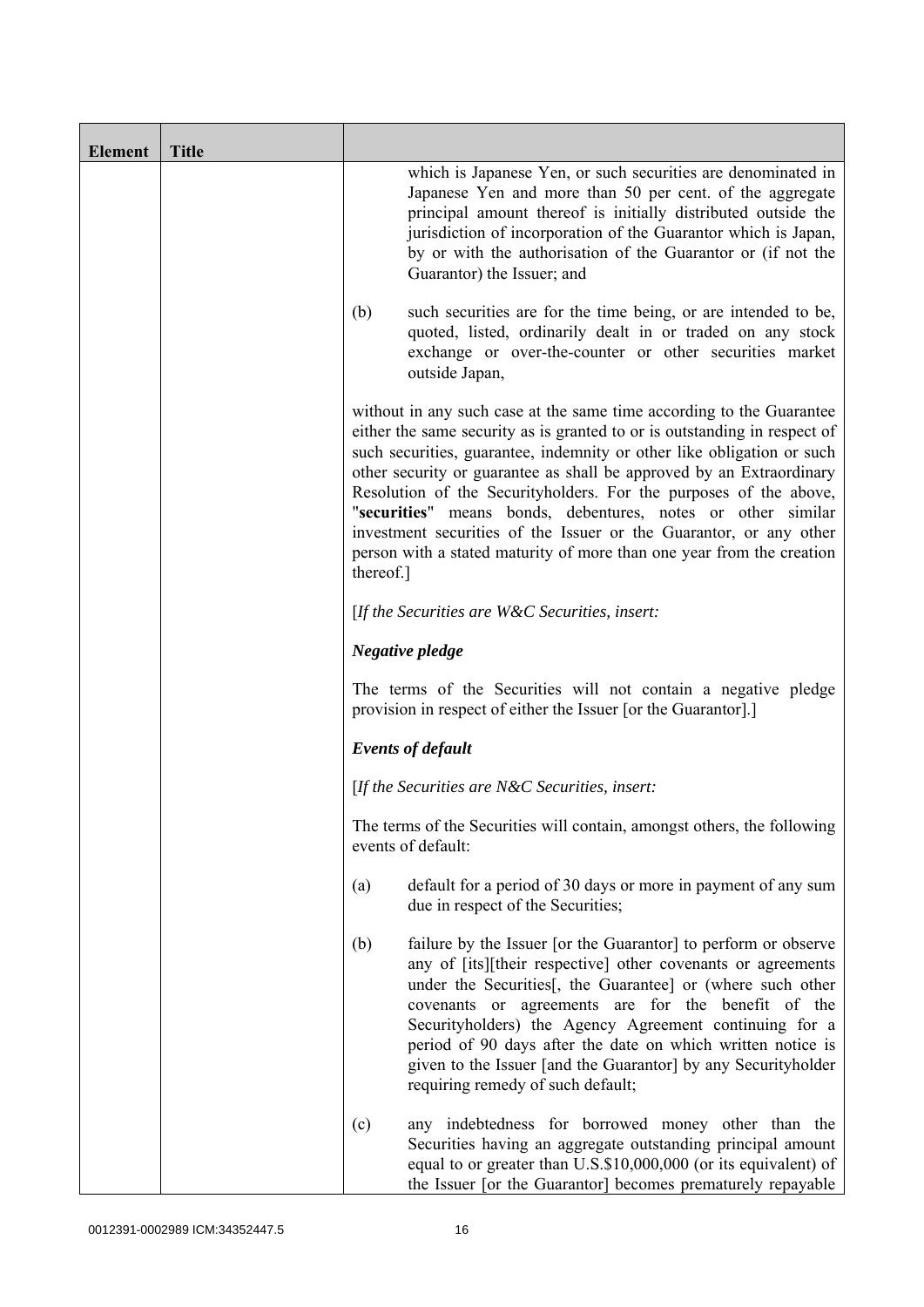| Element | Title | |
|---|---|---|
| | | which is Japanese Yen, or such securities are denominated in Japanese Yen and more than 50 per cent. of the aggregate principal amount thereof is initially distributed outside the jurisdiction of incorporation of the Guarantor which is Japan, by or with the authorisation of the Guarantor or (if not the Guarantor) the Issuer; and<br><br>(b) such securities are for the time being, or are intended to be, quoted, listed, ordinarily dealt in or traded on any stock exchange or over-the-counter or other securities market outside Japan,<br><br>without in any such case at the same time according to the Guarantee either the same security as is granted to or is outstanding in respect of such securities, guarantee, indemnity or other like obligation or such other security or guarantee as shall be approved by an Extraordinary Resolution of the Securityholders. For the purposes of the above, "**securities**" means bonds, debentures, notes or other similar investment securities of the Issuer or the Guarantor, or any other person with a stated maturity of more than one year from the creation thereof.]<br><br>[*If the Securities are W&C Securities, insert:*<br><br>***Negative pledge***<br><br>The terms of the Securities will not contain a negative pledge provision in respect of either the Issuer [or the Guarantor].]<br><br>***Events of default***<br><br>[*If the Securities are N&C Securities, insert:*<br><br>The terms of the Securities will contain, amongst others, the following events of default:<br><br>(a) default for a period of 30 days or more in payment of any sum due in respect of the Securities;<br><br>(b) failure by the Issuer [or the Guarantor] to perform or observe any of [its][their respective] other covenants or agreements under the Securities[, the Guarantee] or (where such other covenants or agreements are for the benefit of the Securityholders) the Agency Agreement continuing for a period of 90 days after the date on which written notice is given to the Issuer [and the Guarantor] by any Securityholder requiring remedy of such default;<br><br>(c) any indebtedness for borrowed money other than the Securities having an aggregate outstanding principal amount equal to or greater than U.S.$10,000,000 (or its equivalent) of the Issuer [or the Guarantor] becomes prematurely repayable |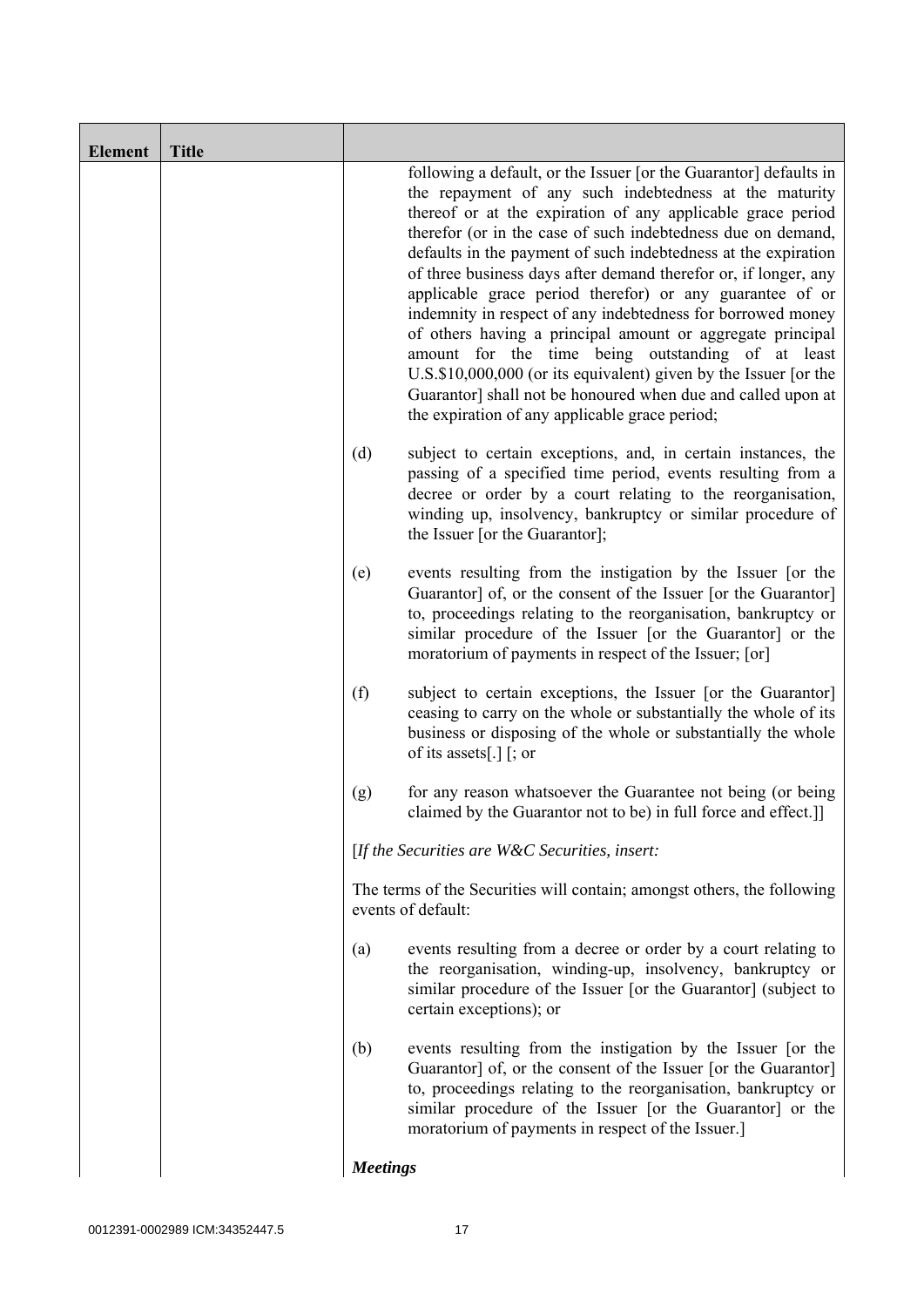| Element | Title | |
|---|---|---|
| | | following a default, or the Issuer [or the Guarantor] defaults in the repayment of any such indebtedness at the maturity thereof or at the expiration of any applicable grace period therefor (or in the case of such indebtedness due on demand, defaults in the payment of such indebtedness at the expiration of three business days after demand therefor or, if longer, any applicable grace period therefor) or any guarantee of or indemnity in respect of any indebtedness for borrowed money of others having a principal amount or aggregate principal amount for the time being outstanding of at least U.S.$10,000,000 (or its equivalent) given by the Issuer [or the Guarantor] shall not be honoured when due and called upon at the expiration of any applicable grace period;<br><br>(d) subject to certain exceptions, and, in certain instances, the passing of a specified time period, events resulting from a decree or order by a court relating to the reorganisation, winding up, insolvency, bankruptcy or similar procedure of the Issuer [or the Guarantor];<br><br>(e) events resulting from the instigation by the Issuer [or the Guarantor] of, or the consent of the Issuer [or the Guarantor] to, proceedings relating to the reorganisation, bankruptcy or similar procedure of the Issuer [or the Guarantor] or the moratorium of payments in respect of the Issuer; [or]<br><br>(f) subject to certain exceptions, the Issuer [or the Guarantor] ceasing to carry on the whole or substantially the whole of its business or disposing of the whole or substantially the whole of its assets[.] [; or<br><br>(g) for any reason whatsoever the Guarantee not being (or being claimed by the Guarantor not to be) in full force and effect.]]<br><br>[*If the Securities are W&C Securities, insert:*<br><br>The terms of the Securities will contain; amongst others, the following events of default:<br><br>(a) events resulting from a decree or order by a court relating to the reorganisation, winding-up, insolvency, bankruptcy or similar procedure of the Issuer [or the Guarantor] (subject to certain exceptions); or<br><br>(b) events resulting from the instigation by the Issuer [or the Guarantor] of, or the consent of the Issuer [or the Guarantor] to, proceedings relating to the reorganisation, bankruptcy or similar procedure of the Issuer [or the Guarantor] or the moratorium of payments in respect of the Issuer.]<br><br>***Meetings*** |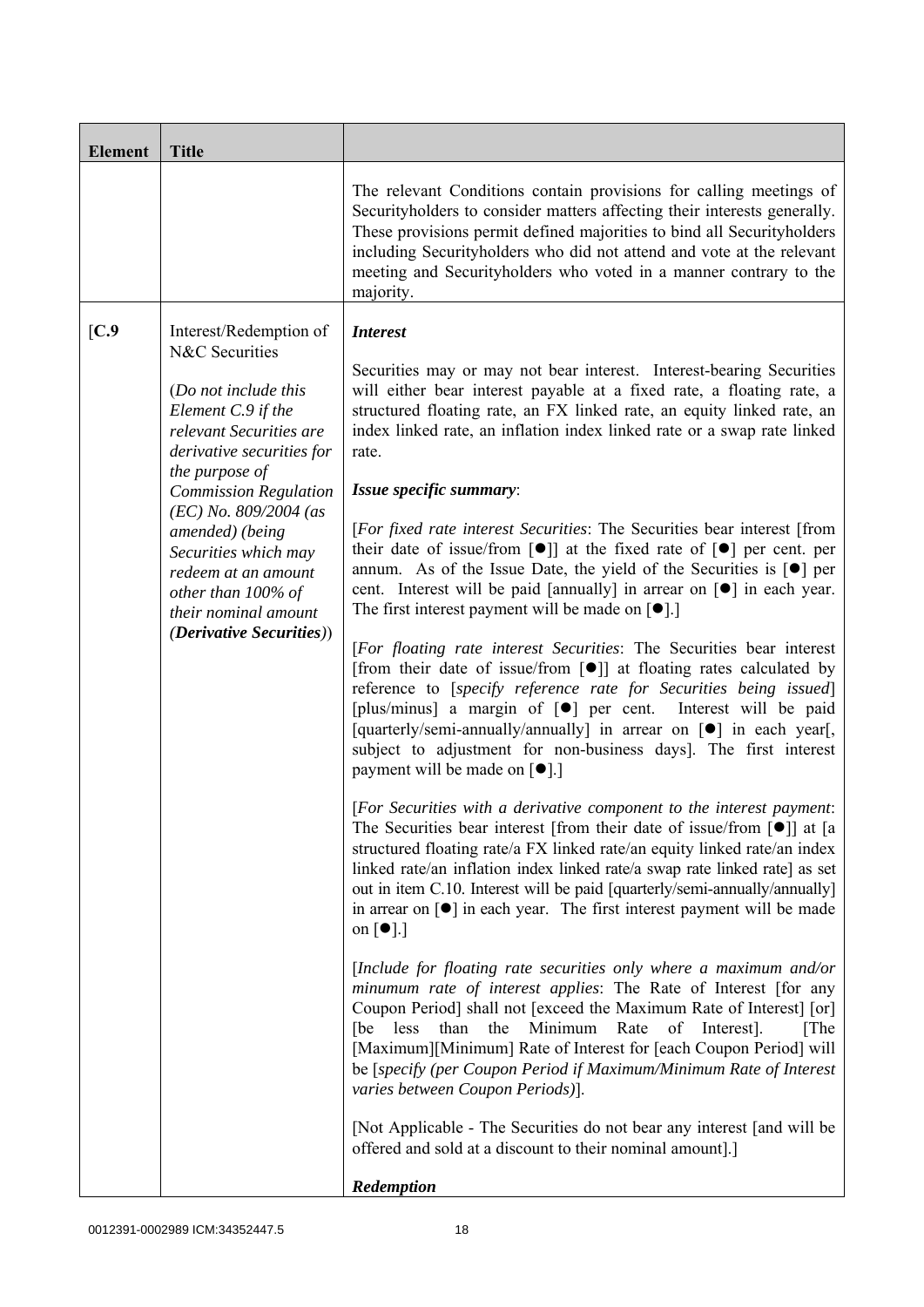| Element | Title | |
|---|---|---|
| | | The relevant Conditions contain provisions for calling meetings of Securityholders to consider matters affecting their interests generally. These provisions permit defined majorities to bind all Securityholders including Securityholders who did not attend and vote at the relevant meeting and Securityholders who voted in a manner contrary to the majority. |
| [C.9 | Interest/Redemption of N&C Securities<br><br>(*Do not include this Element C.9 if the relevant Securities are derivative securities for the purpose of Commission Regulation (EC) No. 809/2004 (as amended) (being Securities which may redeem at an amount other than 100% of their nominal amount (**Derivative Securities**)*) | ***Interest***<br><br>Securities may or may not bear interest. Interest-bearing Securities will either bear interest payable at a fixed rate, a floating rate, a structured floating rate, an FX linked rate, an equity linked rate, an index linked rate, an inflation index linked rate or a swap rate linked rate.<br><br>***Issue specific summary***:<br><br>[*For fixed rate interest Securities*: The Securities bear interest [from their date of issue/from [●]] at the fixed rate of [●] per cent. per annum. As of the Issue Date, the yield of the Securities is [●] per cent. Interest will be paid [annually] in arrear on [●] in each year. The first interest payment will be made on [●].]<br><br>[*For floating rate interest Securities*: The Securities bear interest [from their date of issue/from [●]] at floating rates calculated by reference to [*specify reference rate for Securities being issued*] [plus/minus] a margin of [●] per cent. Interest will be paid [quarterly/semi-annually/annually] in arrear on [●] in each year[, subject to adjustment for non-business days]. The first interest payment will be made on [●].]<br><br>[*For Securities with a derivative component to the interest payment*: The Securities bear interest [from their date of issue/from [●]] at [a structured floating rate/a FX linked rate/an equity linked rate/an index linked rate/an inflation index linked rate/a swap rate linked rate] as set out in item C.10. Interest will be paid [quarterly/semi-annually/annually] in arrear on [●] in each year. The first interest payment will be made on [●].]<br><br>[*Include for floating rate securities only where a maximum and/or minumum rate of interest applies*: The Rate of Interest [for any Coupon Period] shall not [exceed the Maximum Rate of Interest] [or] [be less than the Minimum Rate of Interest]. [The [Maximum][Minimum] Rate of Interest for [each Coupon Period] will be [*specify (per Coupon Period if Maximum/Minimum Rate of Interest varies between Coupon Periods)*].<br><br>[Not Applicable - The Securities do not bear any interest [and will be offered and sold at a discount to their nominal amount].]<br><br>***Redemption*** |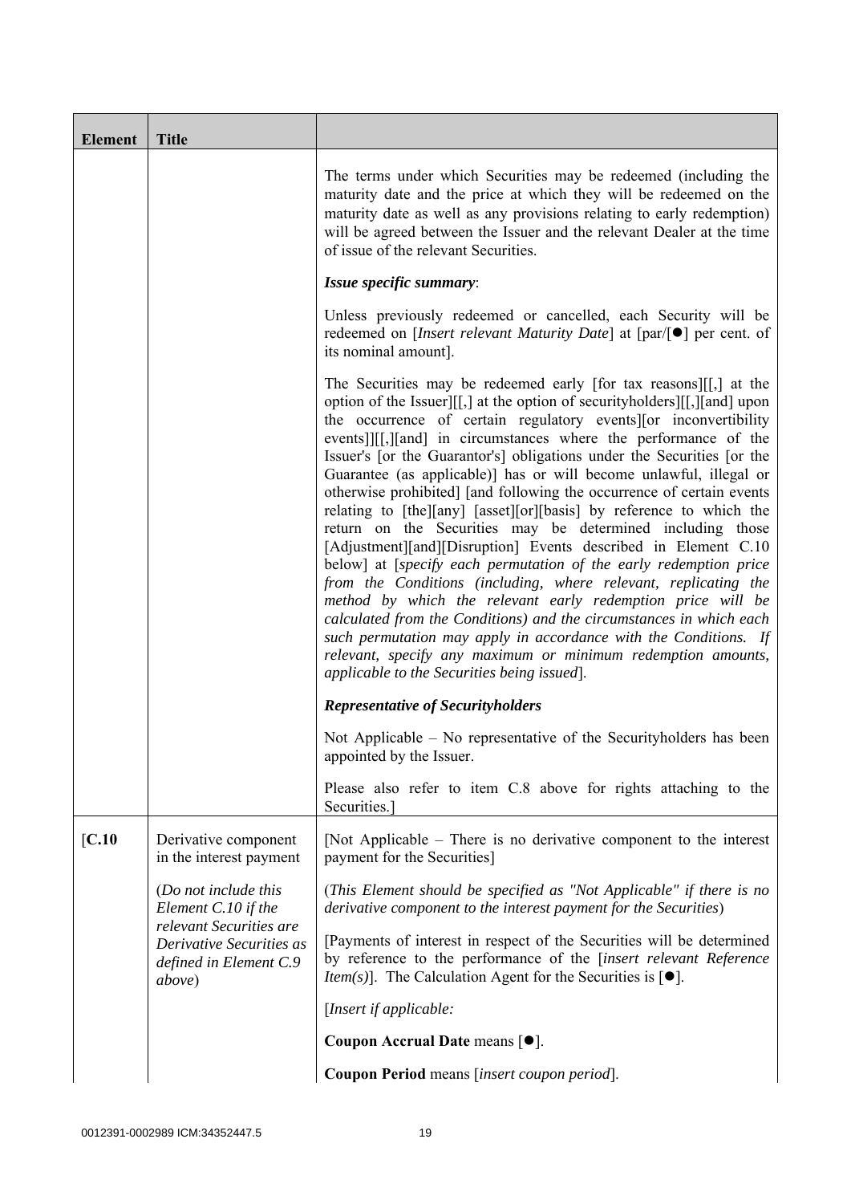| Element | Title | |
|---|---|---|
| | | The terms under which Securities may be redeemed (including the maturity date and the price at which they will be redeemed on the maturity date as well as any provisions relating to early redemption) will be agreed between the Issuer and the relevant Dealer at the time of issue of the relevant Securities.<br><br>***Issue specific summary***:<br><br>Unless previously redeemed or cancelled, each Security will be redeemed on [*Insert relevant Maturity Date*] at [par/[●] per cent. of its nominal amount].<br><br>The Securities may be redeemed early [for tax reasons][[,] at the option of the Issuer][[,] at the option of securityholders][[,][and] upon the occurrence of certain regulatory events][or inconvertibility events]][[,][and] in circumstances where the performance of the Issuer's [or the Guarantor's] obligations under the Securities [or the Guarantee (as applicable)] has or will become unlawful, illegal or otherwise prohibited] [and following the occurrence of certain events relating to [the][any] [asset][or][basis] by reference to which the return on the Securities may be determined including those [Adjustment][and][Disruption] Events described in Element C.10 below] at [*specify each permutation of the early redemption price from the Conditions (including, where relevant, replicating the method by which the relevant early redemption price will be calculated from the Conditions) and the circumstances in which each such permutation may apply in accordance with the Conditions. If relevant, specify any maximum or minimum redemption amounts, applicable to the Securities being issued*].<br><br>***Representative of Securityholders***<br><br>Not Applicable – No representative of the Securityholders has been appointed by the Issuer.<br><br>Please also refer to item C.8 above for rights attaching to the Securities.] |
| [**C.10** | Derivative component in the interest payment<br><br>(*Do not include this Element C.10 if the relevant Securities are Derivative Securities as defined in Element C.9 above*) | [Not Applicable – There is no derivative component to the interest payment for the Securities]<br><br>(*This Element should be specified as "Not Applicable" if there is no derivative component to the interest payment for the Securities*)<br><br>[Payments of interest in respect of the Securities will be determined by reference to the performance of the [*insert relevant Reference Item(s)*]. The Calculation Agent for the Securities is [●].<br><br>[*Insert if applicable:*<br><br>**Coupon Accrual Date** means [●].<br><br>**Coupon Period** means [*insert coupon period*]. |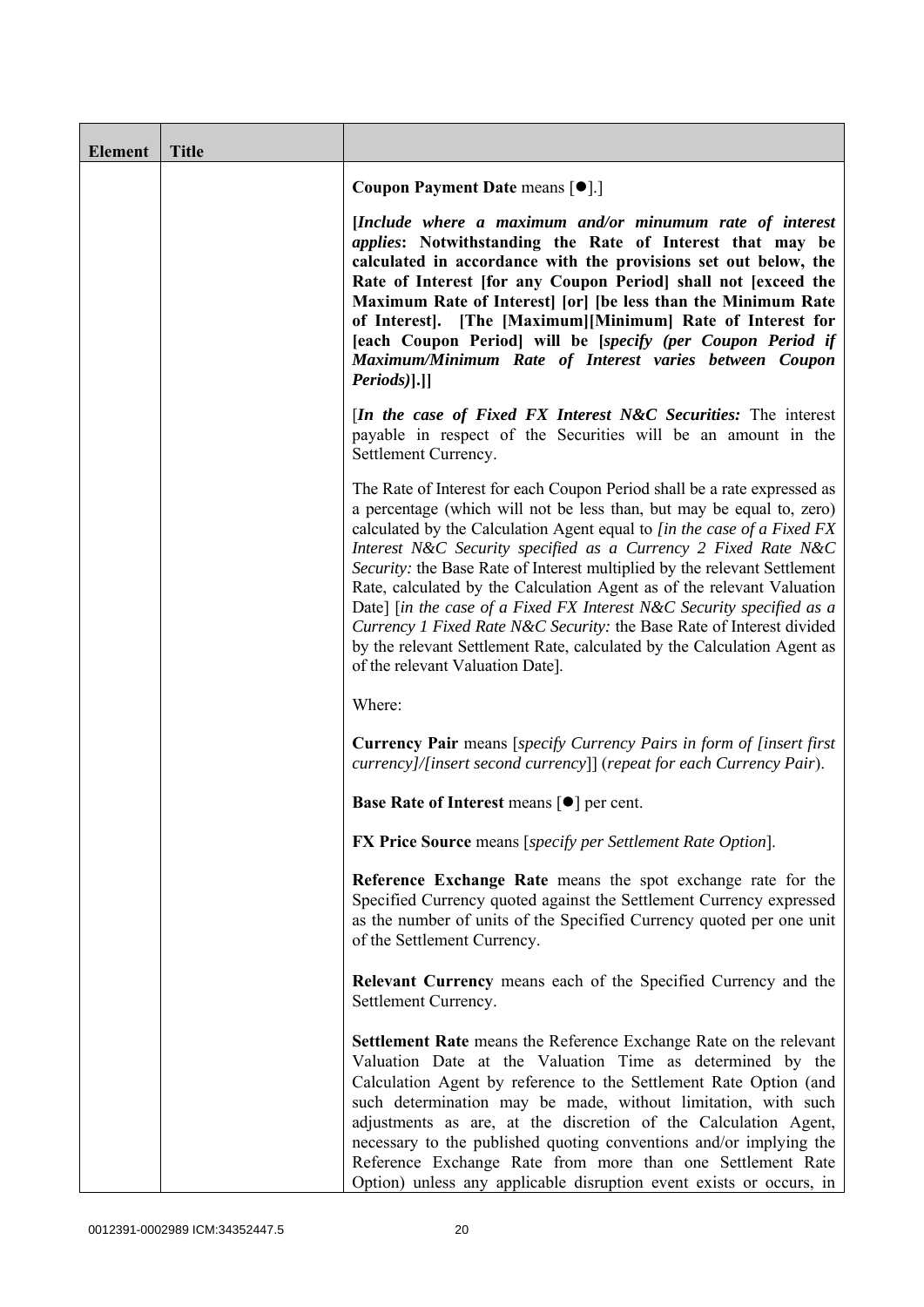| Element | Title | |
|---|---|---|
| | | **Coupon Payment Date** means [●].]<br><br>**[*Include where a maximum and/or minumum rate of interest applies*: Notwithstanding the Rate of Interest that may be calculated in accordance with the provisions set out below, the Rate of Interest [for any Coupon Period] shall not [exceed the Maximum Rate of Interest] [or] [be less than the Minimum Rate of Interest]. [The [Maximum][Minimum] Rate of Interest for [each Coupon Period] will be [*specify (per Coupon Period if Maximum/Minimum Rate of Interest varies between Coupon Periods)*].]]**<br><br>[***In the case of Fixed FX Interest N&C Securities:*** The interest payable in respect of the Securities will be an amount in the Settlement Currency.<br><br>The Rate of Interest for each Coupon Period shall be a rate expressed as a percentage (which will not be less than, but may be equal to, zero) calculated by the Calculation Agent equal to *[in the case of a Fixed FX Interest N&C Security specified as a Currency 2 Fixed Rate N&C Security:* the Base Rate of Interest multiplied by the relevant Settlement Rate, calculated by the Calculation Agent as of the relevant Valuation Date] [*in the case of a Fixed FX Interest N&C Security specified as a Currency 1 Fixed Rate N&C Security:* the Base Rate of Interest divided by the relevant Settlement Rate, calculated by the Calculation Agent as of the relevant Valuation Date].<br><br>Where:<br><br>**Currency Pair** means [*specify Currency Pairs in form of [insert first currency]/[insert second currency*]] (*repeat for each Currency Pair*).<br><br>**Base Rate of Interest** means [●] per cent.<br><br>**FX Price Source** means [*specify per Settlement Rate Option*].<br><br>**Reference Exchange Rate** means the spot exchange rate for the Specified Currency quoted against the Settlement Currency expressed as the number of units of the Specified Currency quoted per one unit of the Settlement Currency.<br><br>**Relevant Currency** means each of the Specified Currency and the Settlement Currency.<br><br>**Settlement Rate** means the Reference Exchange Rate on the relevant Valuation Date at the Valuation Time as determined by the Calculation Agent by reference to the Settlement Rate Option (and such determination may be made, without limitation, with such adjustments as are, at the discretion of the Calculation Agent, necessary to the published quoting conventions and/or implying the Reference Exchange Rate from more than one Settlement Rate Option) unless any applicable disruption event exists or occurs, in |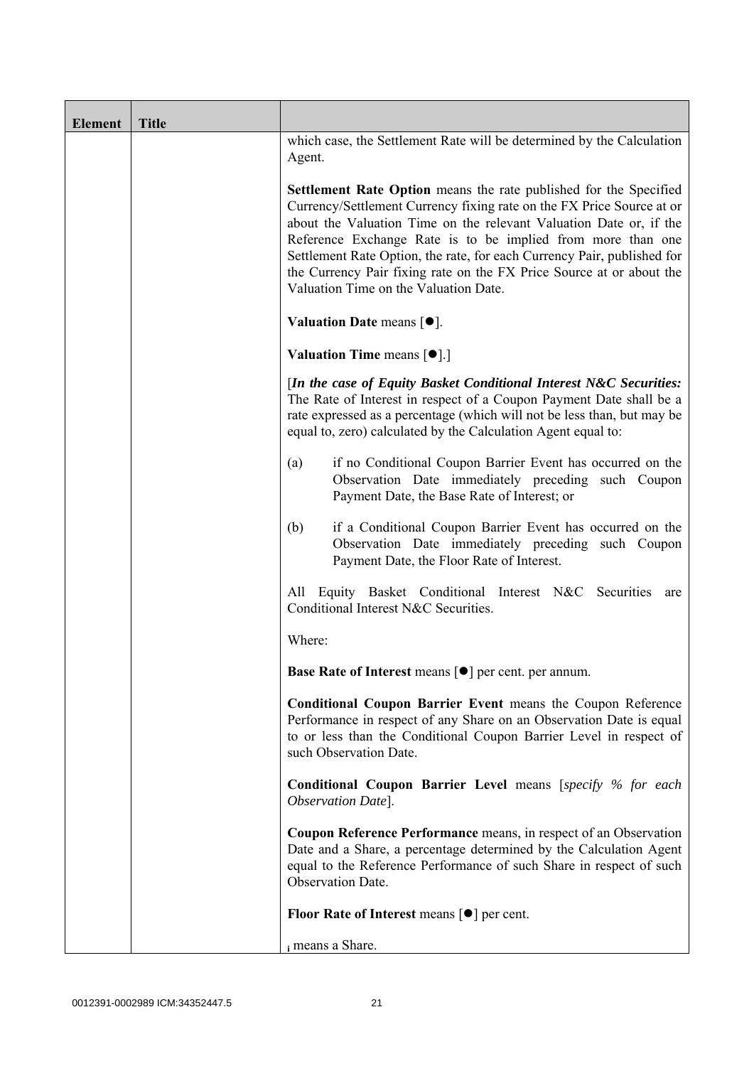| Element | Title | |
|---|---|---|
| | | which case, the Settlement Rate will be determined by the Calculation Agent.<br><br>**Settlement Rate Option** means the rate published for the Specified Currency/Settlement Currency fixing rate on the FX Price Source at or about the Valuation Time on the relevant Valuation Date or, if the Reference Exchange Rate is to be implied from more than one Settlement Rate Option, the rate, for each Currency Pair, published for the Currency Pair fixing rate on the FX Price Source at or about the Valuation Time on the Valuation Date.<br><br>**Valuation Date** means [●].<br><br>**Valuation Time** means [●].]<br><br>[*In the case of Equity Basket Conditional Interest N&C Securities:* The Rate of Interest in respect of a Coupon Payment Date shall be a rate expressed as a percentage (which will not be less than, but may be equal to, zero) calculated by the Calculation Agent equal to:<br><br>(a) if no Conditional Coupon Barrier Event has occurred on the Observation Date immediately preceding such Coupon Payment Date, the Base Rate of Interest; or<br><br>(b) if a Conditional Coupon Barrier Event has occurred on the Observation Date immediately preceding such Coupon Payment Date, the Floor Rate of Interest.<br><br>All Equity Basket Conditional Interest N&C Securities are Conditional Interest N&C Securities.<br><br>Where:<br><br>**Base Rate of Interest** means [●] per cent. per annum.<br><br>**Conditional Coupon Barrier Event** means the Coupon Reference Performance in respect of any Share on an Observation Date is equal to or less than the Conditional Coupon Barrier Level in respect of such Observation Date.<br><br>**Conditional Coupon Barrier Level** means [*specify % for each Observation Date*].<br><br>**Coupon Reference Performance** means, in respect of an Observation Date and a Share, a percentage determined by the Calculation Agent equal to the Reference Performance of such Share in respect of such Observation Date.<br><br>**Floor Rate of Interest** means [●] per cent.<br><br>$_i$ means a Share. |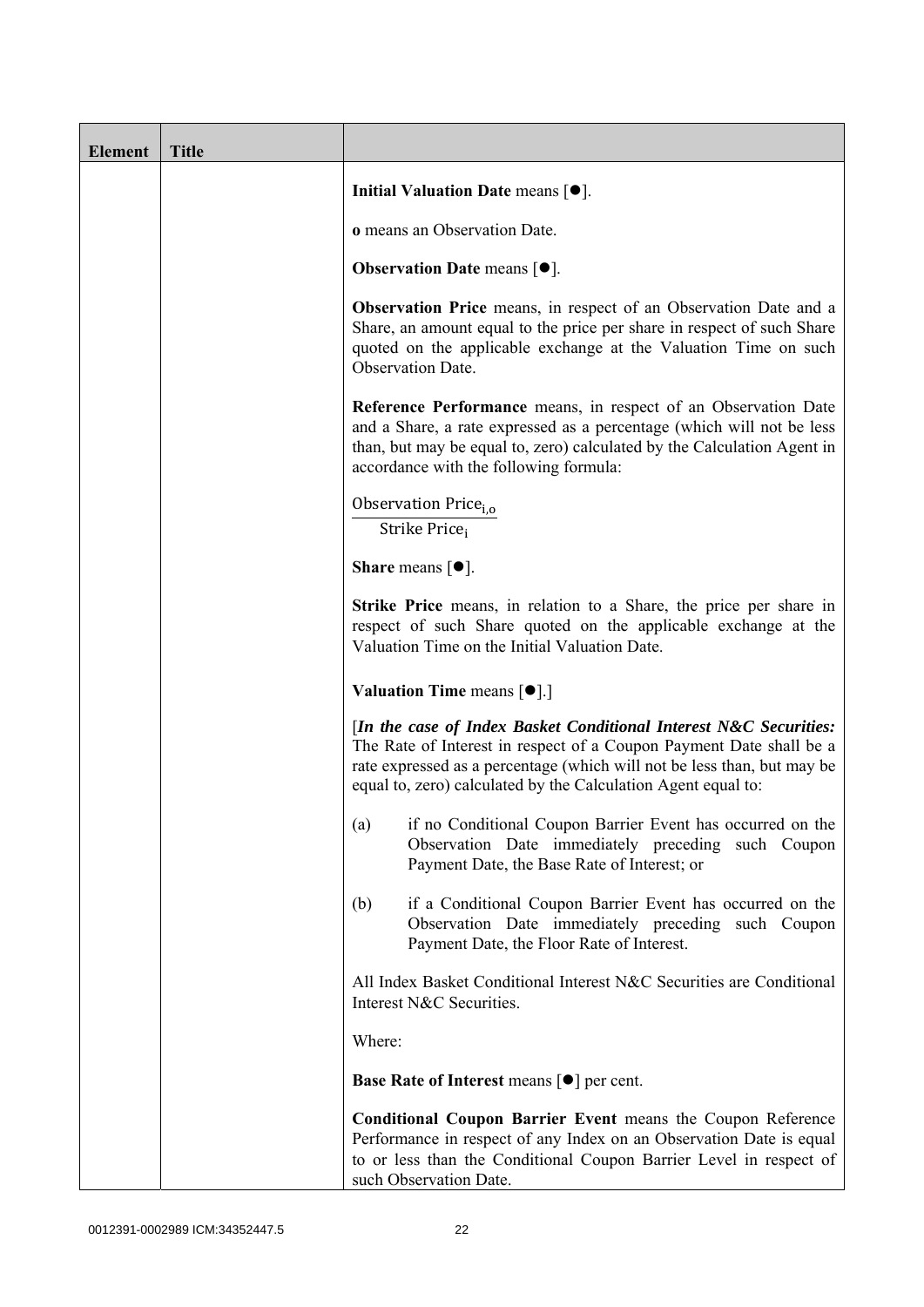| Element | Title | |
|---|---|---|
| | | **Initial Valuation Date** means [●].<br><br>**o** means an Observation Date.<br><br>**Observation Date** means [●].<br><br>**Observation Price** means, in respect of an Observation Date and a Share, an amount equal to the price per share in respect of such Share quoted on the applicable exchange at the Valuation Time on such Observation Date.<br><br>**Reference Performance** means, in respect of an Observation Date and a Share, a rate expressed as a percentage (which will not be less than, but may be equal to, zero) calculated by the Calculation Agent in accordance with the following formula:<br><br>$\frac{\text{Observation Price}_{i,o}}{\text{Strike Price}_{i}}$<br><br>**Share** means [●].<br><br>**Strike Price** means, in relation to a Share, the price per share in respect of such Share quoted on the applicable exchange at the Valuation Time on the Initial Valuation Date.<br><br>**Valuation Time** means [●].]<br><br>[***In the case of Index Basket Conditional Interest N&C Securities:*** The Rate of Interest in respect of a Coupon Payment Date shall be a rate expressed as a percentage (which will not be less than, but may be equal to, zero) calculated by the Calculation Agent equal to:<br><br>(a) if no Conditional Coupon Barrier Event has occurred on the Observation Date immediately preceding such Coupon Payment Date, the Base Rate of Interest; or<br><br>(b) if a Conditional Coupon Barrier Event has occurred on the Observation Date immediately preceding such Coupon Payment Date, the Floor Rate of Interest.<br><br>All Index Basket Conditional Interest N&C Securities are Conditional Interest N&C Securities.<br><br>Where:<br><br>**Base Rate of Interest** means [●] per cent.<br><br>**Conditional Coupon Barrier Event** means the Coupon Reference Performance in respect of any Index on an Observation Date is equal to or less than the Conditional Coupon Barrier Level in respect of such Observation Date. |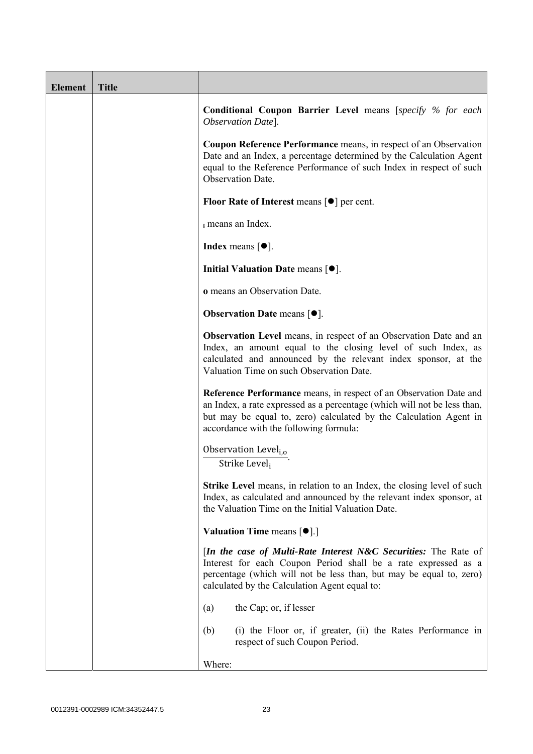| Element | Title |  |
|---|---|---|
|  |  | **Conditional Coupon Barrier Level** means [*specify % for each Observation Date*].<br><br>**Coupon Reference Performance** means, in respect of an Observation Date and an Index, a percentage determined by the Calculation Agent equal to the Reference Performance of such Index in respect of such Observation Date.<br><br>**Floor Rate of Interest** means [●] per cent.<br><br>$_i$ means an Index.<br><br>**Index** means [●].<br><br>**Initial Valuation Date** means [●].<br><br>**o** means an Observation Date.<br><br>**Observation Date** means [●].<br><br>**Observation Level** means, in respect of an Observation Date and an Index, an amount equal to the closing level of such Index, as calculated and announced by the relevant index sponsor, at the Valuation Time on such Observation Date.<br><br>**Reference Performance** means, in respect of an Observation Date and an Index, a rate expressed as a percentage (which will not be less than, but may be equal to, zero) calculated by the Calculation Agent in accordance with the following formula:<br><br>$\frac{\text{Observation Level}_{i,o}}{\text{Strike Level}_i}$.<br><br>**Strike Level** means, in relation to an Index, the closing level of such Index, as calculated and announced by the relevant index sponsor, at the Valuation Time on the Initial Valuation Date.<br><br>**Valuation Time** means [●].]<br><br>[***In the case of Multi-Rate Interest N&C Securities:*** The Rate of Interest for each Coupon Period shall be a rate expressed as a percentage (which will not be less than, but may be equal to, zero) calculated by the Calculation Agent equal to:<br><br>(a) the Cap; or, if lesser<br><br>(b) (i) the Floor or, if greater, (ii) the Rates Performance in respect of such Coupon Period.<br><br>Where: |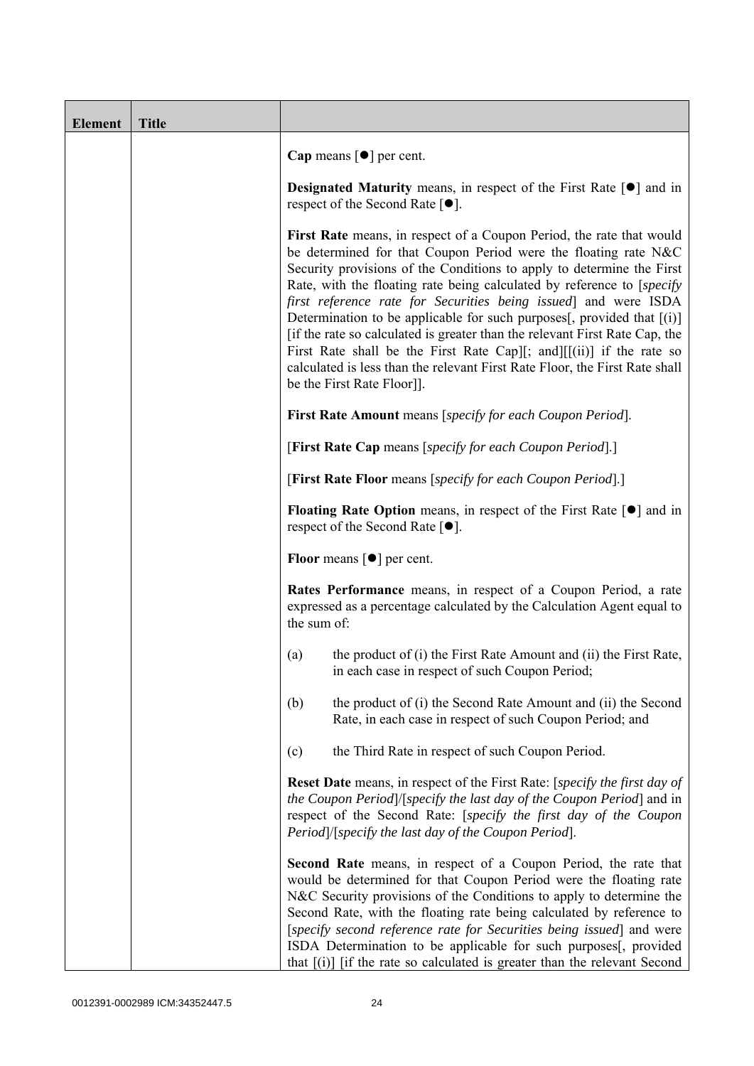| Element | Title | |
|---|---|---|
| | | **Cap** means [●] per cent.<br><br>**Designated Maturity** means, in respect of the First Rate [●] and in respect of the Second Rate [●].<br><br>**First Rate** means, in respect of a Coupon Period, the rate that would be determined for that Coupon Period were the floating rate N&C Security provisions of the Conditions to apply to determine the First Rate, with the floating rate being calculated by reference to [*specify first reference rate for Securities being issued*] and were ISDA Determination to be applicable for such purposes[, provided that [(i)] [if the rate so calculated is greater than the relevant First Rate Cap, the First Rate shall be the First Rate Cap][; and][[(ii)] if the rate so calculated is less than the relevant First Rate Floor, the First Rate shall be the First Rate Floor]].<br><br>**First Rate Amount** means [*specify for each Coupon Period*].<br><br>[**First Rate Cap** means [*specify for each Coupon Period*].]<br><br>[**First Rate Floor** means [*specify for each Coupon Period*].]<br><br>**Floating Rate Option** means, in respect of the First Rate [●] and in respect of the Second Rate [●].<br><br>**Floor** means [●] per cent.<br><br>**Rates Performance** means, in respect of a Coupon Period, a rate expressed as a percentage calculated by the Calculation Agent equal to the sum of:<br><br>(a) the product of (i) the First Rate Amount and (ii) the First Rate, in each case in respect of such Coupon Period;<br><br>(b) the product of (i) the Second Rate Amount and (ii) the Second Rate, in each case in respect of such Coupon Period; and<br><br>(c) the Third Rate in respect of such Coupon Period.<br><br>**Reset Date** means, in respect of the First Rate: [*specify the first day of the Coupon Period*]/[*specify the last day of the Coupon Period*] and in respect of the Second Rate: [*specify the first day of the Coupon Period*]/[*specify the last day of the Coupon Period*].<br><br>**Second Rate** means, in respect of a Coupon Period, the rate that would be determined for that Coupon Period were the floating rate N&C Security provisions of the Conditions to apply to determine the Second Rate, with the floating rate being calculated by reference to [*specify second reference rate for Securities being issued*] and were ISDA Determination to be applicable for such purposes[, provided that [(i)] [if the rate so calculated is greater than the relevant Second |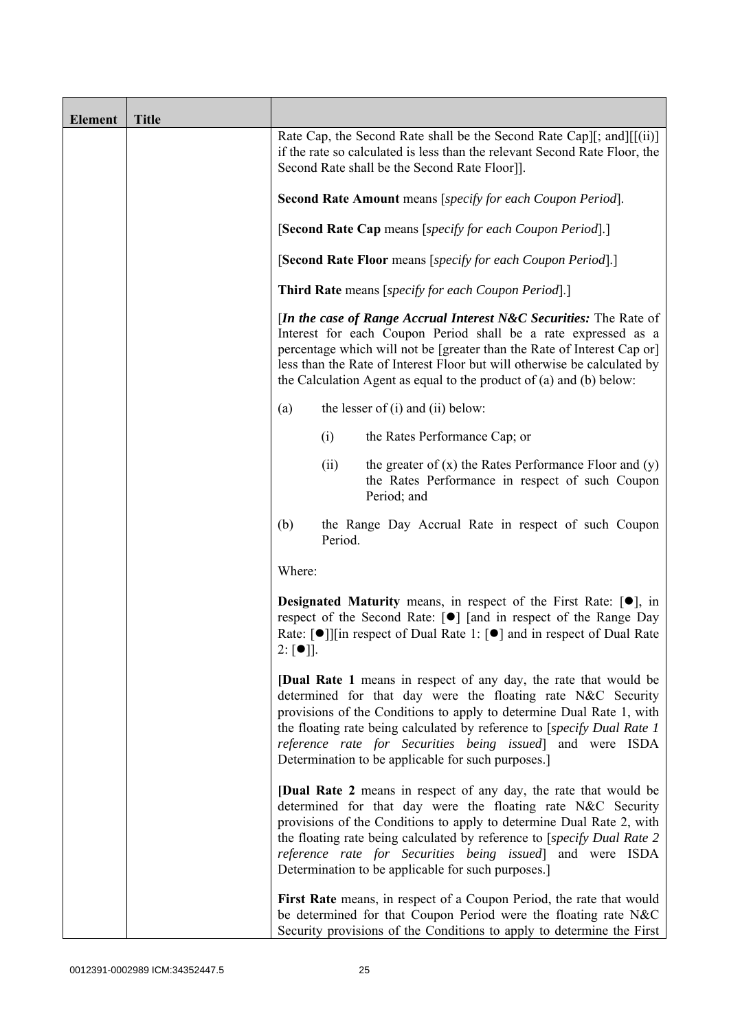| Element | Title | |
|---|---|---|
| | | Rate Cap, the Second Rate shall be the Second Rate Cap][; and][[(ii)] if the rate so calculated is less than the relevant Second Rate Floor, the Second Rate shall be the Second Rate Floor]].<br><br>**Second Rate Amount** means [*specify for each Coupon Period*].<br><br>[**Second Rate Cap** means [*specify for each Coupon Period*].]<br><br>[**Second Rate Floor** means [*specify for each Coupon Period*].]<br><br>**Third Rate** means [*specify for each Coupon Period*].]<br><br>[***In the case of Range Accrual Interest N&C Securities:*** The Rate of Interest for each Coupon Period shall be a rate expressed as a percentage which will not be [greater than the Rate of Interest Cap or] less than the Rate of Interest Floor but will otherwise be calculated by the Calculation Agent as equal to the product of (a) and (b) below:<br><br>(a) the lesser of (i) and (ii) below:<br><br>(i) the Rates Performance Cap; or<br><br>(ii) the greater of (x) the Rates Performance Floor and (y) the Rates Performance in respect of such Coupon Period; and<br><br>(b) the Range Day Accrual Rate in respect of such Coupon Period.<br><br>Where:<br><br>**Designated Maturity** means, in respect of the First Rate: [●], in respect of the Second Rate: [●] [and in respect of the Range Day Rate: [●]][in respect of Dual Rate 1: [●] and in respect of Dual Rate 2: [●]].<br><br>**[Dual Rate 1** means in respect of any day, the rate that would be determined for that day were the floating rate N&C Security provisions of the Conditions to apply to determine Dual Rate 1, with the floating rate being calculated by reference to [*specify Dual Rate 1 reference rate for Securities being issued*] and were ISDA Determination to be applicable for such purposes.]<br><br>**[Dual Rate 2** means in respect of any day, the rate that would be determined for that day were the floating rate N&C Security provisions of the Conditions to apply to determine Dual Rate 2, with the floating rate being calculated by reference to [*specify Dual Rate 2 reference rate for Securities being issued*] and were ISDA Determination to be applicable for such purposes.]<br><br>**First Rate** means, in respect of a Coupon Period, the rate that would be determined for that Coupon Period were the floating rate N&C Security provisions of the Conditions to apply to determine the First |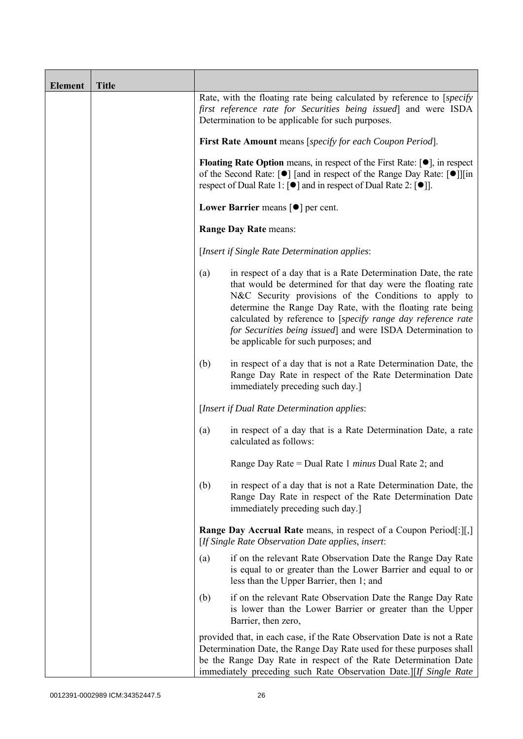| Element | Title | |
|---|---|---|
| | | Rate, with the floating rate being calculated by reference to [*specify first reference rate for Securities being issued*] and were ISDA Determination to be applicable for such purposes.<br><br>**First Rate Amount** means [*specify for each Coupon Period*].<br><br>**Floating Rate Option** means, in respect of the First Rate: [●], in respect of the Second Rate: [●] [and in respect of the Range Day Rate: [●]][in respect of Dual Rate 1: [●] and in respect of Dual Rate 2: [●]].<br><br>**Lower Barrier** means [●] per cent.<br><br>**Range Day Rate** means:<br><br>[*Insert if Single Rate Determination applies*:<br><br>(a) in respect of a day that is a Rate Determination Date, the rate that would be determined for that day were the floating rate N&C Security provisions of the Conditions to apply to determine the Range Day Rate, with the floating rate being calculated by reference to [*specify range day reference rate for Securities being issued*] and were ISDA Determination to be applicable for such purposes; and<br><br>(b) in respect of a day that is not a Rate Determination Date, the Range Day Rate in respect of the Rate Determination Date immediately preceding such day.]<br><br>[*Insert if Dual Rate Determination applies*:<br><br>(a) in respect of a day that is a Rate Determination Date, a rate calculated as follows:<br><br>Range Day Rate = Dual Rate 1 *minus* Dual Rate 2; and<br><br>(b) in respect of a day that is not a Rate Determination Date, the Range Day Rate in respect of the Rate Determination Date immediately preceding such day.]<br><br>**Range Day Accrual Rate** means, in respect of a Coupon Period[:][,] [*If Single Rate Observation Date applies, insert*:<br><br>(a) if on the relevant Rate Observation Date the Range Day Rate is equal to or greater than the Lower Barrier and equal to or less than the Upper Barrier, then 1; and<br><br>(b) if on the relevant Rate Observation Date the Range Day Rate is lower than the Lower Barrier or greater than the Upper Barrier, then zero,<br><br>provided that, in each case, if the Rate Observation Date is not a Rate Determination Date, the Range Day Rate used for these purposes shall be the Range Day Rate in respect of the Rate Determination Date immediately preceding such Rate Observation Date.][*If Single Rate* |

0012391-0002989 ICM:34352447.5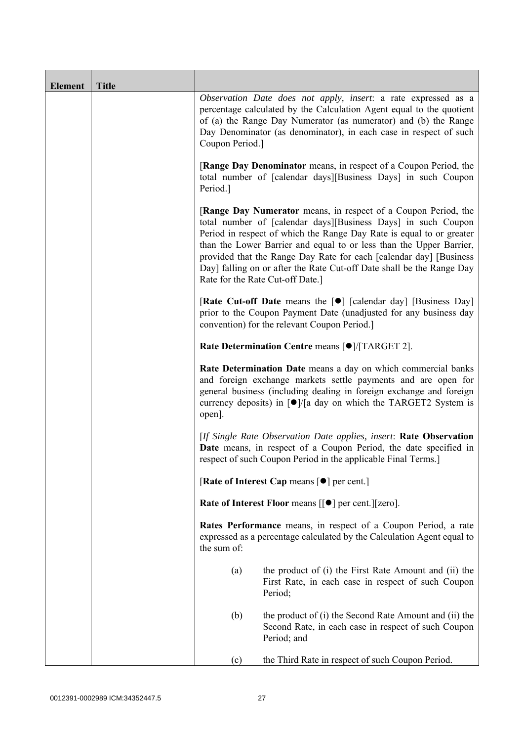| Element | Title | |
|---|---|---|
| | | *Observation Date does not apply, insert*: a rate expressed as a percentage calculated by the Calculation Agent equal to the quotient of (a) the Range Day Numerator (as numerator) and (b) the Range Day Denominator (as denominator), in each case in respect of such Coupon Period.]<br><br>[**Range Day Denominator** means, in respect of a Coupon Period, the total number of [calendar days][Business Days] in such Coupon Period.]<br><br>[**Range Day Numerator** means, in respect of a Coupon Period, the total number of [calendar days][Business Days] in such Coupon Period in respect of which the Range Day Rate is equal to or greater than the Lower Barrier and equal to or less than the Upper Barrier, provided that the Range Day Rate for each [calendar day] [Business Day] falling on or after the Rate Cut-off Date shall be the Range Day Rate for the Rate Cut-off Date.]<br><br>[**Rate Cut-off Date** means the [●] [calendar day] [Business Day] prior to the Coupon Payment Date (unadjusted for any business day convention) for the relevant Coupon Period.]<br><br>**Rate Determination Centre** means [●]/[TARGET 2].<br><br>**Rate Determination Date** means a day on which commercial banks and foreign exchange markets settle payments and are open for general business (including dealing in foreign exchange and foreign currency deposits) in [●]/[a day on which the TARGET2 System is open].<br><br>[*If Single Rate Observation Date applies, insert*: **Rate Observation Date** means, in respect of a Coupon Period, the date specified in respect of such Coupon Period in the applicable Final Terms.]<br><br>[**Rate of Interest Cap** means [●] per cent.]<br><br>**Rate of Interest Floor** means [[●] per cent.][zero].<br><br>**Rates Performance** means, in respect of a Coupon Period, a rate expressed as a percentage calculated by the Calculation Agent equal to the sum of:<br><br>(a) the product of (i) the First Rate Amount and (ii) the First Rate, in each case in respect of such Coupon Period;<br><br>(b) the product of (i) the Second Rate Amount and (ii) the Second Rate, in each case in respect of such Coupon Period; and<br><br>(c) the Third Rate in respect of such Coupon Period. |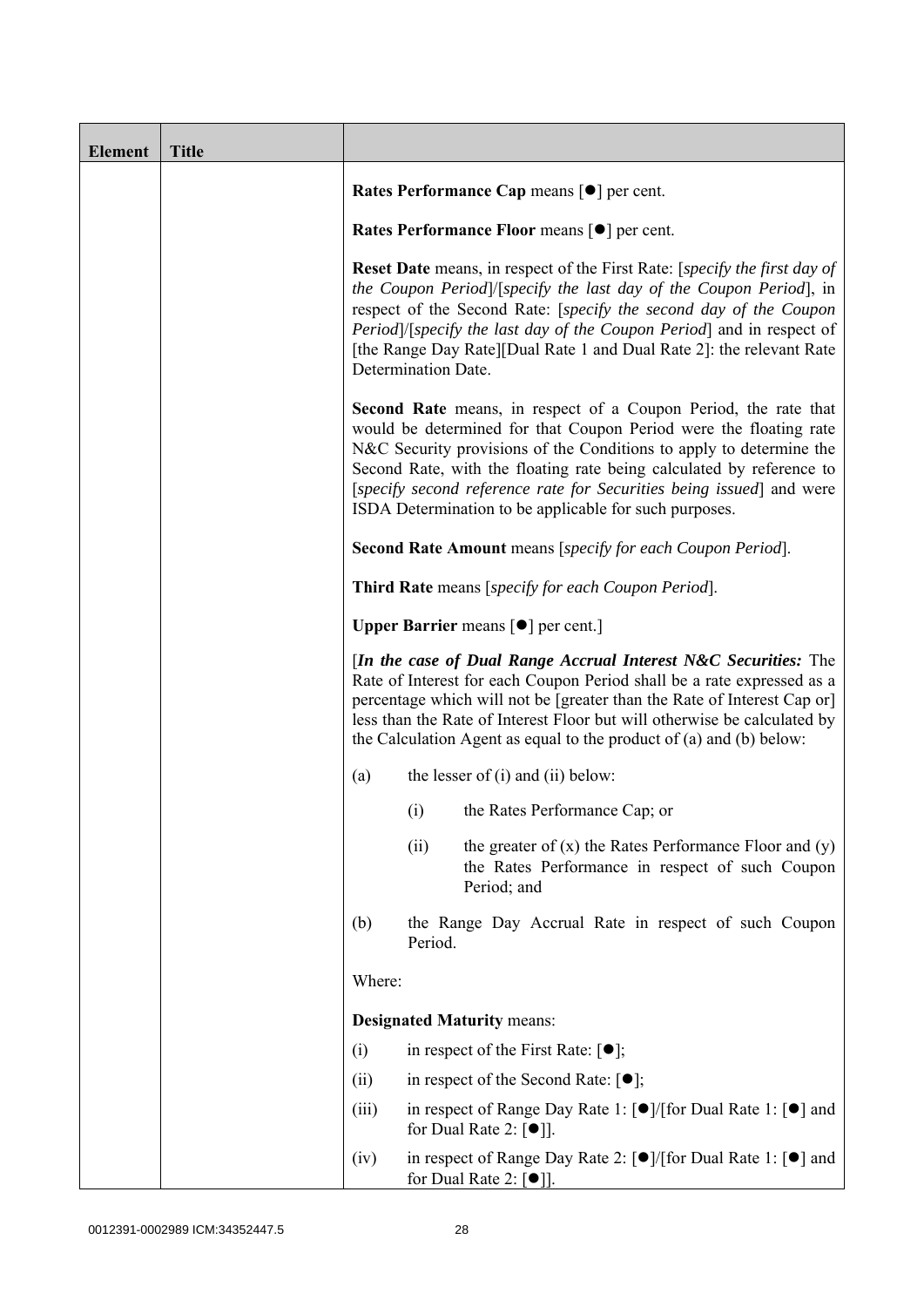| Element | Title | |
|---|---|---|
| | | **Rates Performance Cap** means [●] per cent.<br><br>**Rates Performance Floor** means [●] per cent.<br><br>**Reset Date** means, in respect of the First Rate: [*specify the first day of the Coupon Period*]/[*specify the last day of the Coupon Period*], in respect of the Second Rate: [*specify the second day of the Coupon Period*]/[*specify the last day of the Coupon Period*] and in respect of [the Range Day Rate][Dual Rate 1 and Dual Rate 2]: the relevant Rate Determination Date.<br><br>**Second Rate** means, in respect of a Coupon Period, the rate that would be determined for that Coupon Period were the floating rate N&C Security provisions of the Conditions to apply to determine the Second Rate, with the floating rate being calculated by reference to [*specify second reference rate for Securities being issued*] and were ISDA Determination to be applicable for such purposes.<br><br>**Second Rate Amount** means [*specify for each Coupon Period*].<br><br>**Third Rate** means [*specify for each Coupon Period*].<br><br>**Upper Barrier** means [●] per cent.]<br><br>[***In the case of Dual Range Accrual Interest N&C Securities:*** The Rate of Interest for each Coupon Period shall be a rate expressed as a percentage which will not be [greater than the Rate of Interest Cap or] less than the Rate of Interest Floor but will otherwise be calculated by the Calculation Agent as equal to the product of (a) and (b) below:<br><br>(a) the lesser of (i) and (ii) below:<br><br>(i) the Rates Performance Cap; or<br><br>(ii) the greater of (x) the Rates Performance Floor and (y) the Rates Performance in respect of such Coupon Period; and<br><br>(b) the Range Day Accrual Rate in respect of such Coupon Period.<br><br>Where:<br><br>**Designated Maturity** means:<br><br>(i) in respect of the First Rate: [●];<br><br>(ii) in respect of the Second Rate: [●];<br><br>(iii) in respect of Range Day Rate 1: [●]/[for Dual Rate 1: [●] and for Dual Rate 2: [●]].<br><br>(iv) in respect of Range Day Rate 2: [●]/[for Dual Rate 1: [●] and for Dual Rate 2: [●]]. |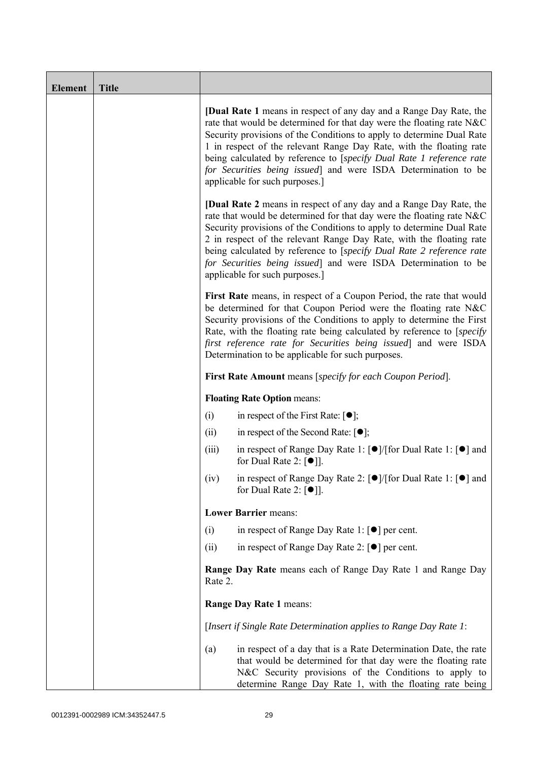| Element | Title | |
|---|---|---|
| | | **[Dual Rate 1** means in respect of any day and a Range Day Rate, the rate that would be determined for that day were the floating rate N&C Security provisions of the Conditions to apply to determine Dual Rate 1 in respect of the relevant Range Day Rate, with the floating rate being calculated by reference to [*specify Dual Rate 1 reference rate for Securities being issued*] and were ISDA Determination to be applicable for such purposes.]<br><br>**[Dual Rate 2** means in respect of any day and a Range Day Rate, the rate that would be determined for that day were the floating rate N&C Security provisions of the Conditions to apply to determine Dual Rate 2 in respect of the relevant Range Day Rate, with the floating rate being calculated by reference to [*specify Dual Rate 2 reference rate for Securities being issued*] and were ISDA Determination to be applicable for such purposes.]<br><br>**First Rate** means, in respect of a Coupon Period, the rate that would be determined for that Coupon Period were the floating rate N&C Security provisions of the Conditions to apply to determine the First Rate, with the floating rate being calculated by reference to [*specify first reference rate for Securities being issued*] and were ISDA Determination to be applicable for such purposes.<br><br>**First Rate Amount** means [*specify for each Coupon Period*].<br><br>**Floating Rate Option** means:<br><br>(i) in respect of the First Rate: [●];<br><br>(ii) in respect of the Second Rate: [●];<br><br>(iii) in respect of Range Day Rate 1: [●]/[for Dual Rate 1: [●] and for Dual Rate 2: [●]].<br><br>(iv) in respect of Range Day Rate 2: [●]/[for Dual Rate 1: [●] and for Dual Rate 2: [●]].<br><br>**Lower Barrier** means:<br><br>(i) in respect of Range Day Rate 1: [●] per cent.<br><br>(ii) in respect of Range Day Rate 2: [●] per cent.<br><br>**Range Day Rate** means each of Range Day Rate 1 and Range Day Rate 2.<br><br>**Range Day Rate 1** means:<br><br>[*Insert if Single Rate Determination applies to Range Day Rate 1*:<br><br>(a) in respect of a day that is a Rate Determination Date, the rate that would be determined for that day were the floating rate N&C Security provisions of the Conditions to apply to determine Range Day Rate 1, with the floating rate being |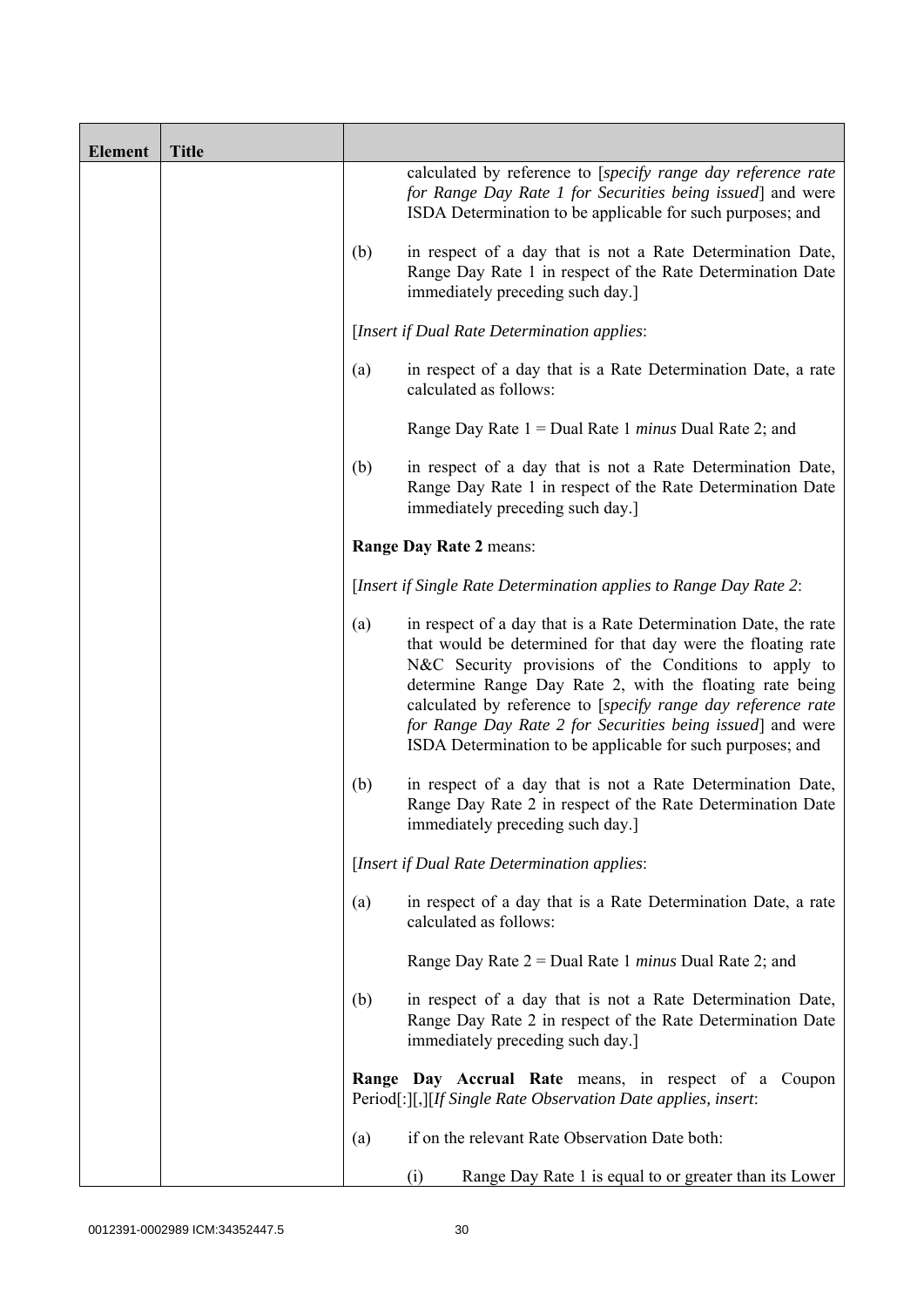| Element | Title | |
|---|---|---|
| | | calculated by reference to [*specify range day reference rate for Range Day Rate 1 for Securities being issued*] and were ISDA Determination to be applicable for such purposes; and<br><br>(b) in respect of a day that is not a Rate Determination Date, Range Day Rate 1 in respect of the Rate Determination Date immediately preceding such day.]<br><br>[*Insert if Dual Rate Determination applies*:<br><br>(a) in respect of a day that is a Rate Determination Date, a rate calculated as follows:<br><br>Range Day Rate 1 = Dual Rate 1 *minus* Dual Rate 2; and<br><br>(b) in respect of a day that is not a Rate Determination Date, Range Day Rate 1 in respect of the Rate Determination Date immediately preceding such day.]<br><br>**Range Day Rate 2** means:<br><br>[*Insert if Single Rate Determination applies to Range Day Rate 2*:<br><br>(a) in respect of a day that is a Rate Determination Date, the rate that would be determined for that day were the floating rate N&C Security provisions of the Conditions to apply to determine Range Day Rate 2, with the floating rate being calculated by reference to [*specify range day reference rate for Range Day Rate 2 for Securities being issued*] and were ISDA Determination to be applicable for such purposes; and<br><br>(b) in respect of a day that is not a Rate Determination Date, Range Day Rate 2 in respect of the Rate Determination Date immediately preceding such day.]<br><br>[*Insert if Dual Rate Determination applies*:<br><br>(a) in respect of a day that is a Rate Determination Date, a rate calculated as follows:<br><br>Range Day Rate 2 = Dual Rate 1 *minus* Dual Rate 2; and<br><br>(b) in respect of a day that is not a Rate Determination Date, Range Day Rate 2 in respect of the Rate Determination Date immediately preceding such day.]<br><br>**Range Day Accrual Rate** means, in respect of a Coupon Period[:][,][*If Single Rate Observation Date applies, insert*:<br><br>(a) if on the relevant Rate Observation Date both:<br><br>(i) Range Day Rate 1 is equal to or greater than its Lower |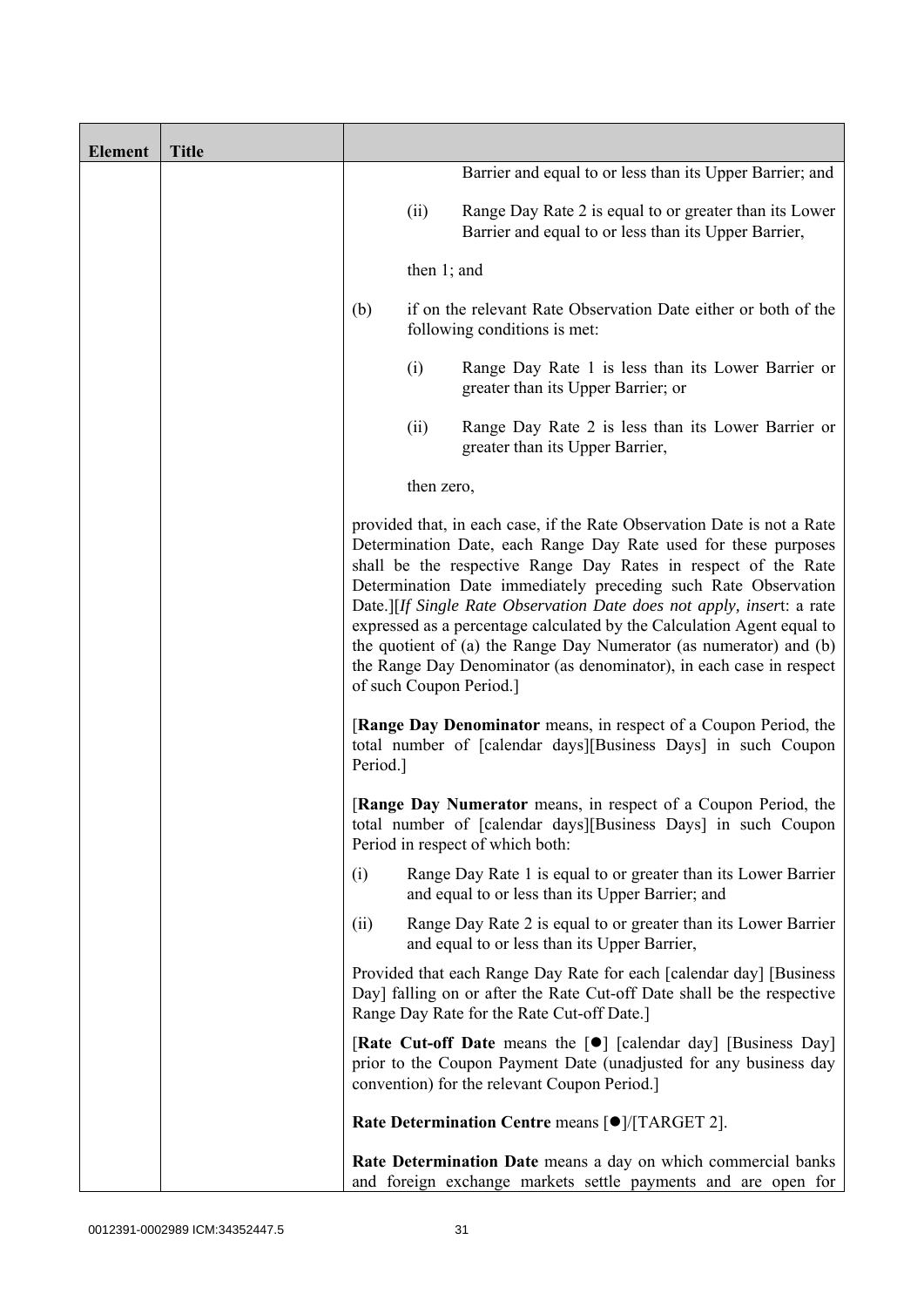| Element | Title | |
|---|---|---|
| | | Barrier and equal to or less than its Upper Barrier; and<br><br>(ii) Range Day Rate 2 is equal to or greater than its Lower Barrier and equal to or less than its Upper Barrier,<br><br>then 1; and<br><br>(b) if on the relevant Rate Observation Date either or both of the following conditions is met:<br><br>(i) Range Day Rate 1 is less than its Lower Barrier or greater than its Upper Barrier; or<br><br>(ii) Range Day Rate 2 is less than its Lower Barrier or greater than its Upper Barrier,<br><br>then zero,<br><br>provided that, in each case, if the Rate Observation Date is not a Rate Determination Date, each Range Day Rate used for these purposes shall be the respective Range Day Rates in respect of the Rate Determination Date immediately preceding such Rate Observation Date.][*If Single Rate Observation Date does not apply, insert*: a rate expressed as a percentage calculated by the Calculation Agent equal to the quotient of (a) the Range Day Numerator (as numerator) and (b) the Range Day Denominator (as denominator), in each case in respect of such Coupon Period.]<br><br>[**Range Day Denominator** means, in respect of a Coupon Period, the total number of [calendar days][Business Days] in such Coupon Period.]<br><br>[**Range Day Numerator** means, in respect of a Coupon Period, the total number of [calendar days][Business Days] in such Coupon Period in respect of which both:<br><br>(i) Range Day Rate 1 is equal to or greater than its Lower Barrier and equal to or less than its Upper Barrier; and<br><br>(ii) Range Day Rate 2 is equal to or greater than its Lower Barrier and equal to or less than its Upper Barrier,<br><br>Provided that each Range Day Rate for each [calendar day] [Business Day] falling on or after the Rate Cut-off Date shall be the respective Range Day Rate for the Rate Cut-off Date.]<br><br>[**Rate Cut-off Date** means the [●] [calendar day] [Business Day] prior to the Coupon Payment Date (unadjusted for any business day convention) for the relevant Coupon Period.]<br><br>**Rate Determination Centre** means [●]/[TARGET 2].<br><br>**Rate Determination Date** means a day on which commercial banks and foreign exchange markets settle payments and are open for |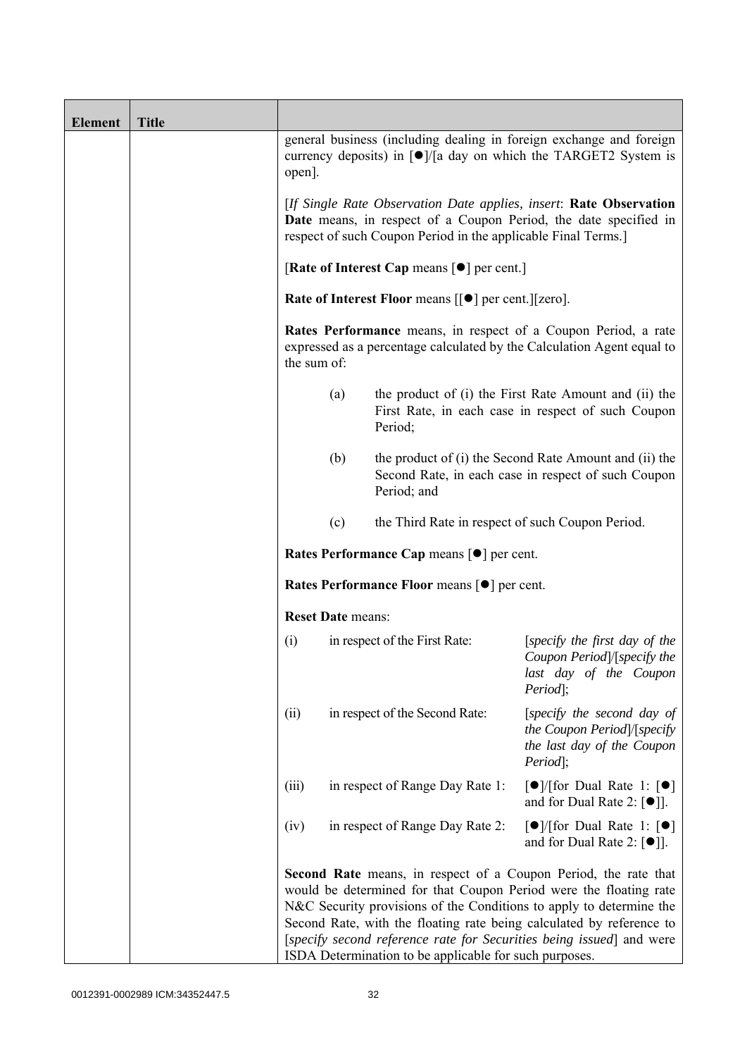| Element | Title | |
|---|---|---|
| | | general business (including dealing in foreign exchange and foreign currency deposits) in [●]/[a day on which the TARGET2 System is open].<br><br>[*If Single Rate Observation Date applies, insert*: **Rate Observation Date** means, in respect of a Coupon Period, the date specified in respect of such Coupon Period in the applicable Final Terms.]<br><br>[**Rate of Interest Cap** means [●] per cent.]<br><br>**Rate of Interest Floor** means [[●] per cent.][zero].<br><br>**Rates Performance** means, in respect of a Coupon Period, a rate expressed as a percentage calculated by the Calculation Agent equal to the sum of:<br><br>(a) the product of (i) the First Rate Amount and (ii) the First Rate, in each case in respect of such Coupon Period;<br><br>(b) the product of (i) the Second Rate Amount and (ii) the Second Rate, in each case in respect of such Coupon Period; and<br><br>(c) the Third Rate in respect of such Coupon Period.<br><br>**Rates Performance Cap** means [●] per cent.<br><br>**Rates Performance Floor** means [●] per cent.<br><br>**Reset Date** means:<br><br>(i) in respect of the First Rate: [*specify the first day of the Coupon Period*]/[*specify the last day of the Coupon Period*];<br><br>(ii) in respect of the Second Rate: [*specify the second day of the Coupon Period*]/[*specify the last day of the Coupon Period*];<br><br>(iii) in respect of Range Day Rate 1: [●]/[for Dual Rate 1: [●] and for Dual Rate 2: [●]].<br><br>(iv) in respect of Range Day Rate 2: [●]/[for Dual Rate 1: [●] and for Dual Rate 2: [●]].<br><br>**Second Rate** means, in respect of a Coupon Period, the rate that would be determined for that Coupon Period were the floating rate N&C Security provisions of the Conditions to apply to determine the Second Rate, with the floating rate being calculated by reference to [*specify second reference rate for Securities being issued*] and were ISDA Determination to be applicable for such purposes. |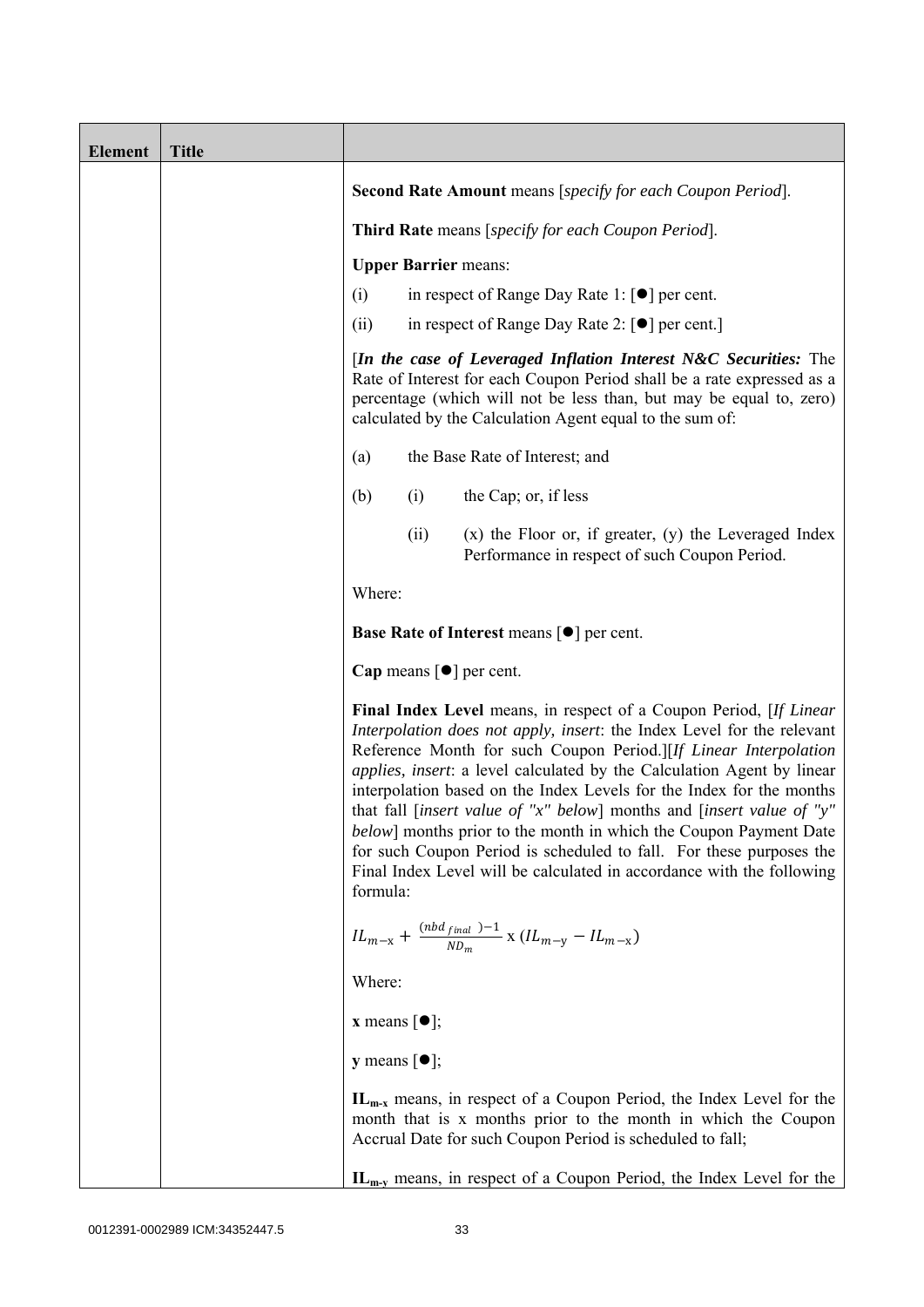| Element | Title | |
|---|---|---|
| | | **Second Rate Amount** means [*specify for each Coupon Period*]. |
| | | **Third Rate** means [*specify for each Coupon Period*]. |
| | | **Upper Barrier** means: |
| | | (i) in respect of Range Day Rate 1: [●] per cent. |
| | | (ii) in respect of Range Day Rate 2: [●] per cent.] |
| | | [***In the case of Leveraged Inflation Interest N&C Securities:*** The Rate of Interest for each Coupon Period shall be a rate expressed as a percentage (which will not be less than, but may be equal to, zero) calculated by the Calculation Agent equal to the sum of: |
| | | (a) the Base Rate of Interest; and |
| | | (b) (i) the Cap; or, if less |
| | | (ii) (x) the Floor or, if greater, (y) the Leveraged Index Performance in respect of such Coupon Period. |
| | | Where: |
| | | **Base Rate of Interest** means [●] per cent. |
| | | **Cap** means [●] per cent. |
| | | **Final Index Level** means, in respect of a Coupon Period, [*If Linear Interpolation does not apply, insert*: the Index Level for the relevant Reference Month for such Coupon Period.][*If Linear Interpolation applies, insert*: a level calculated by the Calculation Agent by linear interpolation based on the Index Levels for the Index for the months that fall [*insert value of "x" below*] months and [*insert value of "y" below*] months prior to the month in which the Coupon Payment Date for such Coupon Period is scheduled to fall. For these purposes the Final Index Level will be calculated in accordance with the following formula: |
| | | $IL_{m-x} + \frac{(nbd_{final})-1}{ND_m} \text{ x } (IL_{m-y} - IL_{m-x})$ |
| | | Where: |
| | | **x** means [●]; |
| | | **y** means [●]; |
| | | $\mathbf{IL_{m-x}}$ means, in respect of a Coupon Period, the Index Level for the month that is x months prior to the month in which the Coupon Accrual Date for such Coupon Period is scheduled to fall; |
| | | $\mathbf{IL_{m-y}}$ means, in respect of a Coupon Period, the Index Level for the |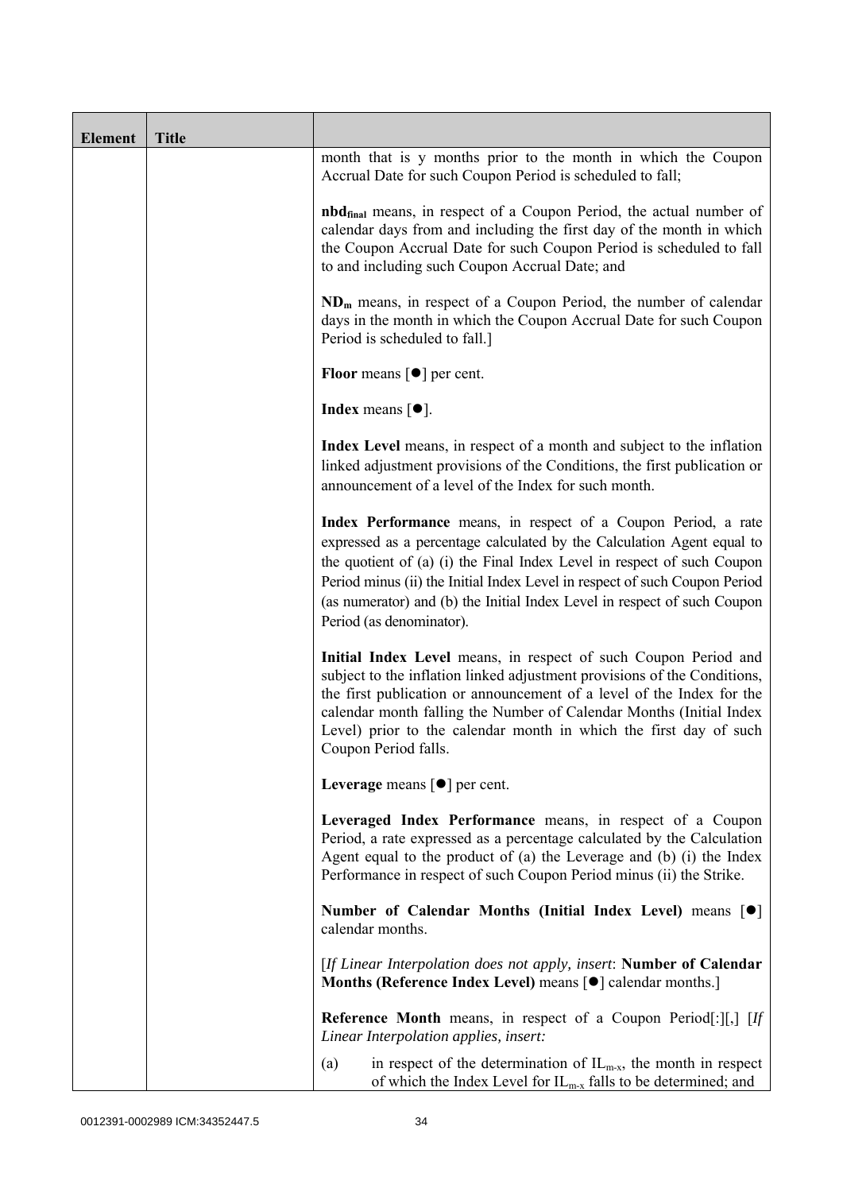| Element | Title | |
|---|---|---|
| | | month that is y months prior to the month in which the Coupon Accrual Date for such Coupon Period is scheduled to fall;<br><br>**$nbd_{final}$** means, in respect of a Coupon Period, the actual number of calendar days from and including the first day of the month in which the Coupon Accrual Date for such Coupon Period is scheduled to fall to and including such Coupon Accrual Date; and<br><br>**$ND_m$** means, in respect of a Coupon Period, the number of calendar days in the month in which the Coupon Accrual Date for such Coupon Period is scheduled to fall.]<br><br>**Floor** means [●] per cent.<br><br>**Index** means [●].<br><br>**Index Level** means, in respect of a month and subject to the inflation linked adjustment provisions of the Conditions, the first publication or announcement of a level of the Index for such month.<br><br>**Index Performance** means, in respect of a Coupon Period, a rate expressed as a percentage calculated by the Calculation Agent equal to the quotient of (a) (i) the Final Index Level in respect of such Coupon Period minus (ii) the Initial Index Level in respect of such Coupon Period (as numerator) and (b) the Initial Index Level in respect of such Coupon Period (as denominator).<br><br>**Initial Index Level** means, in respect of such Coupon Period and subject to the inflation linked adjustment provisions of the Conditions, the first publication or announcement of a level of the Index for the calendar month falling the Number of Calendar Months (Initial Index Level) prior to the calendar month in which the first day of such Coupon Period falls.<br><br>**Leverage** means [●] per cent.<br><br>**Leveraged Index Performance** means, in respect of a Coupon Period, a rate expressed as a percentage calculated by the Calculation Agent equal to the product of (a) the Leverage and (b) (i) the Index Performance in respect of such Coupon Period minus (ii) the Strike.<br><br>**Number of Calendar Months (Initial Index Level)** means [●] calendar months.<br><br>[*If Linear Interpolation does not apply, insert*: **Number of Calendar Months (Reference Index Level)** means [●] calendar months.]<br><br>**Reference Month** means, in respect of a Coupon Period[:][,] [*If Linear Interpolation applies, insert:*<br><br>(a) in respect of the determination of $IL_{m-x}$, the month in respect of which the Index Level for $IL_{m-x}$ falls to be determined; and |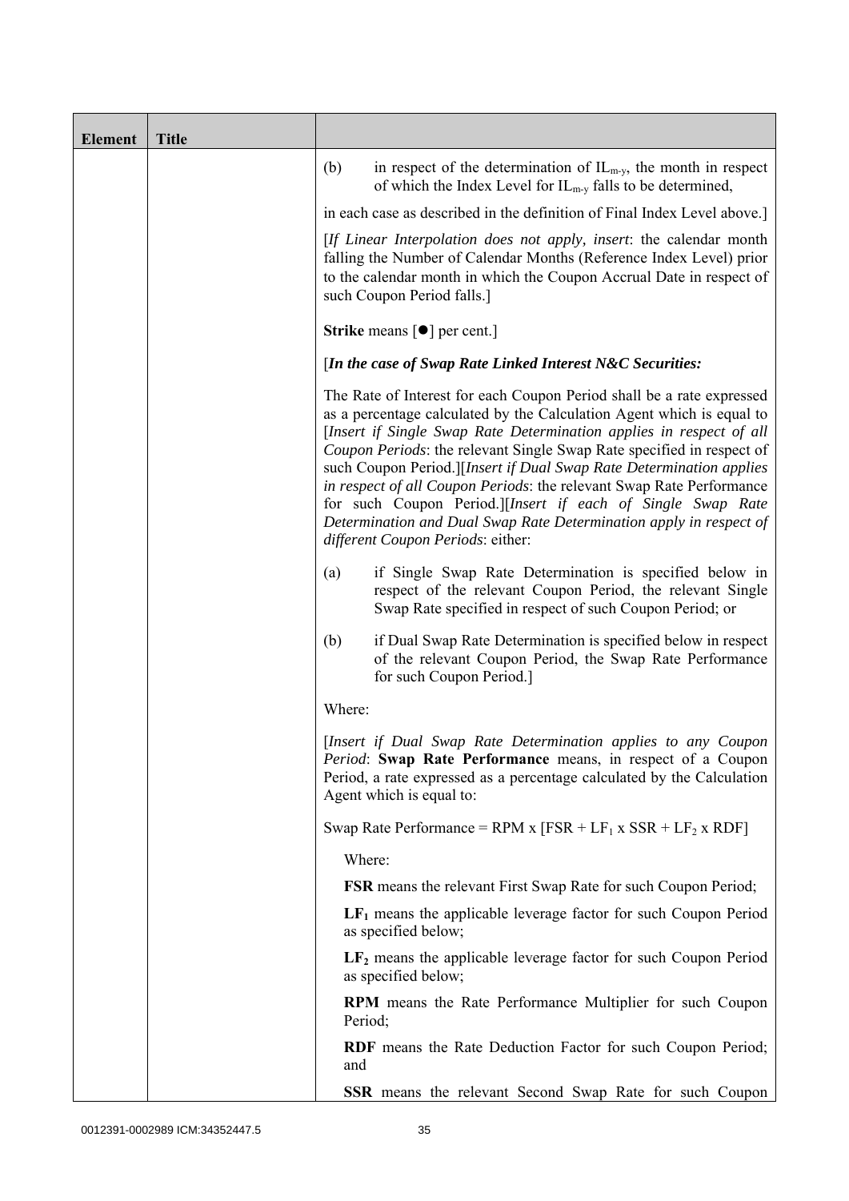| Element | Title | |
|---|---|---|
| | | (b) in respect of the determination of $IL_{m-y}$, the month in respect of which the Index Level for $IL_{m-y}$ falls to be determined,<br><br>in each case as described in the definition of Final Index Level above.]<br><br>[*If Linear Interpolation does not apply, insert*: the calendar month falling the Number of Calendar Months (Reference Index Level) prior to the calendar month in which the Coupon Accrual Date in respect of such Coupon Period falls.]<br><br>**Strike** means [●] per cent.]<br><br>[***In the case of Swap Rate Linked Interest N&C Securities:***<br><br>The Rate of Interest for each Coupon Period shall be a rate expressed as a percentage calculated by the Calculation Agent which is equal to [*Insert if Single Swap Rate Determination applies in respect of all Coupon Periods*: the relevant Single Swap Rate specified in respect of such Coupon Period.][*Insert if Dual Swap Rate Determination applies in respect of all Coupon Periods*: the relevant Swap Rate Performance for such Coupon Period.][*Insert if each of Single Swap Rate Determination and Dual Swap Rate Determination apply in respect of different Coupon Periods*: either:<br><br>(a) if Single Swap Rate Determination is specified below in respect of the relevant Coupon Period, the relevant Single Swap Rate specified in respect of such Coupon Period; or<br><br>(b) if Dual Swap Rate Determination is specified below in respect of the relevant Coupon Period, the Swap Rate Performance for such Coupon Period.]<br><br>Where:<br><br>[*Insert if Dual Swap Rate Determination applies to any Coupon Period*: **Swap Rate Performance** means, in respect of a Coupon Period, a rate expressed as a percentage calculated by the Calculation Agent which is equal to:<br><br>Swap Rate Performance = RPM x [FSR + $LF_1$ x SSR + $LF_2$ x RDF]<br><br>Where:<br><br>**FSR** means the relevant First Swap Rate for such Coupon Period;<br><br>**$LF_1$** means the applicable leverage factor for such Coupon Period as specified below;<br><br>**$LF_2$** means the applicable leverage factor for such Coupon Period as specified below;<br><br>**RPM** means the Rate Performance Multiplier for such Coupon Period;<br><br>**RDF** means the Rate Deduction Factor for such Coupon Period; and<br><br>**SSR** means the relevant Second Swap Rate for such Coupon |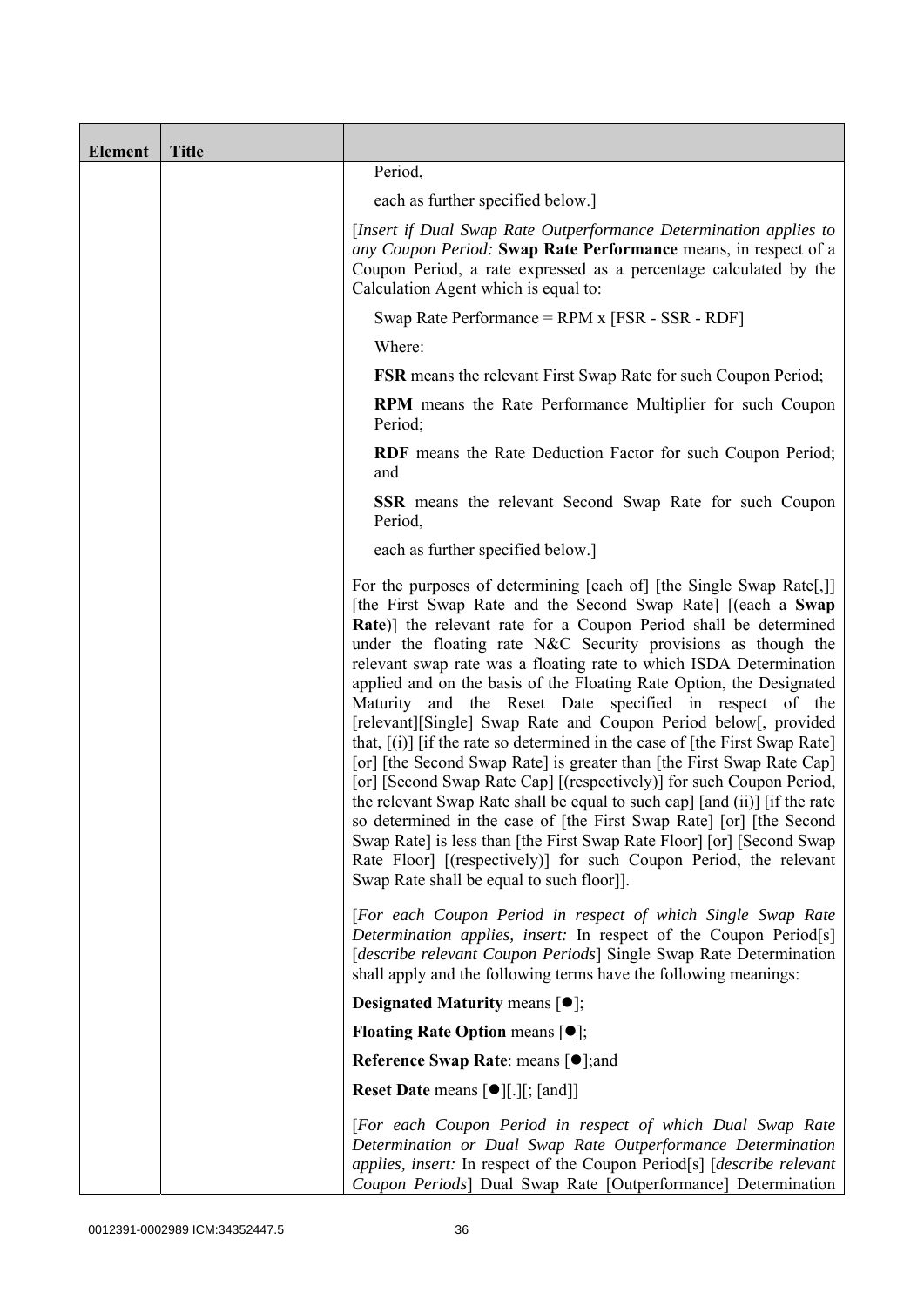| Element | Title | |
|---|---|---|
| | | Period,<br><br>each as further specified below.]<br><br>[*Insert if Dual Swap Rate Outperformance Determination applies to any Coupon Period:* **Swap Rate Performance** means, in respect of a Coupon Period, a rate expressed as a percentage calculated by the Calculation Agent which is equal to:<br><br>Swap Rate Performance = RPM x [FSR - SSR - RDF]<br><br>Where:<br><br>**FSR** means the relevant First Swap Rate for such Coupon Period;<br><br>**RPM** means the Rate Performance Multiplier for such Coupon Period;<br><br>**RDF** means the Rate Deduction Factor for such Coupon Period; and<br><br>**SSR** means the relevant Second Swap Rate for such Coupon Period,<br><br>each as further specified below.]<br><br>For the purposes of determining [each of] [the Single Swap Rate[,]] [the First Swap Rate and the Second Swap Rate] [(each a **Swap Rate**)] the relevant rate for a Coupon Period shall be determined under the floating rate N&C Security provisions as though the relevant swap rate was a floating rate to which ISDA Determination applied and on the basis of the Floating Rate Option, the Designated Maturity and the Reset Date specified in respect of the [relevant][Single] Swap Rate and Coupon Period below[, provided that, [(i)] [if the rate so determined in the case of [the First Swap Rate] [or] [the Second Swap Rate] is greater than [the First Swap Rate Cap] [or] [Second Swap Rate Cap] [(respectively)] for such Coupon Period, the relevant Swap Rate shall be equal to such cap] [and (ii)] [if the rate so determined in the case of [the First Swap Rate] [or] [the Second Swap Rate] is less than [the First Swap Rate Floor] [or] [Second Swap Rate Floor] [(respectively)] for such Coupon Period, the relevant Swap Rate shall be equal to such floor]].<br><br>[*For each Coupon Period in respect of which Single Swap Rate Determination applies, insert:* In respect of the Coupon Period[s] [*describe relevant Coupon Periods*] Single Swap Rate Determination shall apply and the following terms have the following meanings:<br><br>**Designated Maturity** means [●];<br><br>**Floating Rate Option** means [●];<br><br>**Reference Swap Rate**: means [●];and<br><br>**Reset Date** means [●][.][; [and]]<br><br>[*For each Coupon Period in respect of which Dual Swap Rate Determination or Dual Swap Rate Outperformance Determination applies, insert:* In respect of the Coupon Period[s] [*describe relevant Coupon Periods*] Dual Swap Rate [Outperformance] Determination |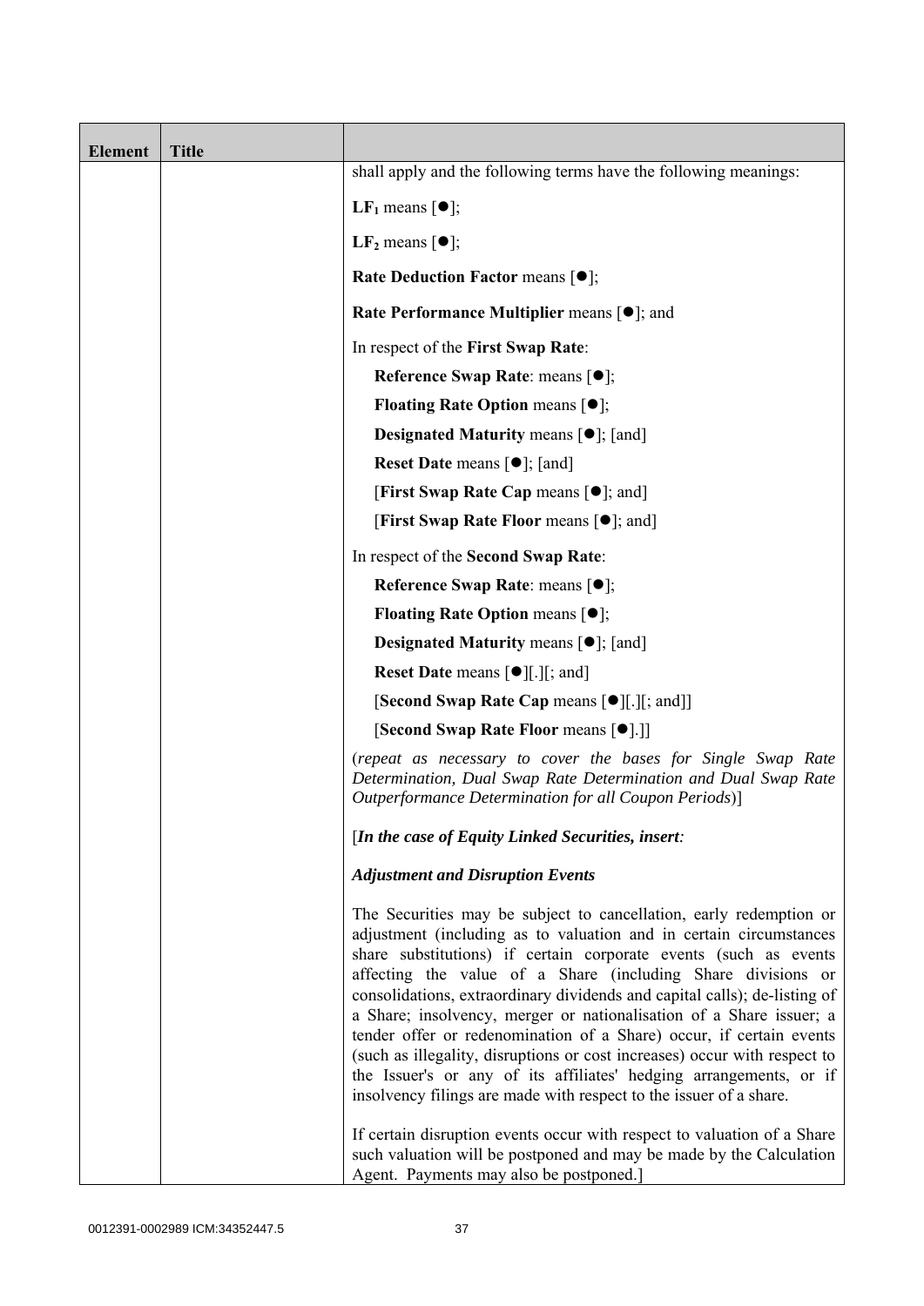| Element | Title | |
|---|---|---|
| | | shall apply and the following terms have the following meanings:<br><br>**$LF_1$** means [●];<br><br>**$LF_2$** means [●];<br><br>**Rate Deduction Factor** means [●];<br><br>**Rate Performance Multiplier** means [●]; and<br><br>In respect of the **First Swap Rate**:<br><br>**Reference Swap Rate**: means [●];<br><br>**Floating Rate Option** means [●];<br><br>**Designated Maturity** means [●]; [and]<br><br>**Reset Date** means [●]; [and]<br><br>[**First Swap Rate Cap** means [●]; and]<br><br>[**First Swap Rate Floor** means [●]; and]<br><br>In respect of the **Second Swap Rate**:<br><br>**Reference Swap Rate**: means [●];<br><br>**Floating Rate Option** means [●];<br><br>**Designated Maturity** means [●]; [and]<br><br>**Reset Date** means [●][.][; and]<br><br>[**Second Swap Rate Cap** means [●][.][; and]]<br><br>[**Second Swap Rate Floor** means [●].]]<br><br>(*repeat as necessary to cover the bases for Single Swap Rate Determination, Dual Swap Rate Determination and Dual Swap Rate Outperformance Determination for all Coupon Periods*)]<br><br>[***In the case of Equity Linked Securities, insert:***<br><br>***Adjustment and Disruption Events***<br><br>The Securities may be subject to cancellation, early redemption or adjustment (including as to valuation and in certain circumstances share substitutions) if certain corporate events (such as events affecting the value of a Share (including Share divisions or consolidations, extraordinary dividends and capital calls); de-listing of a Share; insolvency, merger or nationalisation of a Share issuer; a tender offer or redenomination of a Share) occur, if certain events (such as illegality, disruptions or cost increases) occur with respect to the Issuer's or any of its affiliates' hedging arrangements, or if insolvency filings are made with respect to the issuer of a share.<br><br>If certain disruption events occur with respect to valuation of a Share such valuation will be postponed and may be made by the Calculation Agent. Payments may also be postponed.] |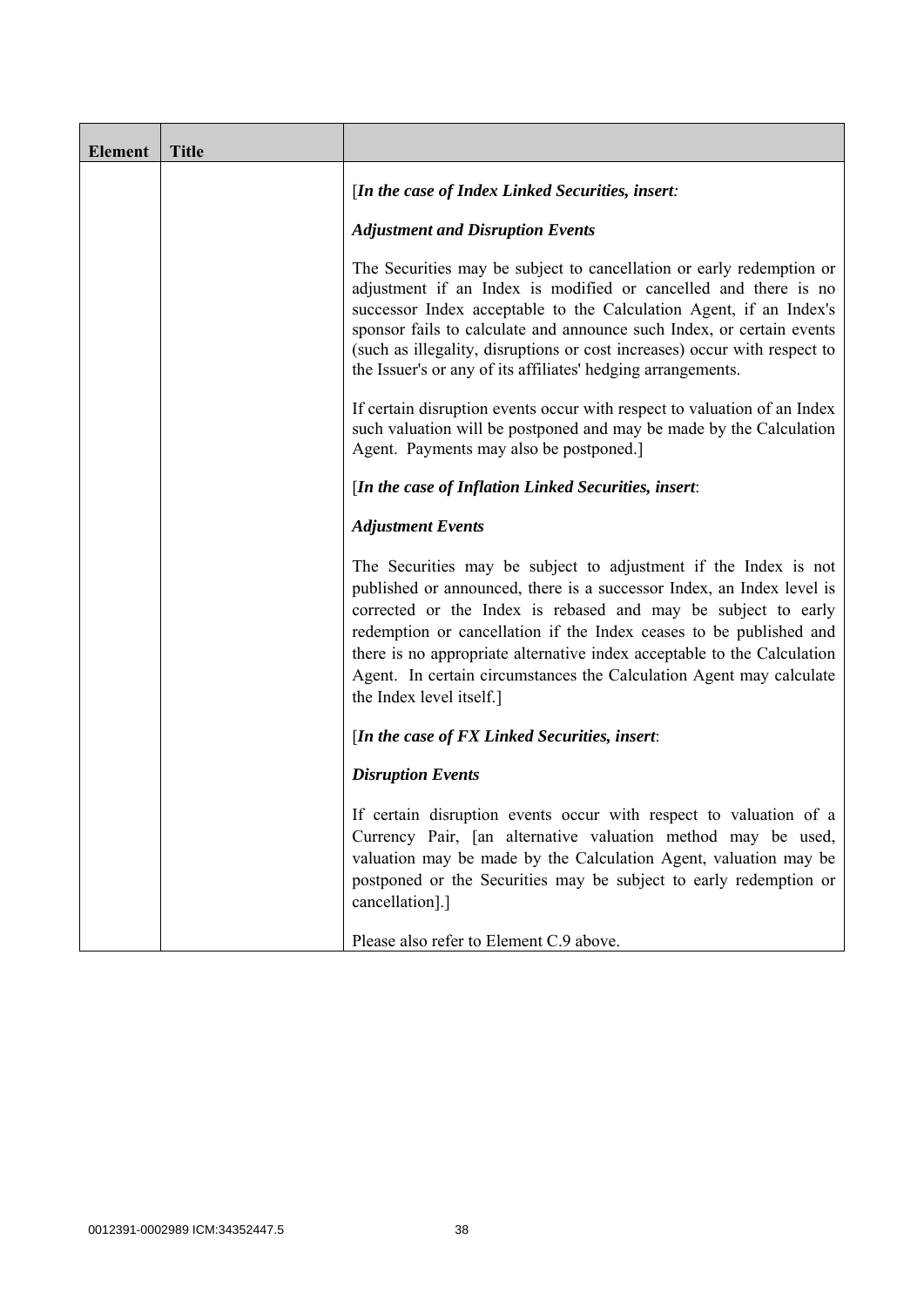| Element | Title | |
|---|---|---|
| | | [*In the case of Index Linked Securities, insert:*<br><br>***Adjustment and Disruption Events***<br><br>The Securities may be subject to cancellation or early redemption or adjustment if an Index is modified or cancelled and there is no successor Index acceptable to the Calculation Agent, if an Index's sponsor fails to calculate and announce such Index, or certain events (such as illegality, disruptions or cost increases) occur with respect to the Issuer's or any of its affiliates' hedging arrangements.<br><br>If certain disruption events occur with respect to valuation of an Index such valuation will be postponed and may be made by the Calculation Agent. Payments may also be postponed.]<br><br>[*In the case of Inflation Linked Securities, insert*:<br><br>***Adjustment Events***<br><br>The Securities may be subject to adjustment if the Index is not published or announced, there is a successor Index, an Index level is corrected or the Index is rebased and may be subject to early redemption or cancellation if the Index ceases to be published and there is no appropriate alternative index acceptable to the Calculation Agent. In certain circumstances the Calculation Agent may calculate the Index level itself.]<br><br>[*In the case of FX Linked Securities, insert*:<br><br>***Disruption Events***<br><br>If certain disruption events occur with respect to valuation of a Currency Pair, [an alternative valuation method may be used, valuation may be made by the Calculation Agent, valuation may be postponed or the Securities may be subject to early redemption or cancellation].]<br><br>Please also refer to Element C.9 above. |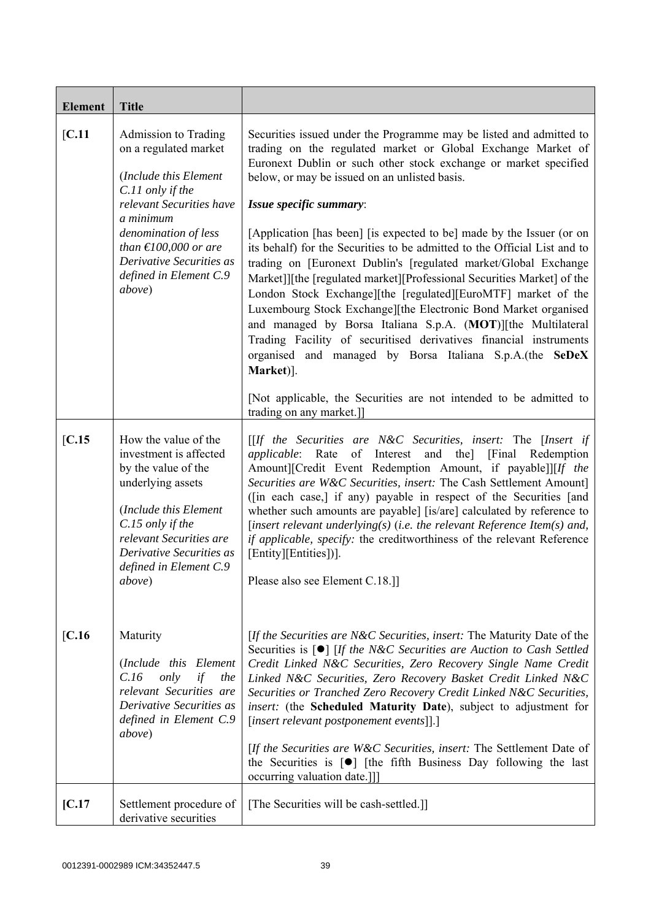| Element | Title | |
|---|---|---|
| [C.11 | Admission to Trading on a regulated market<br><br>(*Include this Element C.11 only if the relevant Securities have a minimum denomination of less than €100,000 or are Derivative Securities as defined in Element C.9 above*) | Securities issued under the Programme may be listed and admitted to trading on the regulated market or Global Exchange Market of Euronext Dublin or such other stock exchange or market specified below, or may be issued on an unlisted basis.<br><br>***Issue specific summary***:<br><br>[Application [has been] [is expected to be] made by the Issuer (or on its behalf) for the Securities to be admitted to the Official List and to trading on [Euronext Dublin's [regulated market/Global Exchange Market]][the [regulated market][Professional Securities Market] of the London Stock Exchange][the [regulated][EuroMTF] market of the Luxembourg Stock Exchange][the Electronic Bond Market organised and managed by Borsa Italiana S.p.A. (**MOT**)][the Multilateral Trading Facility of securitised derivatives financial instruments organised and managed by Borsa Italiana S.p.A.(the **SeDeX Market**)].<br><br>[Not applicable, the Securities are not intended to be admitted to trading on any market.]] |
| [C.15 | How the value of the investment is affected by the value of the underlying assets<br><br>(*Include this Element C.15 only if the relevant Securities are Derivative Securities as defined in Element C.9 above*) | [[*If the Securities are N&C Securities, insert:* The [*Insert if applicable*: Rate of Interest and the] [Final Redemption Amount][Credit Event Redemption Amount, if payable]][*If the Securities are W&C Securities, insert:* The Cash Settlement Amount] ([in each case,] if any) payable in respect of the Securities [and whether such amounts are payable] [is/are] calculated by reference to [*insert relevant underlying(s)* (*i.e. the relevant Reference Item(s) and, if applicable, specify:* the creditworthiness of the relevant Reference [Entity][Entities])].<br><br>Please also see Element C.18.]] |
| [C.16 | Maturity<br><br>(*Include this Element C.16 only if the relevant Securities are Derivative Securities as defined in Element C.9 above*) | [*If the Securities are N&C Securities, insert:* The Maturity Date of the Securities is [●] [*If the N&C Securities are Auction to Cash Settled Credit Linked N&C Securities, Zero Recovery Single Name Credit Linked N&C Securities, Zero Recovery Basket Credit Linked N&C Securities or Tranched Zero Recovery Credit Linked N&C Securities, insert:* (the **Scheduled Maturity Date**), subject to adjustment for [*insert relevant postponement events*]].]<br><br>[*If the Securities are W&C Securities, insert:* The Settlement Date of the Securities is [●] [the fifth Business Day following the last occurring valuation date.]]] |
| [C.17 | Settlement procedure of derivative securities | [The Securities will be cash-settled.]] |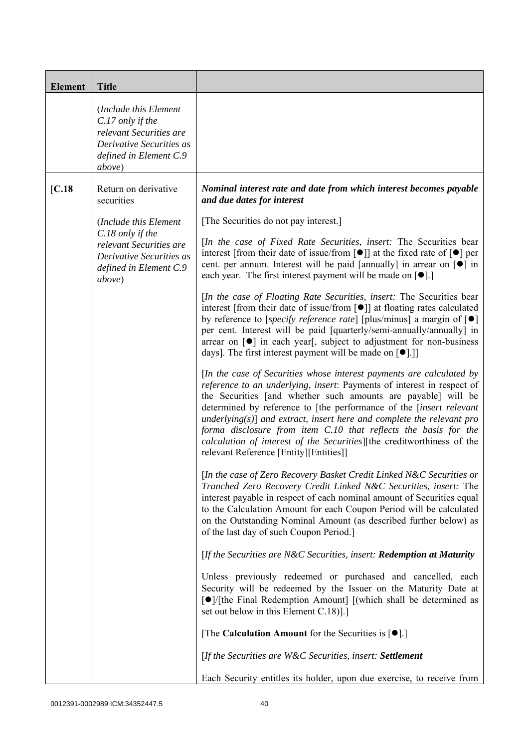| Element | Title | |
|---|---|---|
| | (*Include this Element C.17 only if the relevant Securities are Derivative Securities as defined in Element C.9 above*) | |
| [C.18 | Return on derivative securities<br><br>(*Include this Element C.18 only if the relevant Securities are Derivative Securities as defined in Element C.9 above*) | ***Nominal interest rate and date from which interest becomes payable and due dates for interest***<br><br>[The Securities do not pay interest.]<br><br>[*In the case of Fixed Rate Securities, insert:* The Securities bear interest [from their date of issue/from [●]] at the fixed rate of [●] per cent. per annum. Interest will be paid [annually] in arrear on [●] in each year. The first interest payment will be made on [●].]<br><br>[*In the case of Floating Rate Securities, insert:* The Securities bear interest [from their date of issue/from [●]] at floating rates calculated by reference to [*specify reference rate*] [plus/minus] a margin of [●] per cent. Interest will be paid [quarterly/semi-annually/annually] in arrear on [●] in each year[, subject to adjustment for non-business days]. The first interest payment will be made on [●].]]<br><br>[*In the case of Securities whose interest payments are calculated by reference to an underlying, insert*: Payments of interest in respect of the Securities [and whether such amounts are payable] will be determined by reference to [the performance of the [*insert relevant underlying(s)*] *and extract, insert here and complete the relevant pro forma disclosure from item C.10 that reflects the basis for the calculation of interest of the Securities*][the creditworthiness of the relevant Reference [Entity][Entities]]<br><br>[*In the case of Zero Recovery Basket Credit Linked N&C Securities or Tranched Zero Recovery Credit Linked N&C Securities, insert:* The interest payable in respect of each nominal amount of Securities equal to the Calculation Amount for each Coupon Period will be calculated on the Outstanding Nominal Amount (as described further below) as of the last day of such Coupon Period.]<br><br>[*If the Securities are N&C Securities, insert:* ***Redemption at Maturity***<br><br>Unless previously redeemed or purchased and cancelled, each Security will be redeemed by the Issuer on the Maturity Date at [●]/[the Final Redemption Amount] [(which shall be determined as set out below in this Element C.18)].]<br><br>[The **Calculation Amount** for the Securities is [●].]<br><br>[*If the Securities are W&C Securities, insert:* ***Settlement***<br><br>Each Security entitles its holder, upon due exercise, to receive from |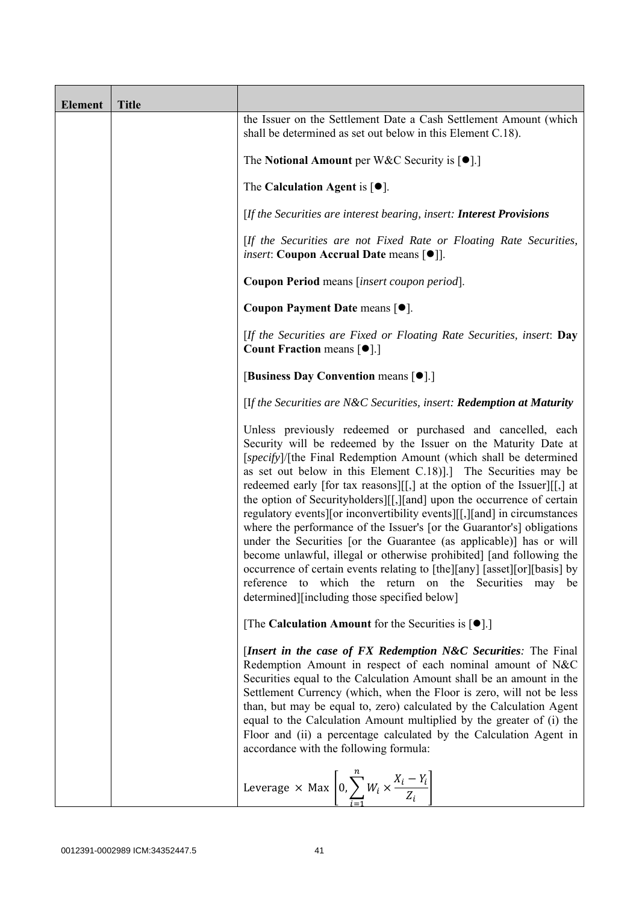| Element | Title | |
|---|---|---|
| | | the Issuer on the Settlement Date a Cash Settlement Amount (which shall be determined as set out below in this Element C.18).<br><br>The **Notional Amount** per W&C Security is [●].]<br><br>The **Calculation Agent** is [●].<br><br>[*If the Securities are interest bearing, insert:* ***Interest Provisions***<br><br>[*If the Securities are not Fixed Rate or Floating Rate Securities, insert*: **Coupon Accrual Date** means [●]].<br><br>**Coupon Period** means [*insert coupon period*].<br><br>**Coupon Payment Date** means [●].<br><br>[*If the Securities are Fixed or Floating Rate Securities, insert*: **Day Count Fraction** means [●].]<br><br>[**Business Day Convention** means [●].]<br><br>[I*f the Securities are N&C Securities, insert:* ***Redemption at Maturity***<br><br>Unless previously redeemed or purchased and cancelled, each Security will be redeemed by the Issuer on the Maturity Date at [*specify*]/[the Final Redemption Amount (which shall be determined as set out below in this Element C.18)].] The Securities may be redeemed early [for tax reasons][[,] at the option of the Issuer][[,] at the option of Securityholders][[,][and] upon the occurrence of certain regulatory events][or inconvertibility events][[,][and] in circumstances where the performance of the Issuer's [or the Guarantor's] obligations under the Securities [or the Guarantee (as applicable)] has or will become unlawful, illegal or otherwise prohibited] [and following the occurrence of certain events relating to [the][any] [asset][or][basis] by reference to which the return on the Securities may be determined][including those specified below]<br><br>[The **Calculation Amount** for the Securities is [●].]<br><br>[***Insert in the case of FX Redemption N&C Securities****:* The Final Redemption Amount in respect of each nominal amount of N&C Securities equal to the Calculation Amount shall be an amount in the Settlement Currency (which, when the Floor is zero, will not be less than, but may be equal to, zero) calculated by the Calculation Agent equal to the Calculation Amount multiplied by the greater of (i) the Floor and (ii) a percentage calculated by the Calculation Agent in accordance with the following formula:<br><br>$\text{Leverage} \times \text{Max}\left[0, \sum_{i=1}^{n} W_i \times \frac{X_i - Y_i}{Z_i}\right]$ |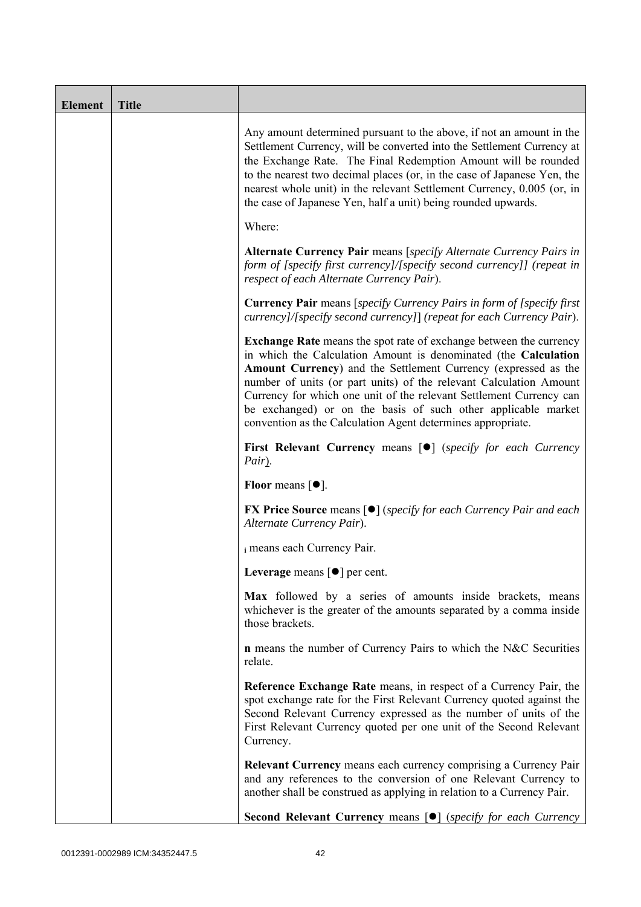| Element | Title | |
|---|---|---|
| | | Any amount determined pursuant to the above, if not an amount in the Settlement Currency, will be converted into the Settlement Currency at the Exchange Rate. The Final Redemption Amount will be rounded to the nearest two decimal places (or, in the case of Japanese Yen, the nearest whole unit) in the relevant Settlement Currency, 0.005 (or, in the case of Japanese Yen, half a unit) being rounded upwards.<br><br>Where:<br><br>**Alternate Currency Pair** means [*specify Alternate Currency Pairs in form of [specify first currency]/[specify second currency]] (repeat in respect of each Alternate Currency Pair*).<br><br>**Currency Pair** means [*specify Currency Pairs in form of [specify first currency]/[specify second currency]*] (*repeat for each Currency Pair*).<br><br>**Exchange Rate** means the spot rate of exchange between the currency in which the Calculation Amount is denominated (the **Calculation Amount Currency**) and the Settlement Currency (expressed as the number of units (or part units) of the relevant Calculation Amount Currency for which one unit of the relevant Settlement Currency can be exchanged) or on the basis of such other applicable market convention as the Calculation Agent determines appropriate.<br><br>**First Relevant Currency** means [●] (*specify for each Currency Pair*).<br><br>**Floor** means [●].<br><br>**FX Price Source** means [●] (*specify for each Currency Pair and each Alternate Currency Pair*).<br><br>$_i$ means each Currency Pair.<br><br>**Leverage** means [●] per cent.<br><br>**Max** followed by a series of amounts inside brackets, means whichever is the greater of the amounts separated by a comma inside those brackets.<br><br>**n** means the number of Currency Pairs to which the N&C Securities relate.<br><br>**Reference Exchange Rate** means, in respect of a Currency Pair, the spot exchange rate for the First Relevant Currency quoted against the Second Relevant Currency expressed as the number of units of the First Relevant Currency quoted per one unit of the Second Relevant Currency.<br><br>**Relevant Currency** means each currency comprising a Currency Pair and any references to the conversion of one Relevant Currency to another shall be construed as applying in relation to a Currency Pair.<br><br>**Second Relevant Currency** means [●] (*specify for each Currency* |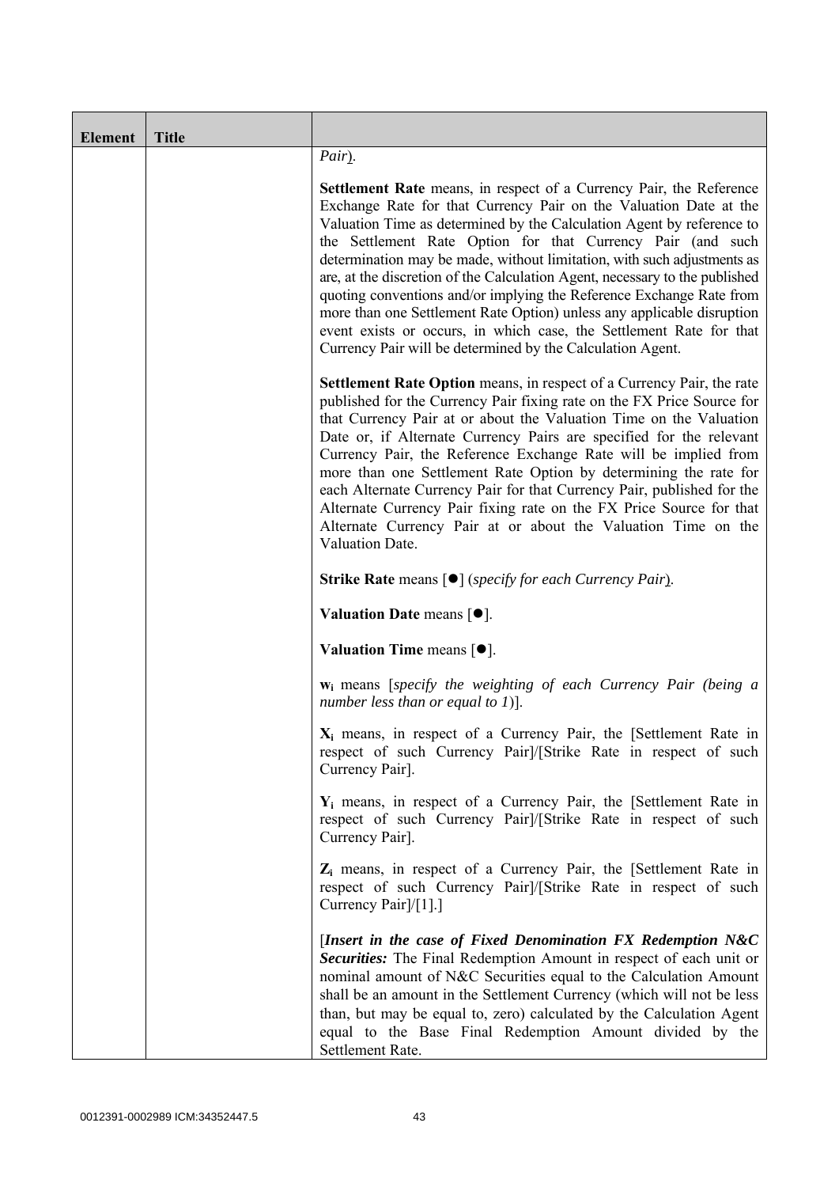| Element | Title | |
|---|---|---|
| | | *Pair*).<br><br>**Settlement Rate** means, in respect of a Currency Pair, the Reference Exchange Rate for that Currency Pair on the Valuation Date at the Valuation Time as determined by the Calculation Agent by reference to the Settlement Rate Option for that Currency Pair (and such determination may be made, without limitation, with such adjustments as are, at the discretion of the Calculation Agent, necessary to the published quoting conventions and/or implying the Reference Exchange Rate from more than one Settlement Rate Option) unless any applicable disruption event exists or occurs, in which case, the Settlement Rate for that Currency Pair will be determined by the Calculation Agent.<br><br>**Settlement Rate Option** means, in respect of a Currency Pair, the rate published for the Currency Pair fixing rate on the FX Price Source for that Currency Pair at or about the Valuation Time on the Valuation Date or, if Alternate Currency Pairs are specified for the relevant Currency Pair, the Reference Exchange Rate will be implied from more than one Settlement Rate Option by determining the rate for each Alternate Currency Pair for that Currency Pair, published for the Alternate Currency Pair fixing rate on the FX Price Source for that Alternate Currency Pair at or about the Valuation Time on the Valuation Date.<br><br>**Strike Rate** means [●] (*specify for each Currency Pair*).<br><br>**Valuation Date** means [●].<br><br>**Valuation Time** means [●].<br><br>$\mathbf{w_i}$ means [*specify the weighting of each Currency Pair (being a number less than or equal to 1)*].<br><br>$\mathbf{X_i}$ means, in respect of a Currency Pair, the [Settlement Rate in respect of such Currency Pair]/[Strike Rate in respect of such Currency Pair].<br><br>$\mathbf{Y_i}$ means, in respect of a Currency Pair, the [Settlement Rate in respect of such Currency Pair]/[Strike Rate in respect of such Currency Pair].<br><br>$\mathbf{Z_i}$ means, in respect of a Currency Pair, the [Settlement Rate in respect of such Currency Pair]/[Strike Rate in respect of such Currency Pair]/[1].]<br><br>[***Insert in the case of Fixed Denomination FX Redemption N&C Securities:*** The Final Redemption Amount in respect of each unit or nominal amount of N&C Securities equal to the Calculation Amount shall be an amount in the Settlement Currency (which will not be less than, but may be equal to, zero) calculated by the Calculation Agent equal to the Base Final Redemption Amount divided by the Settlement Rate. |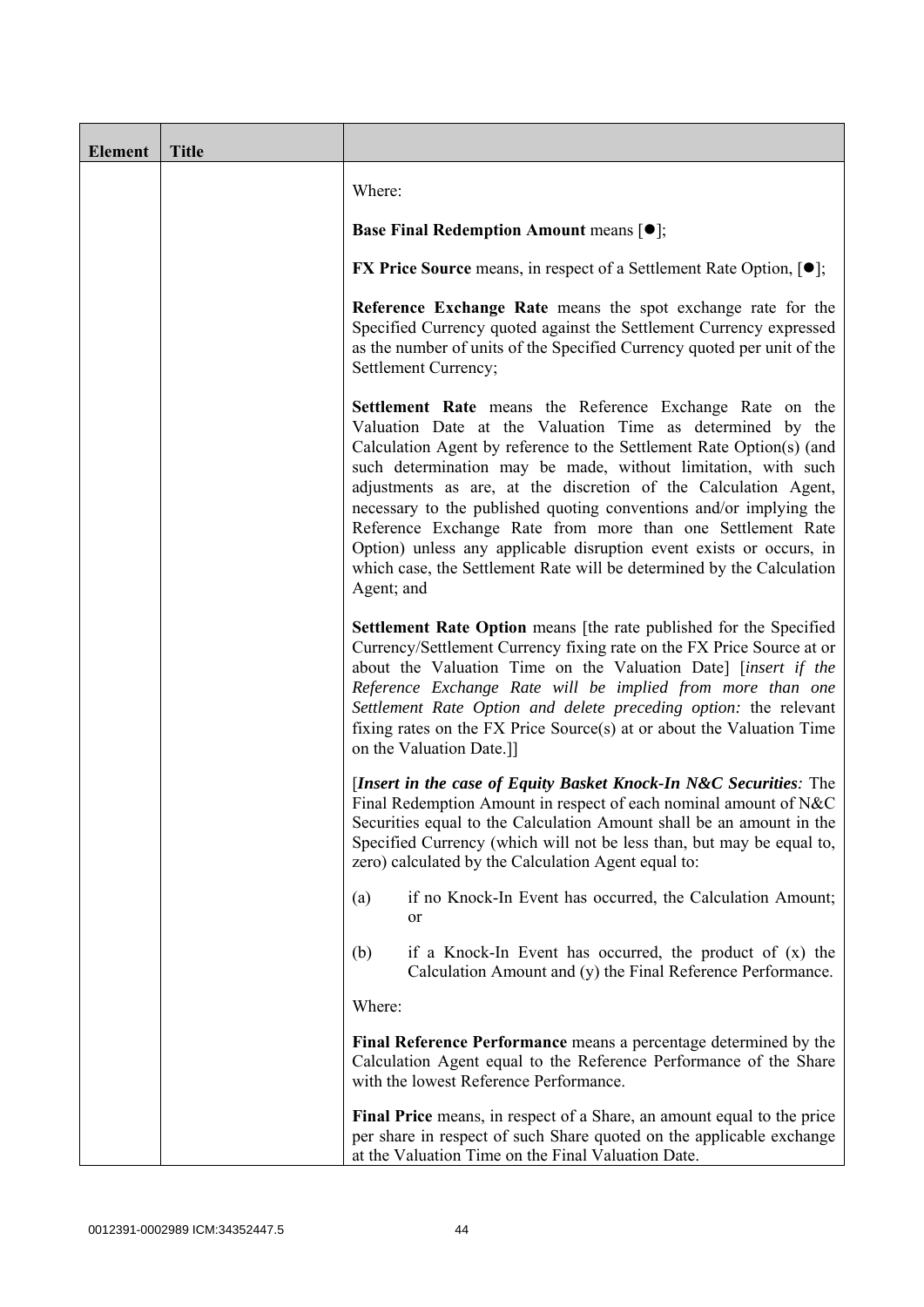| Element | Title | |
|---|---|---|
| | | Where:<br><br>**Base Final Redemption Amount** means [●];<br><br>**FX Price Source** means, in respect of a Settlement Rate Option, [●];<br><br>**Reference Exchange Rate** means the spot exchange rate for the Specified Currency quoted against the Settlement Currency expressed as the number of units of the Specified Currency quoted per unit of the Settlement Currency;<br><br>**Settlement Rate** means the Reference Exchange Rate on the Valuation Date at the Valuation Time as determined by the Calculation Agent by reference to the Settlement Rate Option(s) (and such determination may be made, without limitation, with such adjustments as are, at the discretion of the Calculation Agent, necessary to the published quoting conventions and/or implying the Reference Exchange Rate from more than one Settlement Rate Option) unless any applicable disruption event exists or occurs, in which case, the Settlement Rate will be determined by the Calculation Agent; and<br><br>**Settlement Rate Option** means [the rate published for the Specified Currency/Settlement Currency fixing rate on the FX Price Source at or about the Valuation Time on the Valuation Date] [*insert if the Reference Exchange Rate will be implied from more than one Settlement Rate Option and delete preceding option:* the relevant fixing rates on the FX Price Source(s) at or about the Valuation Time on the Valuation Date.]]<br><br>[***Insert in the case of Equity Basket Knock-In N&C Securities****:* The Final Redemption Amount in respect of each nominal amount of N&C Securities equal to the Calculation Amount shall be an amount in the Specified Currency (which will not be less than, but may be equal to, zero) calculated by the Calculation Agent equal to:<br><br>(a) if no Knock-In Event has occurred, the Calculation Amount; or<br><br>(b) if a Knock-In Event has occurred, the product of (x) the Calculation Amount and (y) the Final Reference Performance.<br><br>Where:<br><br>**Final Reference Performance** means a percentage determined by the Calculation Agent equal to the Reference Performance of the Share with the lowest Reference Performance.<br><br>**Final Price** means, in respect of a Share, an amount equal to the price per share in respect of such Share quoted on the applicable exchange at the Valuation Time on the Final Valuation Date. |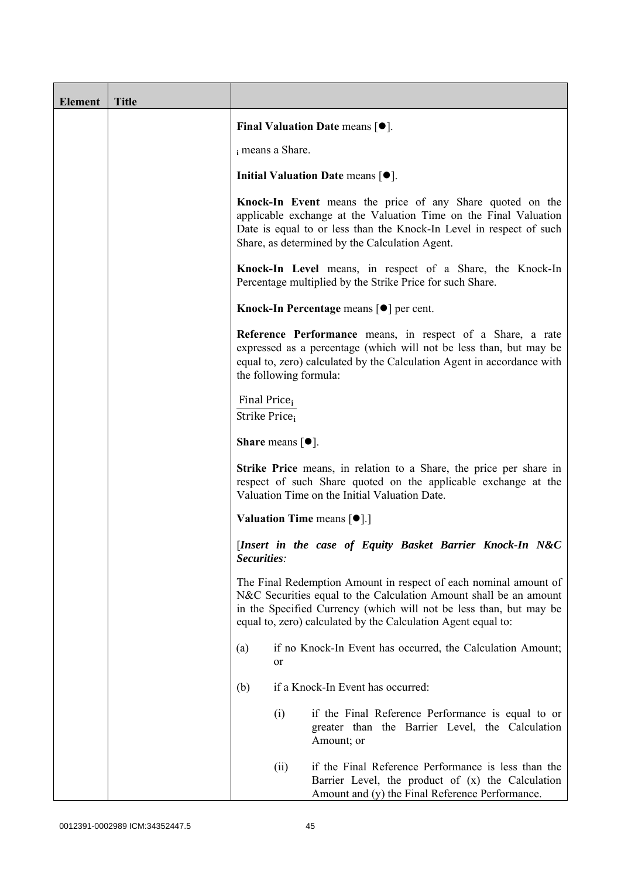| Element | Title | |
|---|---|---|
| | | **Final Valuation Date** means [●].<br><br>$_i$ means a Share.<br><br>**Initial Valuation Date** means [●].<br><br>**Knock-In Event** means the price of any Share quoted on the applicable exchange at the Valuation Time on the Final Valuation Date is equal to or less than the Knock-In Level in respect of such Share, as determined by the Calculation Agent.<br><br>**Knock-In Level** means, in respect of a Share, the Knock-In Percentage multiplied by the Strike Price for such Share.<br><br>**Knock-In Percentage** means [●] per cent.<br><br>**Reference Performance** means, in respect of a Share, a rate expressed as a percentage (which will not be less than, but may be equal to, zero) calculated by the Calculation Agent in accordance with the following formula:<br><br>$\frac{\text{Final Price}_i}{\text{Strike Price}_i}$<br><br>**Share** means [●].<br><br>**Strike Price** means, in relation to a Share, the price per share in respect of such Share quoted on the applicable exchange at the Valuation Time on the Initial Valuation Date.<br><br>**Valuation Time** means [●].]<br><br>[***Insert in the case of Equity Basket Barrier Knock-In N&C Securities:***<br><br>The Final Redemption Amount in respect of each nominal amount of N&C Securities equal to the Calculation Amount shall be an amount in the Specified Currency (which will not be less than, but may be equal to, zero) calculated by the Calculation Agent equal to:<br><br>(a) if no Knock-In Event has occurred, the Calculation Amount; or<br><br>(b) if a Knock-In Event has occurred:<br><br>(i) if the Final Reference Performance is equal to or greater than the Barrier Level, the Calculation Amount; or<br><br>(ii) if the Final Reference Performance is less than the Barrier Level, the product of (x) the Calculation Amount and (y) the Final Reference Performance. |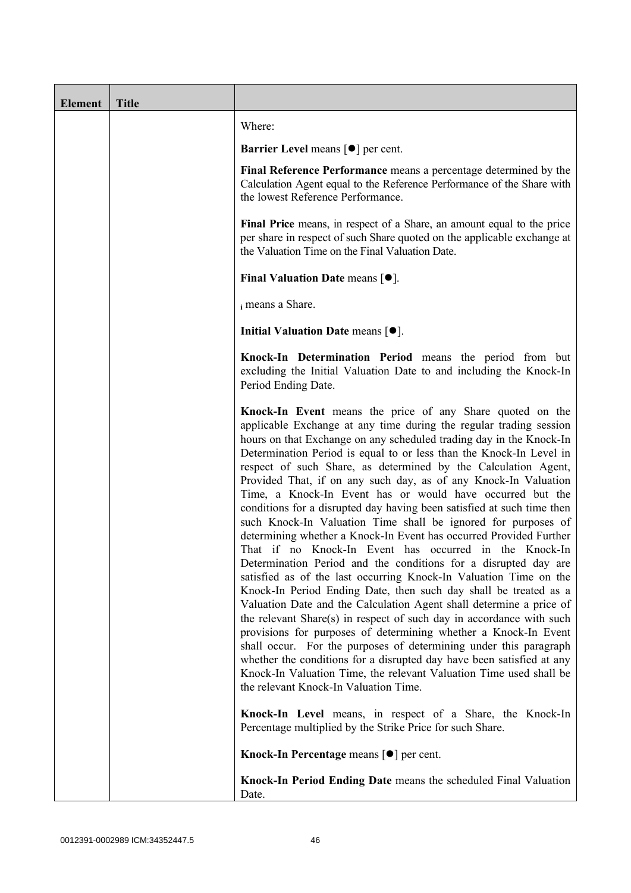| Element | Title | |
|---|---|---|
| | | Where:<br><br>**Barrier Level** means [●] per cent.<br><br>**Final Reference Performance** means a percentage determined by the Calculation Agent equal to the Reference Performance of the Share with the lowest Reference Performance.<br><br>**Final Price** means, in respect of a Share, an amount equal to the price per share in respect of such Share quoted on the applicable exchange at the Valuation Time on the Final Valuation Date.<br><br>**Final Valuation Date** means [●].<br><br>$_i$ means a Share.<br><br>**Initial Valuation Date** means [●].<br><br>**Knock-In Determination Period** means the period from but excluding the Initial Valuation Date to and including the Knock-In Period Ending Date.<br><br>**Knock-In Event** means the price of any Share quoted on the applicable Exchange at any time during the regular trading session hours on that Exchange on any scheduled trading day in the Knock-In Determination Period is equal to or less than the Knock-In Level in respect of such Share, as determined by the Calculation Agent, Provided That, if on any such day, as of any Knock-In Valuation Time, a Knock-In Event has or would have occurred but the conditions for a disrupted day having been satisfied at such time then such Knock-In Valuation Time shall be ignored for purposes of determining whether a Knock-In Event has occurred Provided Further That if no Knock-In Event has occurred in the Knock-In Determination Period and the conditions for a disrupted day are satisfied as of the last occurring Knock-In Valuation Time on the Knock-In Period Ending Date, then such day shall be treated as a Valuation Date and the Calculation Agent shall determine a price of the relevant Share(s) in respect of such day in accordance with such provisions for purposes of determining whether a Knock-In Event shall occur. For the purposes of determining under this paragraph whether the conditions for a disrupted day have been satisfied at any Knock-In Valuation Time, the relevant Valuation Time used shall be the relevant Knock-In Valuation Time.<br><br>**Knock-In Level** means, in respect of a Share, the Knock-In Percentage multiplied by the Strike Price for such Share.<br><br>**Knock-In Percentage** means [●] per cent.<br><br>**Knock-In Period Ending Date** means the scheduled Final Valuation Date. |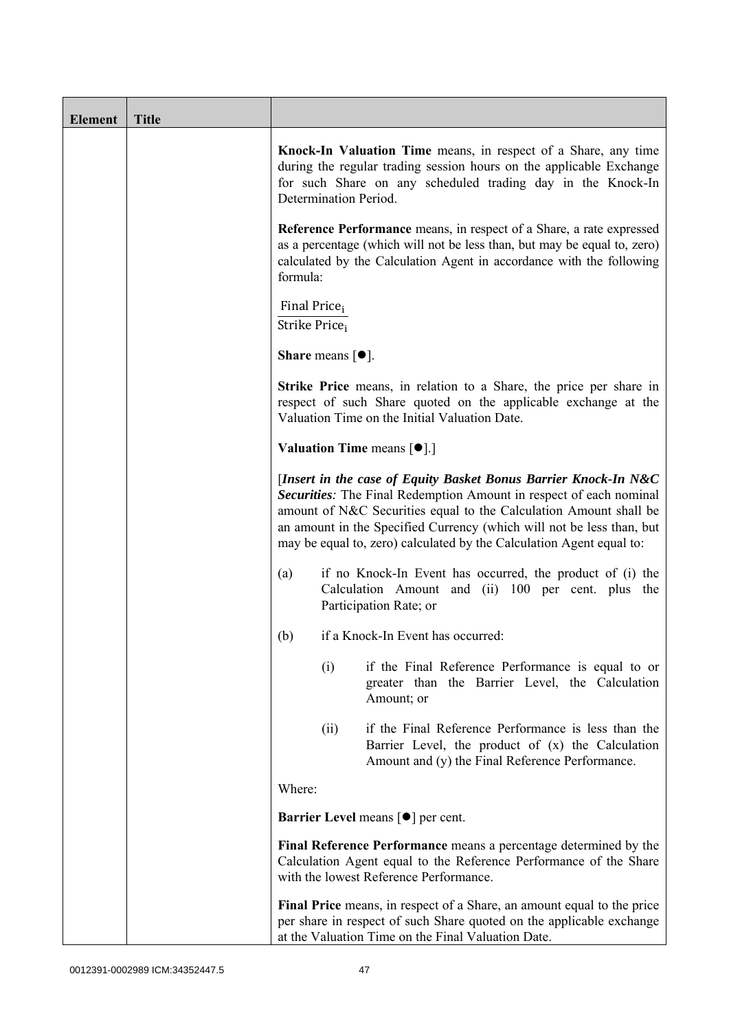| Element | Title | |
|---|---|---|
| | | **Knock-In Valuation Time** means, in respect of a Share, any time during the regular trading session hours on the applicable Exchange for such Share on any scheduled trading day in the Knock-In Determination Period.<br><br>**Reference Performance** means, in respect of a Share, a rate expressed as a percentage (which will not be less than, but may be equal to, zero) calculated by the Calculation Agent in accordance with the following formula:<br><br>$\frac{\text{Final Price}_i}{\text{Strike Price}_i}$<br><br>**Share** means [●].<br><br>**Strike Price** means, in relation to a Share, the price per share in respect of such Share quoted on the applicable exchange at the Valuation Time on the Initial Valuation Date.<br><br>**Valuation Time** means [●].]<br><br>[***Insert in the case of Equity Basket Bonus Barrier Knock-In N&C Securities****:* The Final Redemption Amount in respect of each nominal amount of N&C Securities equal to the Calculation Amount shall be an amount in the Specified Currency (which will not be less than, but may be equal to, zero) calculated by the Calculation Agent equal to:<br><br>(a) if no Knock-In Event has occurred, the product of (i) the Calculation Amount and (ii) 100 per cent. plus the Participation Rate; or<br><br>(b) if a Knock-In Event has occurred:<br><br>(i) if the Final Reference Performance is equal to or greater than the Barrier Level, the Calculation Amount; or<br><br>(ii) if the Final Reference Performance is less than the Barrier Level, the product of (x) the Calculation Amount and (y) the Final Reference Performance.<br><br>Where:<br><br>**Barrier Level** means [●] per cent.<br><br>**Final Reference Performance** means a percentage determined by the Calculation Agent equal to the Reference Performance of the Share with the lowest Reference Performance.<br><br>**Final Price** means, in respect of a Share, an amount equal to the price per share in respect of such Share quoted on the applicable exchange at the Valuation Time on the Final Valuation Date. |

0012391-0002989 ICM:34352447.5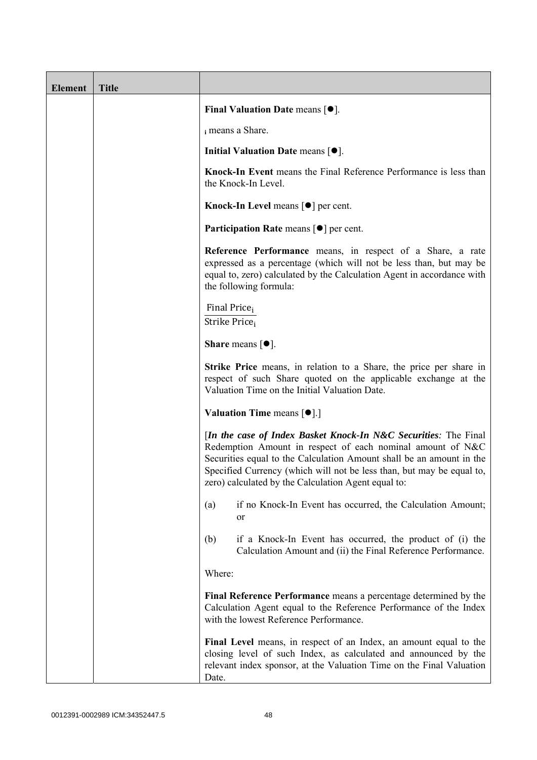| Element | Title | |
|---|---|---|
| | | **Final Valuation Date** means [●].<br><br>$_i$ means a Share.<br><br>**Initial Valuation Date** means [●].<br><br>**Knock-In Event** means the Final Reference Performance is less than the Knock-In Level.<br><br>**Knock-In Level** means [●] per cent.<br><br>**Participation Rate** means [●] per cent.<br><br>**Reference Performance** means, in respect of a Share, a rate expressed as a percentage (which will not be less than, but may be equal to, zero) calculated by the Calculation Agent in accordance with the following formula:<br><br>$\frac{\text{Final Price}_i}{\text{Strike Price}_i}$<br><br>**Share** means [●].<br><br>**Strike Price** means, in relation to a Share, the price per share in respect of such Share quoted on the applicable exchange at the Valuation Time on the Initial Valuation Date.<br><br>**Valuation Time** means [●].]<br><br>[***In the case of Index Basket Knock-In N&C Securities:*** The Final Redemption Amount in respect of each nominal amount of N&C Securities equal to the Calculation Amount shall be an amount in the Specified Currency (which will not be less than, but may be equal to, zero) calculated by the Calculation Agent equal to:<br><br>(a) if no Knock-In Event has occurred, the Calculation Amount; or<br><br>(b) if a Knock-In Event has occurred, the product of (i) the Calculation Amount and (ii) the Final Reference Performance.<br><br>Where:<br><br>**Final Reference Performance** means a percentage determined by the Calculation Agent equal to the Reference Performance of the Index with the lowest Reference Performance.<br><br>**Final Level** means, in respect of an Index, an amount equal to the closing level of such Index, as calculated and announced by the relevant index sponsor, at the Valuation Time on the Final Valuation Date. |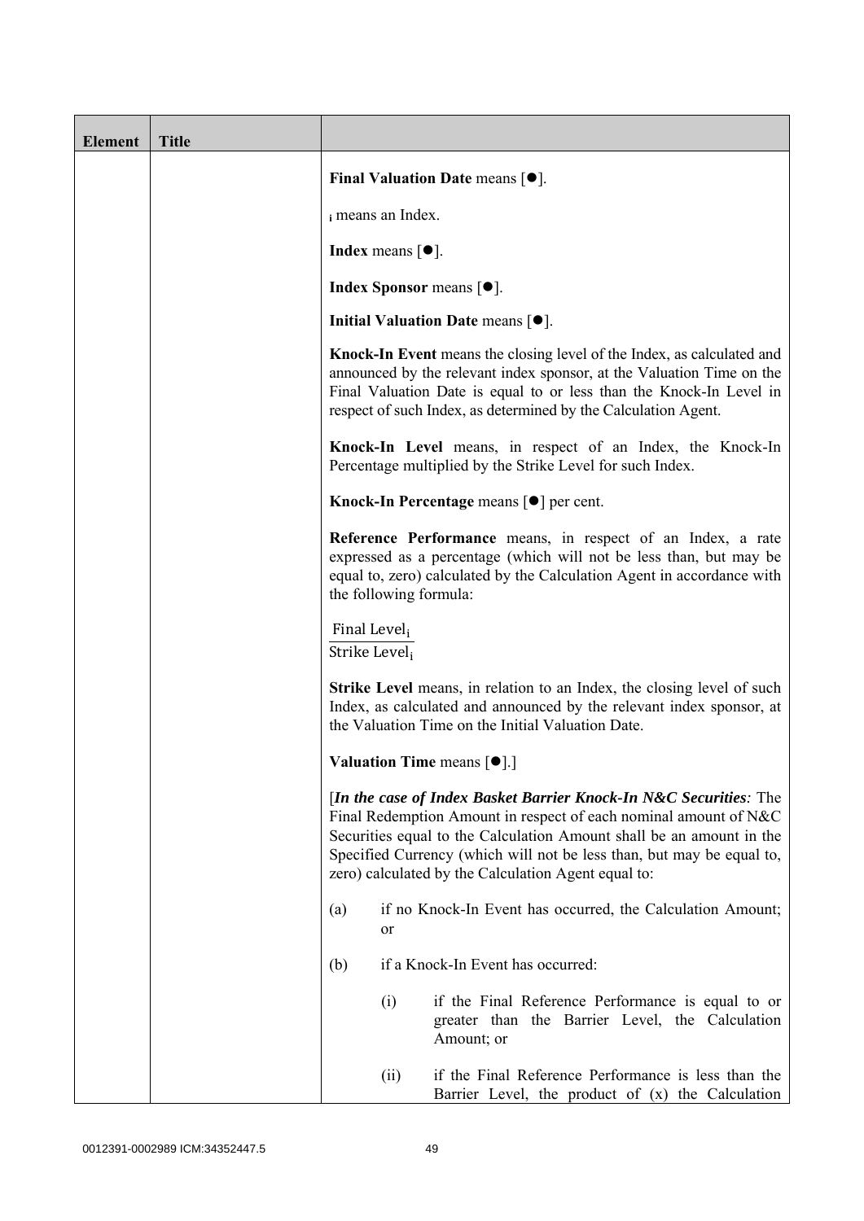| Element | Title | |
|---|---|---|
| | | **Final Valuation Date** means [●].<br><br>$_i$ means an Index.<br><br>**Index** means [●].<br><br>**Index Sponsor** means [●].<br><br>**Initial Valuation Date** means [●].<br><br>**Knock-In Event** means the closing level of the Index, as calculated and announced by the relevant index sponsor, at the Valuation Time on the Final Valuation Date is equal to or less than the Knock-In Level in respect of such Index, as determined by the Calculation Agent.<br><br>**Knock-In Level** means, in respect of an Index, the Knock-In Percentage multiplied by the Strike Level for such Index.<br><br>**Knock-In Percentage** means [●] per cent.<br><br>**Reference Performance** means, in respect of an Index, a rate expressed as a percentage (which will not be less than, but may be equal to, zero) calculated by the Calculation Agent in accordance with the following formula:<br><br>$\frac{\text{Final Level}_i}{\text{Strike Level}_i}$<br><br>**Strike Level** means, in relation to an Index, the closing level of such Index, as calculated and announced by the relevant index sponsor, at the Valuation Time on the Initial Valuation Date.<br><br>**Valuation Time** means [●].]<br><br>[***In the case of Index Basket Barrier Knock-In N&C Securities**:* The Final Redemption Amount in respect of each nominal amount of N&C Securities equal to the Calculation Amount shall be an amount in the Specified Currency (which will not be less than, but may be equal to, zero) calculated by the Calculation Agent equal to:<br><br>(a) if no Knock-In Event has occurred, the Calculation Amount; or<br><br>(b) if a Knock-In Event has occurred:<br><br>(i) if the Final Reference Performance is equal to or greater than the Barrier Level, the Calculation Amount; or<br><br>(ii) if the Final Reference Performance is less than the Barrier Level, the product of (x) the Calculation |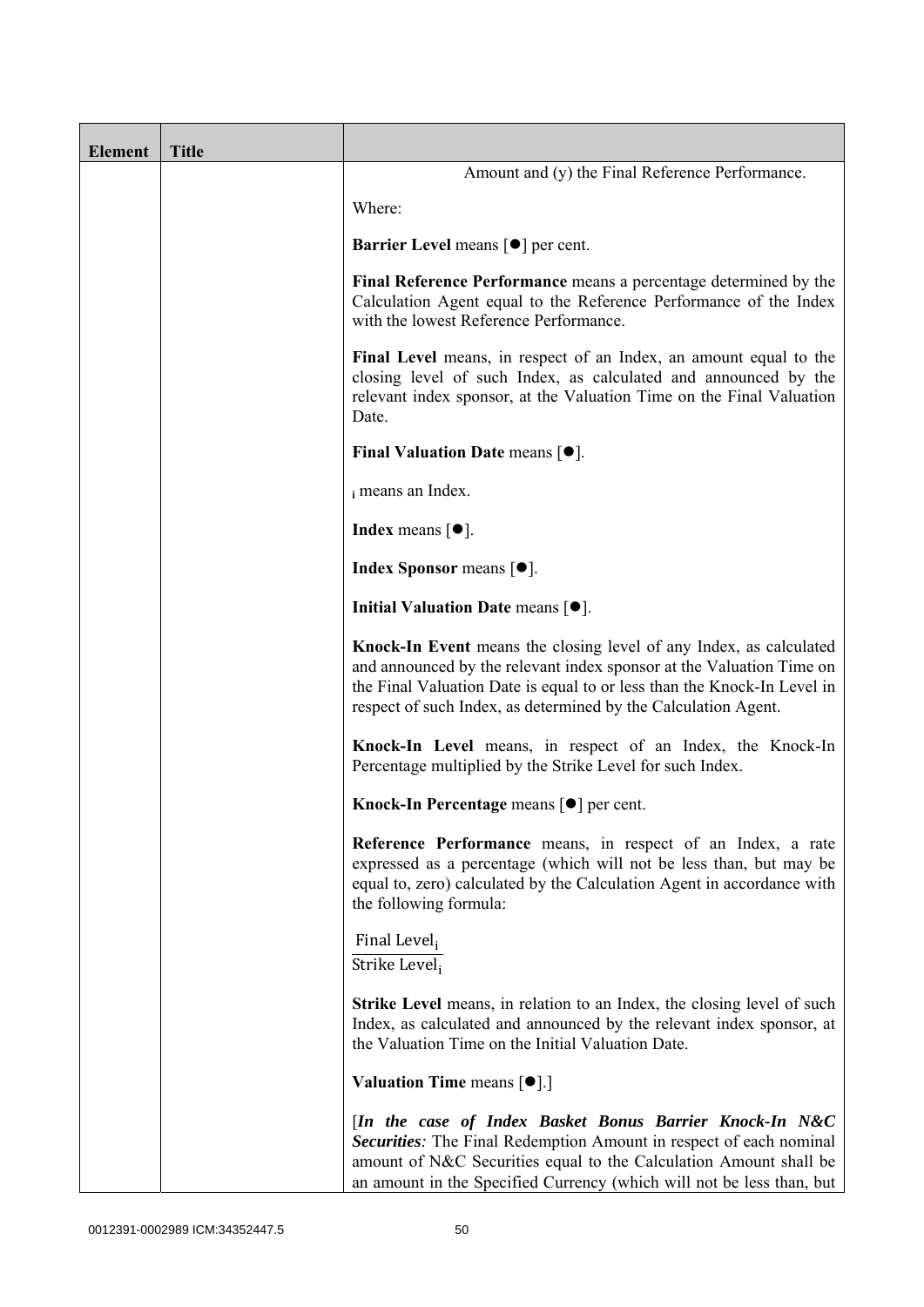| Element | Title | |
|---|---|---|
| | | Amount and (y) the Final Reference Performance.<br><br>Where:<br><br>**Barrier Level** means [●] per cent.<br><br>**Final Reference Performance** means a percentage determined by the Calculation Agent equal to the Reference Performance of the Index with the lowest Reference Performance.<br><br>**Final Level** means, in respect of an Index, an amount equal to the closing level of such Index, as calculated and announced by the relevant index sponsor, at the Valuation Time on the Final Valuation Date.<br><br>**Final Valuation Date** means [●].<br><br>$_i$ means an Index.<br><br>**Index** means [●].<br><br>**Index Sponsor** means [●].<br><br>**Initial Valuation Date** means [●].<br><br>**Knock-In Event** means the closing level of any Index, as calculated and announced by the relevant index sponsor at the Valuation Time on the Final Valuation Date is equal to or less than the Knock-In Level in respect of such Index, as determined by the Calculation Agent.<br><br>**Knock-In Level** means, in respect of an Index, the Knock-In Percentage multiplied by the Strike Level for such Index.<br><br>**Knock-In Percentage** means [●] per cent.<br><br>**Reference Performance** means, in respect of an Index, a rate expressed as a percentage (which will not be less than, but may be equal to, zero) calculated by the Calculation Agent in accordance with the following formula:<br><br>$\frac{\text{Final Level}_i}{\text{Strike Level}_i}$<br><br>**Strike Level** means, in relation to an Index, the closing level of such Index, as calculated and announced by the relevant index sponsor, at the Valuation Time on the Initial Valuation Date.<br><br>**Valuation Time** means [●].]<br><br>[***In the case of Index Basket Bonus Barrier Knock-In N&C Securities****:* The Final Redemption Amount in respect of each nominal amount of N&C Securities equal to the Calculation Amount shall be an amount in the Specified Currency (which will not be less than, but |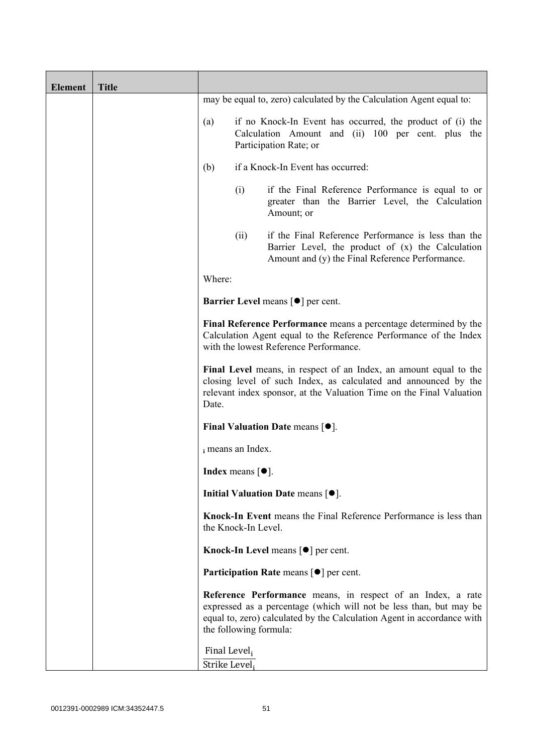| Element | Title | |
|---|---|---|
| | | may be equal to, zero) calculated by the Calculation Agent equal to:<br><br>(a) if no Knock-In Event has occurred, the product of (i) the Calculation Amount and (ii) 100 per cent. plus the Participation Rate; or<br><br>(b) if a Knock-In Event has occurred:<br><br>(i) if the Final Reference Performance is equal to or greater than the Barrier Level, the Calculation Amount; or<br><br>(ii) if the Final Reference Performance is less than the Barrier Level, the product of (x) the Calculation Amount and (y) the Final Reference Performance.<br><br>Where:<br><br>**Barrier Level** means [●] per cent.<br><br>**Final Reference Performance** means a percentage determined by the Calculation Agent equal to the Reference Performance of the Index with the lowest Reference Performance.<br><br>**Final Level** means, in respect of an Index, an amount equal to the closing level of such Index, as calculated and announced by the relevant index sponsor, at the Valuation Time on the Final Valuation Date.<br><br>**Final Valuation Date** means [●].<br><br>$_i$ means an Index.<br><br>**Index** means [●].<br><br>**Initial Valuation Date** means [●].<br><br>**Knock-In Event** means the Final Reference Performance is less than the Knock-In Level.<br><br>**Knock-In Level** means [●] per cent.<br><br>**Participation Rate** means [●] per cent.<br><br>**Reference Performance** means, in respect of an Index, a rate expressed as a percentage (which will not be less than, but may be equal to, zero) calculated by the Calculation Agent in accordance with the following formula:<br><br>$\frac{\text{Final Level}_i}{\text{Strike Level}_i}$ |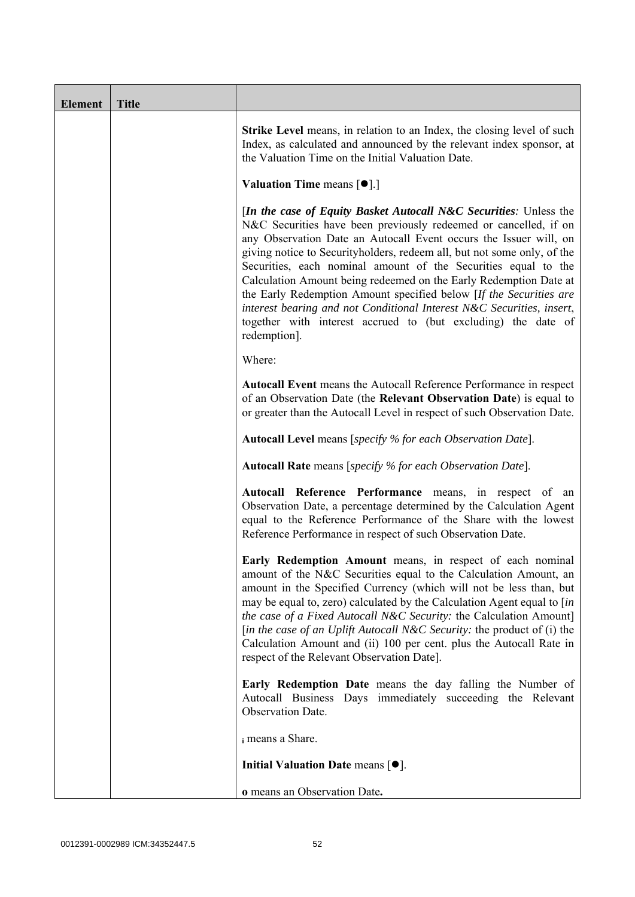| Element | Title | |
|---|---|---|
| | | **Strike Level** means, in relation to an Index, the closing level of such Index, as calculated and announced by the relevant index sponsor, at the Valuation Time on the Initial Valuation Date.<br><br>**Valuation Time** means [●].]<br><br>[***In the case of Equity Basket Autocall N&C Securities****:* Unless the N&C Securities have been previously redeemed or cancelled, if on any Observation Date an Autocall Event occurs the Issuer will, on giving notice to Securityholders, redeem all, but not some only, of the Securities, each nominal amount of the Securities equal to the Calculation Amount being redeemed on the Early Redemption Date at the Early Redemption Amount specified below [*If the Securities are interest bearing and not Conditional Interest N&C Securities, insert*, together with interest accrued to (but excluding) the date of redemption].<br><br>Where:<br><br>**Autocall Event** means the Autocall Reference Performance in respect of an Observation Date (the **Relevant Observation Date**) is equal to or greater than the Autocall Level in respect of such Observation Date.<br><br>**Autocall Level** means [*specify % for each Observation Date*].<br><br>**Autocall Rate** means [*specify % for each Observation Date*].<br><br>**Autocall Reference Performance** means, in respect of an Observation Date, a percentage determined by the Calculation Agent equal to the Reference Performance of the Share with the lowest Reference Performance in respect of such Observation Date.<br><br>**Early Redemption Amount** means, in respect of each nominal amount of the N&C Securities equal to the Calculation Amount, an amount in the Specified Currency (which will not be less than, but may be equal to, zero) calculated by the Calculation Agent equal to [*in the case of a Fixed Autocall N&C Security:* the Calculation Amount] [*in the case of an Uplift Autocall N&C Security:* the product of (i) the Calculation Amount and (ii) 100 per cent. plus the Autocall Rate in respect of the Relevant Observation Date].<br><br>**Early Redemption Date** means the day falling the Number of Autocall Business Days immediately succeeding the Relevant Observation Date.<br><br>$_i$ means a Share.<br><br>**Initial Valuation Date** means [●].<br><br>**o** means an Observation Date**.** |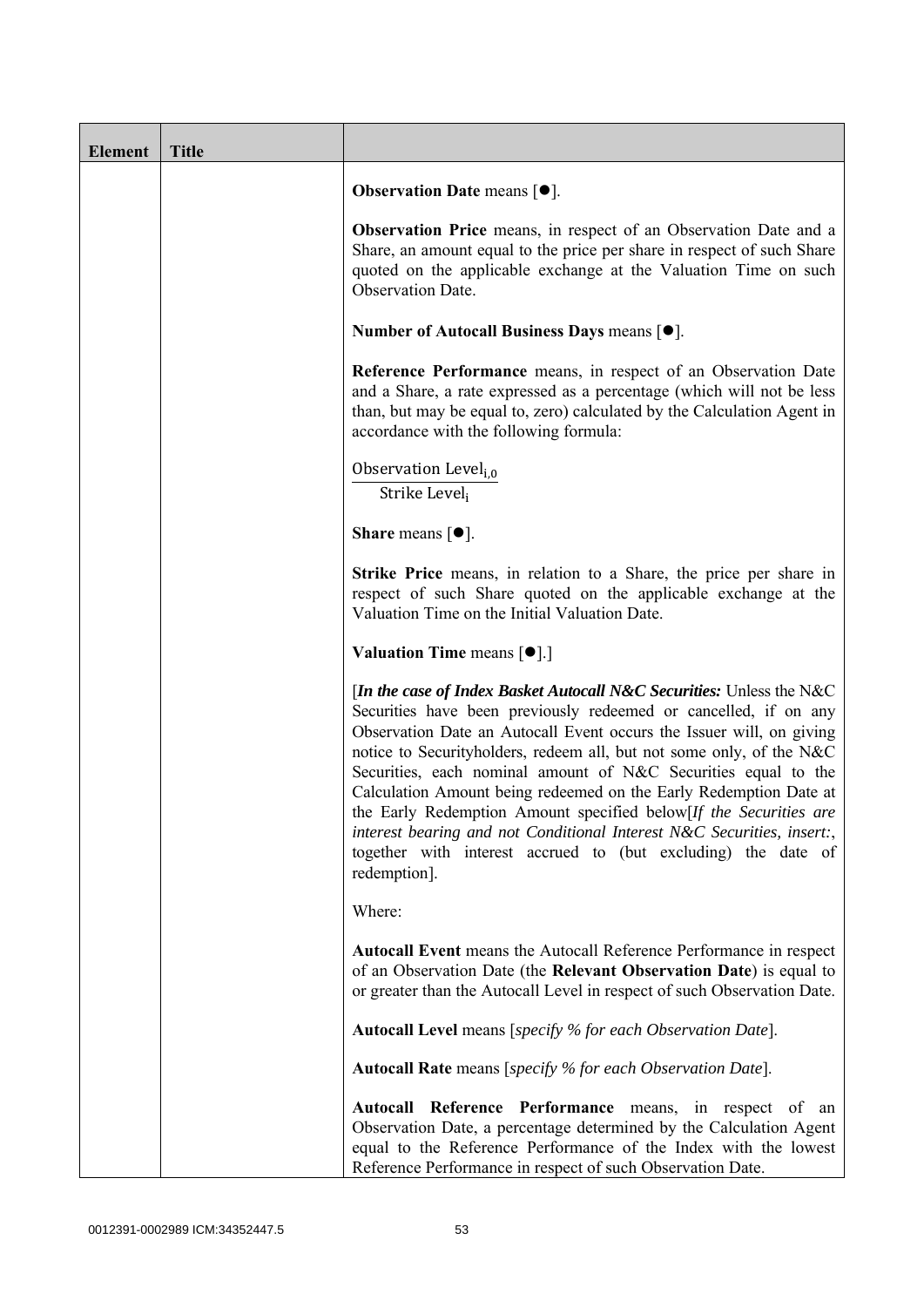| Element | Title | |
|---|---|---|
| | | **Observation Date** means [●].<br><br>**Observation Price** means, in respect of an Observation Date and a Share, an amount equal to the price per share in respect of such Share quoted on the applicable exchange at the Valuation Time on such Observation Date.<br><br>**Number of Autocall Business Days** means [●].<br><br>**Reference Performance** means, in respect of an Observation Date and a Share, a rate expressed as a percentage (which will not be less than, but may be equal to, zero) calculated by the Calculation Agent in accordance with the following formula:<br><br>$\frac{\text{Observation Level}_{i,0}}{\text{Strike Level}_i}$<br><br>**Share** means [●].<br><br>**Strike Price** means, in relation to a Share, the price per share in respect of such Share quoted on the applicable exchange at the Valuation Time on the Initial Valuation Date.<br><br>**Valuation Time** means [●].]<br><br>[***In the case of Index Basket Autocall N&C Securities:*** Unless the N&C Securities have been previously redeemed or cancelled, if on any Observation Date an Autocall Event occurs the Issuer will, on giving notice to Securityholders, redeem all, but not some only, of the N&C Securities, each nominal amount of N&C Securities equal to the Calculation Amount being redeemed on the Early Redemption Date at the Early Redemption Amount specified below[*If the Securities are interest bearing and not Conditional Interest N&C Securities, insert:*, together with interest accrued to (but excluding) the date of redemption].<br><br>Where:<br><br>**Autocall Event** means the Autocall Reference Performance in respect of an Observation Date (the **Relevant Observation Date**) is equal to or greater than the Autocall Level in respect of such Observation Date.<br><br>**Autocall Level** means [*specify % for each Observation Date*].<br><br>**Autocall Rate** means [*specify % for each Observation Date*].<br><br>**Autocall Reference Performance** means, in respect of an Observation Date, a percentage determined by the Calculation Agent equal to the Reference Performance of the Index with the lowest Reference Performance in respect of such Observation Date. |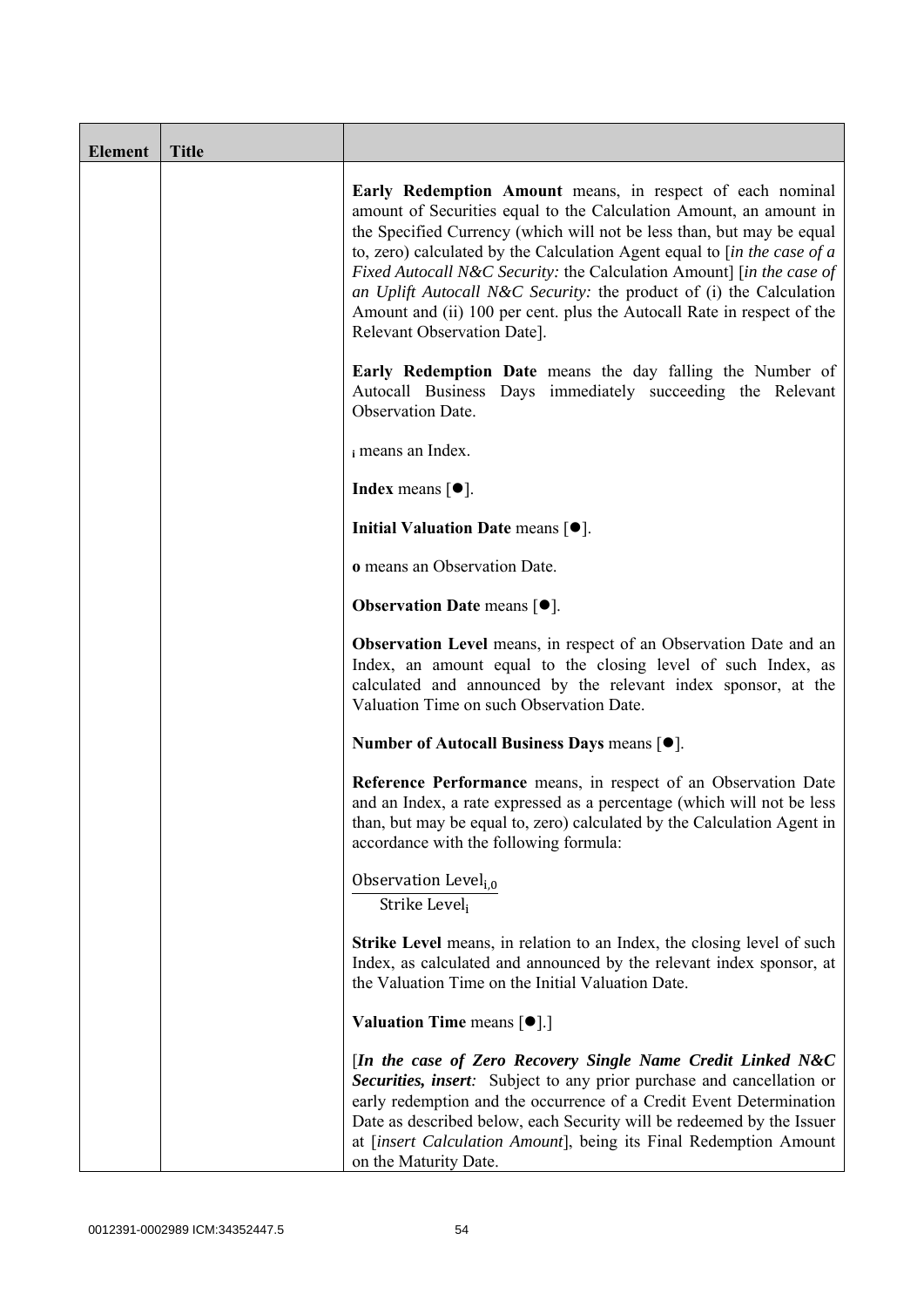| Element | Title | |
|---|---|---|
| | | **Early Redemption Amount** means, in respect of each nominal amount of Securities equal to the Calculation Amount, an amount in the Specified Currency (which will not be less than, but may be equal to, zero) calculated by the Calculation Agent equal to [*in the case of a Fixed Autocall N&C Security:* the Calculation Amount] [*in the case of an Uplift Autocall N&C Security:* the product of (i) the Calculation Amount and (ii) 100 per cent. plus the Autocall Rate in respect of the Relevant Observation Date].<br><br>**Early Redemption Date** means the day falling the Number of Autocall Business Days immediately succeeding the Relevant Observation Date.<br><br>$_i$ means an Index.<br><br>**Index** means [●].<br><br>**Initial Valuation Date** means [●].<br><br>**o** means an Observation Date.<br><br>**Observation Date** means [●].<br><br>**Observation Level** means, in respect of an Observation Date and an Index, an amount equal to the closing level of such Index, as calculated and announced by the relevant index sponsor, at the Valuation Time on such Observation Date.<br><br>**Number of Autocall Business Days** means [●].<br><br>**Reference Performance** means, in respect of an Observation Date and an Index, a rate expressed as a percentage (which will not be less than, but may be equal to, zero) calculated by the Calculation Agent in accordance with the following formula:<br><br>$\frac{\text{Observation Level}_{i,o}}{\text{Strike Level}_i}$<br><br>**Strike Level** means, in relation to an Index, the closing level of such Index, as calculated and announced by the relevant index sponsor, at the Valuation Time on the Initial Valuation Date.<br><br>**Valuation Time** means [●].]<br><br>[***In the case of Zero Recovery Single Name Credit Linked N&C Securities, insert:*** Subject to any prior purchase and cancellation or early redemption and the occurrence of a Credit Event Determination Date as described below, each Security will be redeemed by the Issuer at [*insert Calculation Amount*], being its Final Redemption Amount on the Maturity Date. |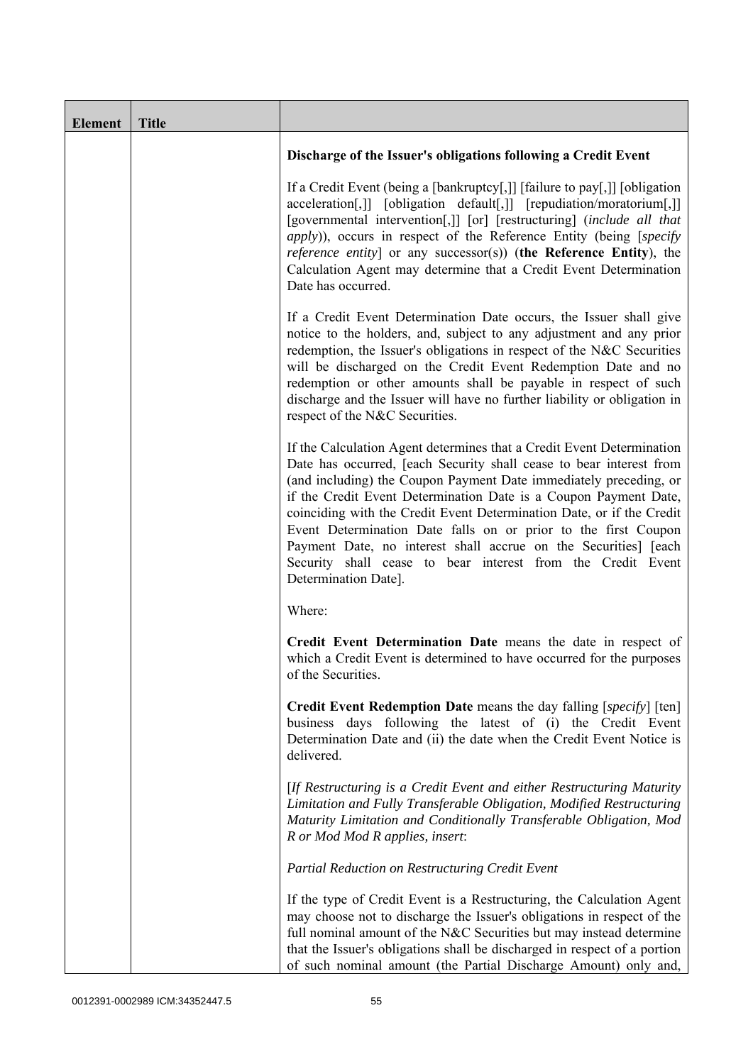| Element | Title | |
|---|---|---|
| | | **Discharge of the Issuer's obligations following a Credit Event**<br><br>If a Credit Event (being a [bankruptcy[,]] [failure to pay[,]] [obligation acceleration[,]] [obligation default[,]] [repudiation/moratorium[,]] [governmental intervention[,]] [or] [restructuring] (*include all that apply*)), occurs in respect of the Reference Entity (being [*specify reference entity*] or any successor(s)) (**the Reference Entity**), the Calculation Agent may determine that a Credit Event Determination Date has occurred.<br><br>If a Credit Event Determination Date occurs, the Issuer shall give notice to the holders, and, subject to any adjustment and any prior redemption, the Issuer's obligations in respect of the N&C Securities will be discharged on the Credit Event Redemption Date and no redemption or other amounts shall be payable in respect of such discharge and the Issuer will have no further liability or obligation in respect of the N&C Securities.<br><br>If the Calculation Agent determines that a Credit Event Determination Date has occurred, [each Security shall cease to bear interest from (and including) the Coupon Payment Date immediately preceding, or if the Credit Event Determination Date is a Coupon Payment Date, coinciding with the Credit Event Determination Date, or if the Credit Event Determination Date falls on or prior to the first Coupon Payment Date, no interest shall accrue on the Securities] [each Security shall cease to bear interest from the Credit Event Determination Date].<br><br>Where:<br><br>**Credit Event Determination Date** means the date in respect of which a Credit Event is determined to have occurred for the purposes of the Securities.<br><br>**Credit Event Redemption Date** means the day falling [*specify*] [ten] business days following the latest of (i) the Credit Event Determination Date and (ii) the date when the Credit Event Notice is delivered.<br><br>[*If Restructuring is a Credit Event and either Restructuring Maturity Limitation and Fully Transferable Obligation, Modified Restructuring Maturity Limitation and Conditionally Transferable Obligation, Mod R or Mod Mod R applies, insert*:<br><br>*Partial Reduction on Restructuring Credit Event*<br><br>If the type of Credit Event is a Restructuring, the Calculation Agent may choose not to discharge the Issuer's obligations in respect of the full nominal amount of the N&C Securities but may instead determine that the Issuer's obligations shall be discharged in respect of a portion of such nominal amount (the Partial Discharge Amount) only and, |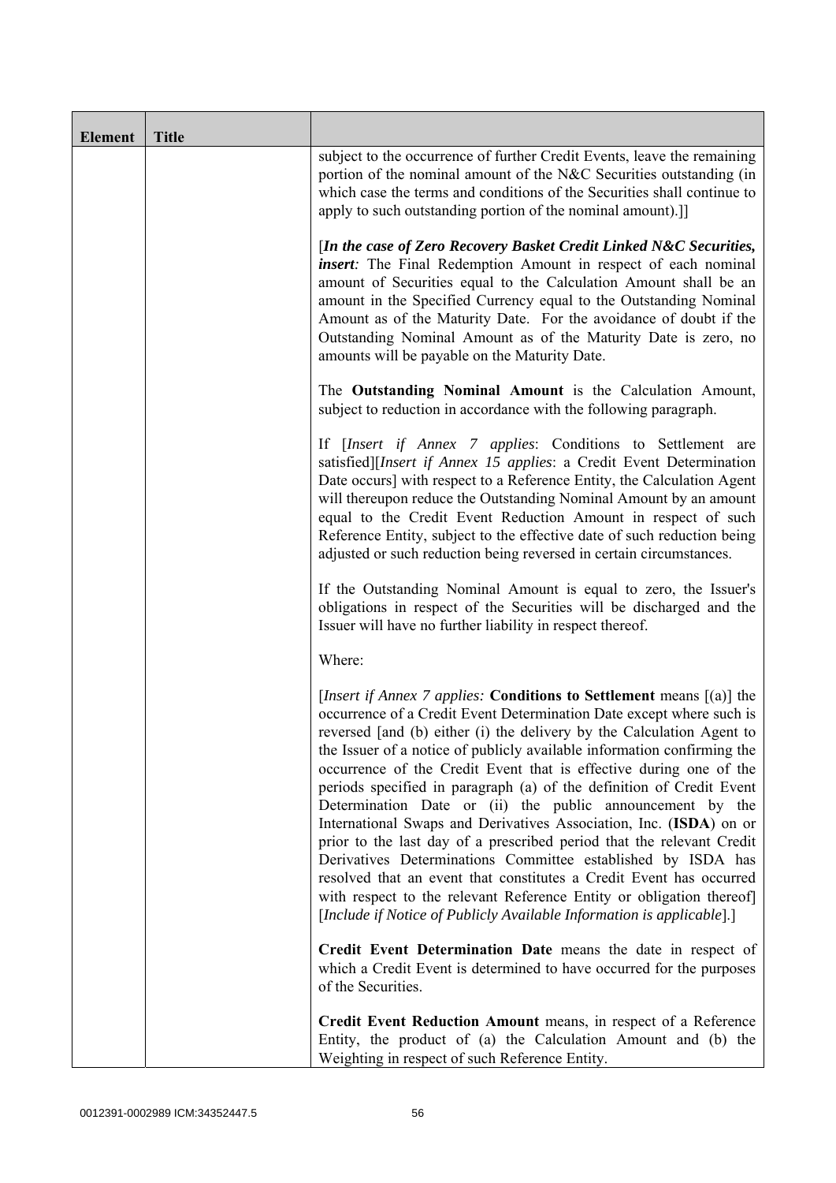| Element | Title | |
|---|---|---|
| | | subject to the occurrence of further Credit Events, leave the remaining portion of the nominal amount of the N&C Securities outstanding (in which case the terms and conditions of the Securities shall continue to apply to such outstanding portion of the nominal amount).]]<br><br>[***In the case of Zero Recovery Basket Credit Linked N&C Securities, insert**:* The Final Redemption Amount in respect of each nominal amount of Securities equal to the Calculation Amount shall be an amount in the Specified Currency equal to the Outstanding Nominal Amount as of the Maturity Date. For the avoidance of doubt if the Outstanding Nominal Amount as of the Maturity Date is zero, no amounts will be payable on the Maturity Date.<br><br>The **Outstanding Nominal Amount** is the Calculation Amount, subject to reduction in accordance with the following paragraph.<br><br>If [*Insert if Annex 7 applies*: Conditions to Settlement are satisfied][*Insert if Annex 15 applies*: a Credit Event Determination Date occurs] with respect to a Reference Entity, the Calculation Agent will thereupon reduce the Outstanding Nominal Amount by an amount equal to the Credit Event Reduction Amount in respect of such Reference Entity, subject to the effective date of such reduction being adjusted or such reduction being reversed in certain circumstances.<br><br>If the Outstanding Nominal Amount is equal to zero, the Issuer's obligations in respect of the Securities will be discharged and the Issuer will have no further liability in respect thereof.<br><br>Where:<br><br>[*Insert if Annex 7 applies:* **Conditions to Settlement** means [(a)] the occurrence of a Credit Event Determination Date except where such is reversed [and (b) either (i) the delivery by the Calculation Agent to the Issuer of a notice of publicly available information confirming the occurrence of the Credit Event that is effective during one of the periods specified in paragraph (a) of the definition of Credit Event Determination Date or (ii) the public announcement by the International Swaps and Derivatives Association, Inc. (**ISDA**) on or prior to the last day of a prescribed period that the relevant Credit Derivatives Determinations Committee established by ISDA has resolved that an event that constitutes a Credit Event has occurred with respect to the relevant Reference Entity or obligation thereof] [*Include if Notice of Publicly Available Information is applicable*].]<br><br>**Credit Event Determination Date** means the date in respect of which a Credit Event is determined to have occurred for the purposes of the Securities.<br><br>**Credit Event Reduction Amount** means, in respect of a Reference Entity, the product of (a) the Calculation Amount and (b) the Weighting in respect of such Reference Entity. |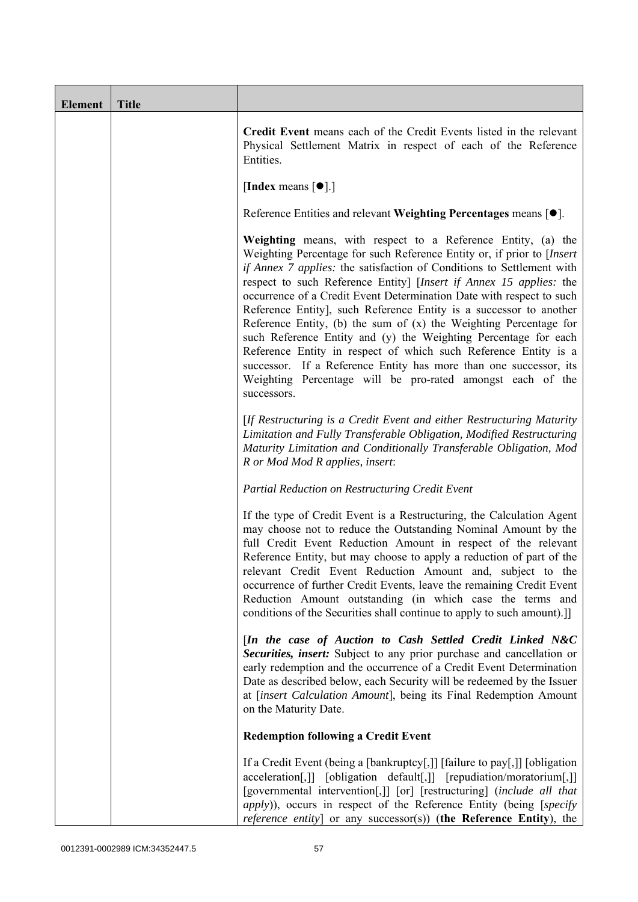| Element | Title | |
|---|---|---|
| | | **Credit Event** means each of the Credit Events listed in the relevant Physical Settlement Matrix in respect of each of the Reference Entities.<br><br>[**Index** means [●].]<br><br>Reference Entities and relevant **Weighting Percentages** means [●].<br><br>**Weighting** means, with respect to a Reference Entity, (a) the Weighting Percentage for such Reference Entity or, if prior to [*Insert if Annex 7 applies:* the satisfaction of Conditions to Settlement with respect to such Reference Entity] [*Insert if Annex 15 applies:* the occurrence of a Credit Event Determination Date with respect to such Reference Entity], such Reference Entity is a successor to another Reference Entity, (b) the sum of (x) the Weighting Percentage for such Reference Entity and (y) the Weighting Percentage for each Reference Entity in respect of which such Reference Entity is a successor. If a Reference Entity has more than one successor, its Weighting Percentage will be pro-rated amongst each of the successors.<br><br>[*If Restructuring is a Credit Event and either Restructuring Maturity Limitation and Fully Transferable Obligation, Modified Restructuring Maturity Limitation and Conditionally Transferable Obligation, Mod R or Mod Mod R applies, insert*:<br><br>*Partial Reduction on Restructuring Credit Event*<br><br>If the type of Credit Event is a Restructuring, the Calculation Agent may choose not to reduce the Outstanding Nominal Amount by the full Credit Event Reduction Amount in respect of the relevant Reference Entity, but may choose to apply a reduction of part of the relevant Credit Event Reduction Amount and, subject to the occurrence of further Credit Events, leave the remaining Credit Event Reduction Amount outstanding (in which case the terms and conditions of the Securities shall continue to apply to such amount).]]<br><br>[***In the case of Auction to Cash Settled Credit Linked N&C Securities, insert:*** Subject to any prior purchase and cancellation or early redemption and the occurrence of a Credit Event Determination Date as described below, each Security will be redeemed by the Issuer at [*insert Calculation Amount*], being its Final Redemption Amount on the Maturity Date.<br><br>**Redemption following a Credit Event**<br><br>If a Credit Event (being a [bankruptcy[,]] [failure to pay[,]] [obligation acceleration[,]] [obligation default[,]] [repudiation/moratorium[,]] [governmental intervention[,]] [or] [restructuring] (*include all that apply*)), occurs in respect of the Reference Entity (being [*specify reference entity*] or any successor(s)) (**the Reference Entity**), the |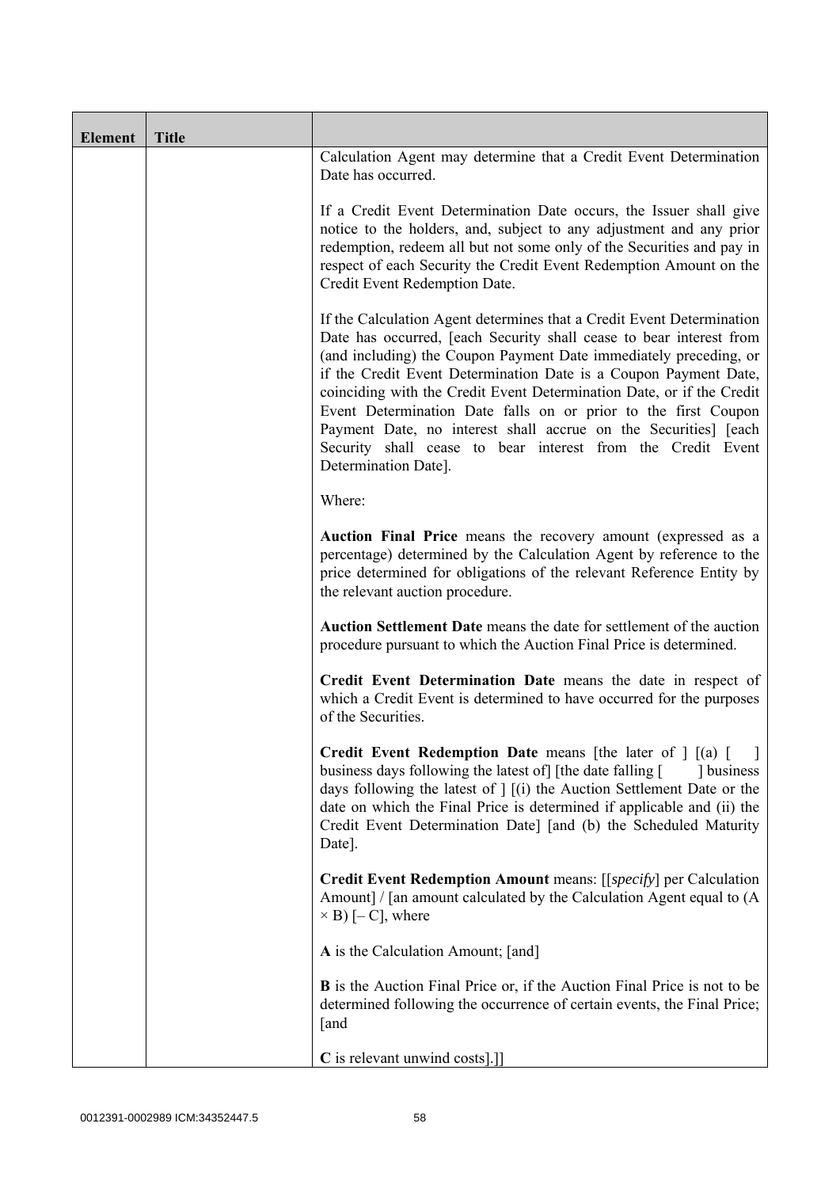| Element | Title | |
|---|---|---|
| | | Calculation Agent may determine that a Credit Event Determination Date has occurred.<br><br>If a Credit Event Determination Date occurs, the Issuer shall give notice to the holders, and, subject to any adjustment and any prior redemption, redeem all but not some only of the Securities and pay in respect of each Security the Credit Event Redemption Amount on the Credit Event Redemption Date.<br><br>If the Calculation Agent determines that a Credit Event Determination Date has occurred, [each Security shall cease to bear interest from (and including) the Coupon Payment Date immediately preceding, or if the Credit Event Determination Date is a Coupon Payment Date, coinciding with the Credit Event Determination Date, or if the Credit Event Determination Date falls on or prior to the first Coupon Payment Date, no interest shall accrue on the Securities] [each Security shall cease to bear interest from the Credit Event Determination Date].<br><br>Where:<br><br>**Auction Final Price** means the recovery amount (expressed as a percentage) determined by the Calculation Agent by reference to the price determined for obligations of the relevant Reference Entity by the relevant auction procedure.<br><br>**Auction Settlement Date** means the date for settlement of the auction procedure pursuant to which the Auction Final Price is determined.<br><br>**Credit Event Determination Date** means the date in respect of which a Credit Event is determined to have occurred for the purposes of the Securities.<br><br>**Credit Event Redemption Date** means [the later of ] [(a) [ ] business days following the latest of] [the date falling [ ] business days following the latest of ] [(i) the Auction Settlement Date or the date on which the Final Price is determined if applicable and (ii) the Credit Event Determination Date] [and (b) the Scheduled Maturity Date].<br><br>**Credit Event Redemption Amount** means: [[*specify*] per Calculation Amount] / [an amount calculated by the Calculation Agent equal to (A × B) [– C], where<br><br>**A** is the Calculation Amount; [and]<br><br>**B** is the Auction Final Price or, if the Auction Final Price is not to be determined following the occurrence of certain events, the Final Price; [and<br><br>**C** is relevant unwind costs].]] |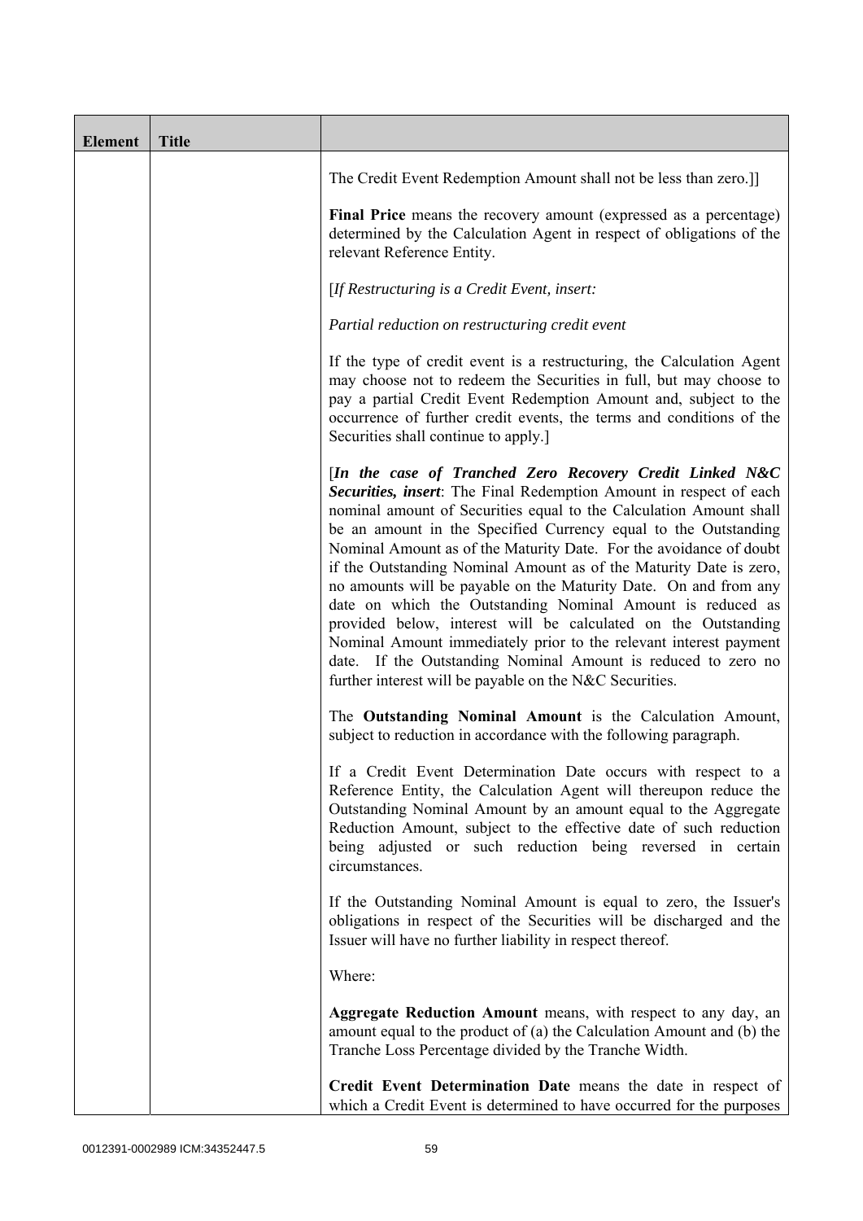| Element | Title | |
|---|---|---|
| | | The Credit Event Redemption Amount shall not be less than zero.]]<br><br>**Final Price** means the recovery amount (expressed as a percentage) determined by the Calculation Agent in respect of obligations of the relevant Reference Entity.<br><br>[*If Restructuring is a Credit Event, insert:*<br><br>*Partial reduction on restructuring credit event*<br><br>If the type of credit event is a restructuring, the Calculation Agent may choose not to redeem the Securities in full, but may choose to pay a partial Credit Event Redemption Amount and, subject to the occurrence of further credit events, the terms and conditions of the Securities shall continue to apply.]<br><br>[***In the case of Tranched Zero Recovery Credit Linked N&C Securities, insert***: The Final Redemption Amount in respect of each nominal amount of Securities equal to the Calculation Amount shall be an amount in the Specified Currency equal to the Outstanding Nominal Amount as of the Maturity Date. For the avoidance of doubt if the Outstanding Nominal Amount as of the Maturity Date is zero, no amounts will be payable on the Maturity Date. On and from any date on which the Outstanding Nominal Amount is reduced as provided below, interest will be calculated on the Outstanding Nominal Amount immediately prior to the relevant interest payment date. If the Outstanding Nominal Amount is reduced to zero no further interest will be payable on the N&C Securities.<br><br>The **Outstanding Nominal Amount** is the Calculation Amount, subject to reduction in accordance with the following paragraph.<br><br>If a Credit Event Determination Date occurs with respect to a Reference Entity, the Calculation Agent will thereupon reduce the Outstanding Nominal Amount by an amount equal to the Aggregate Reduction Amount, subject to the effective date of such reduction being adjusted or such reduction being reversed in certain circumstances.<br><br>If the Outstanding Nominal Amount is equal to zero, the Issuer's obligations in respect of the Securities will be discharged and the Issuer will have no further liability in respect thereof.<br><br>Where:<br><br>**Aggregate Reduction Amount** means, with respect to any day, an amount equal to the product of (a) the Calculation Amount and (b) the Tranche Loss Percentage divided by the Tranche Width.<br><br>**Credit Event Determination Date** means the date in respect of which a Credit Event is determined to have occurred for the purposes |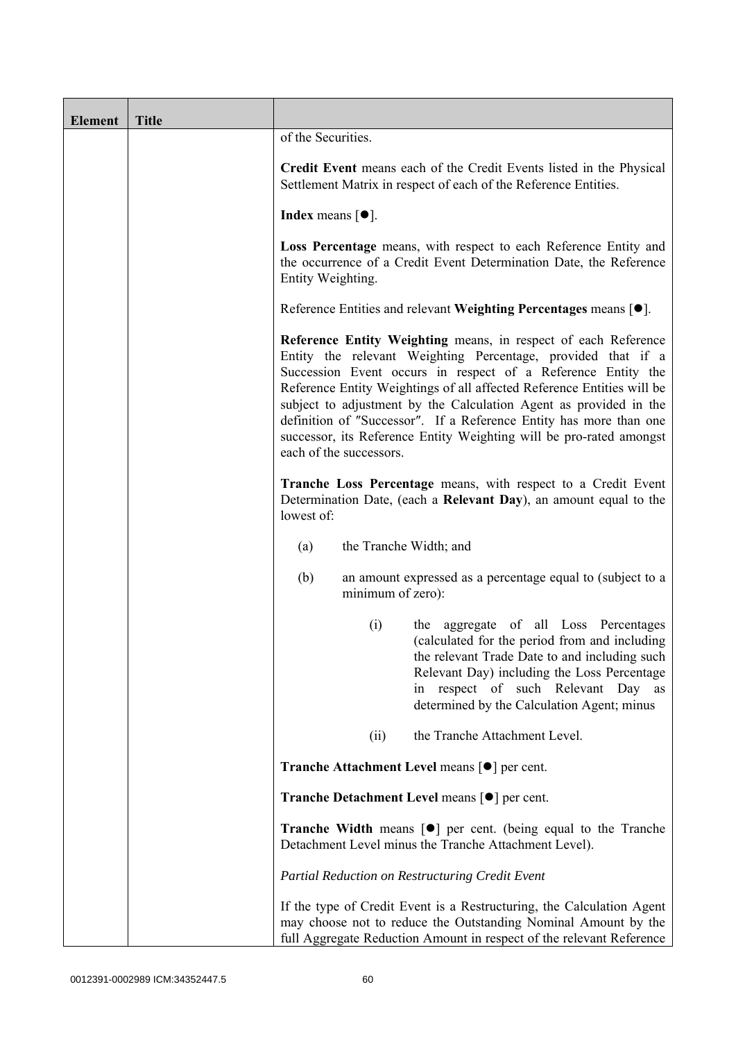| Element | Title | |
|---|---|---|
| | | of the Securities.<br><br>**Credit Event** means each of the Credit Events listed in the Physical Settlement Matrix in respect of each of the Reference Entities.<br><br>**Index** means [●].<br><br>**Loss Percentage** means, with respect to each Reference Entity and the occurrence of a Credit Event Determination Date, the Reference Entity Weighting.<br><br>Reference Entities and relevant **Weighting Percentages** means [●].<br><br>**Reference Entity Weighting** means, in respect of each Reference Entity the relevant Weighting Percentage, provided that if a Succession Event occurs in respect of a Reference Entity the Reference Entity Weightings of all affected Reference Entities will be subject to adjustment by the Calculation Agent as provided in the definition of "Successor". If a Reference Entity has more than one successor, its Reference Entity Weighting will be pro-rated amongst each of the successors.<br><br>**Tranche Loss Percentage** means, with respect to a Credit Event Determination Date, (each a **Relevant Day**), an amount equal to the lowest of:<br><br>(a) the Tranche Width; and<br><br>(b) an amount expressed as a percentage equal to (subject to a minimum of zero):<br><br>(i) the aggregate of all Loss Percentages (calculated for the period from and including the relevant Trade Date to and including such Relevant Day) including the Loss Percentage in respect of such Relevant Day as determined by the Calculation Agent; minus<br><br>(ii) the Tranche Attachment Level.<br><br>**Tranche Attachment Level** means [●] per cent.<br><br>**Tranche Detachment Level** means [●] per cent.<br><br>**Tranche Width** means [●] per cent. (being equal to the Tranche Detachment Level minus the Tranche Attachment Level).<br><br>*Partial Reduction on Restructuring Credit Event*<br><br>If the type of Credit Event is a Restructuring, the Calculation Agent may choose not to reduce the Outstanding Nominal Amount by the full Aggregate Reduction Amount in respect of the relevant Reference |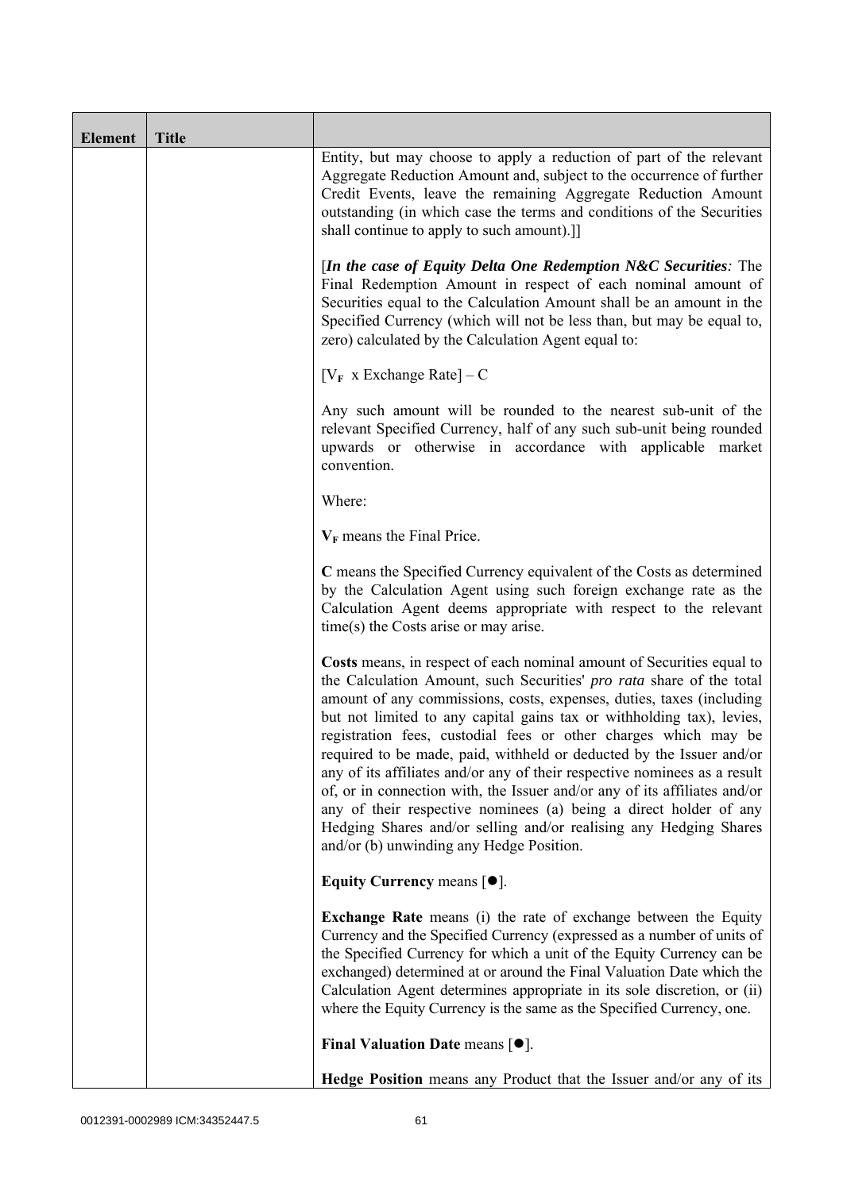| Element | Title | |
|---|---|---|
| | | Entity, but may choose to apply a reduction of part of the relevant Aggregate Reduction Amount and, subject to the occurrence of further Credit Events, leave the remaining Aggregate Reduction Amount outstanding (in which case the terms and conditions of the Securities shall continue to apply to such amount).]]<br><br>[***In the case of Equity Delta One Redemption N&C Securities**:* The Final Redemption Amount in respect of each nominal amount of Securities equal to the Calculation Amount shall be an amount in the Specified Currency (which will not be less than, but may be equal to, zero) calculated by the Calculation Agent equal to:<br><br>$[V_F \text{ x Exchange Rate}] - C$<br><br>Any such amount will be rounded to the nearest sub-unit of the relevant Specified Currency, half of any such sub-unit being rounded upwards or otherwise in accordance with applicable market convention.<br><br>Where:<br><br>$\mathbf{V_F}$ means the Final Price.<br><br>**C** means the Specified Currency equivalent of the Costs as determined by the Calculation Agent using such foreign exchange rate as the Calculation Agent deems appropriate with respect to the relevant time(s) the Costs arise or may arise.<br><br>**Costs** means, in respect of each nominal amount of Securities equal to the Calculation Amount, such Securities' *pro rata* share of the total amount of any commissions, costs, expenses, duties, taxes (including but not limited to any capital gains tax or withholding tax), levies, registration fees, custodial fees or other charges which may be required to be made, paid, withheld or deducted by the Issuer and/or any of its affiliates and/or any of their respective nominees as a result of, or in connection with, the Issuer and/or any of its affiliates and/or any of their respective nominees (a) being a direct holder of any Hedging Shares and/or selling and/or realising any Hedging Shares and/or (b) unwinding any Hedge Position.<br><br>**Equity Currency** means [●].<br><br>**Exchange Rate** means (i) the rate of exchange between the Equity Currency and the Specified Currency (expressed as a number of units of the Specified Currency for which a unit of the Equity Currency can be exchanged) determined at or around the Final Valuation Date which the Calculation Agent determines appropriate in its sole discretion, or (ii) where the Equity Currency is the same as the Specified Currency, one.<br><br>**Final Valuation Date** means [●].<br><br>**Hedge Position** means any Product that the Issuer and/or any of its |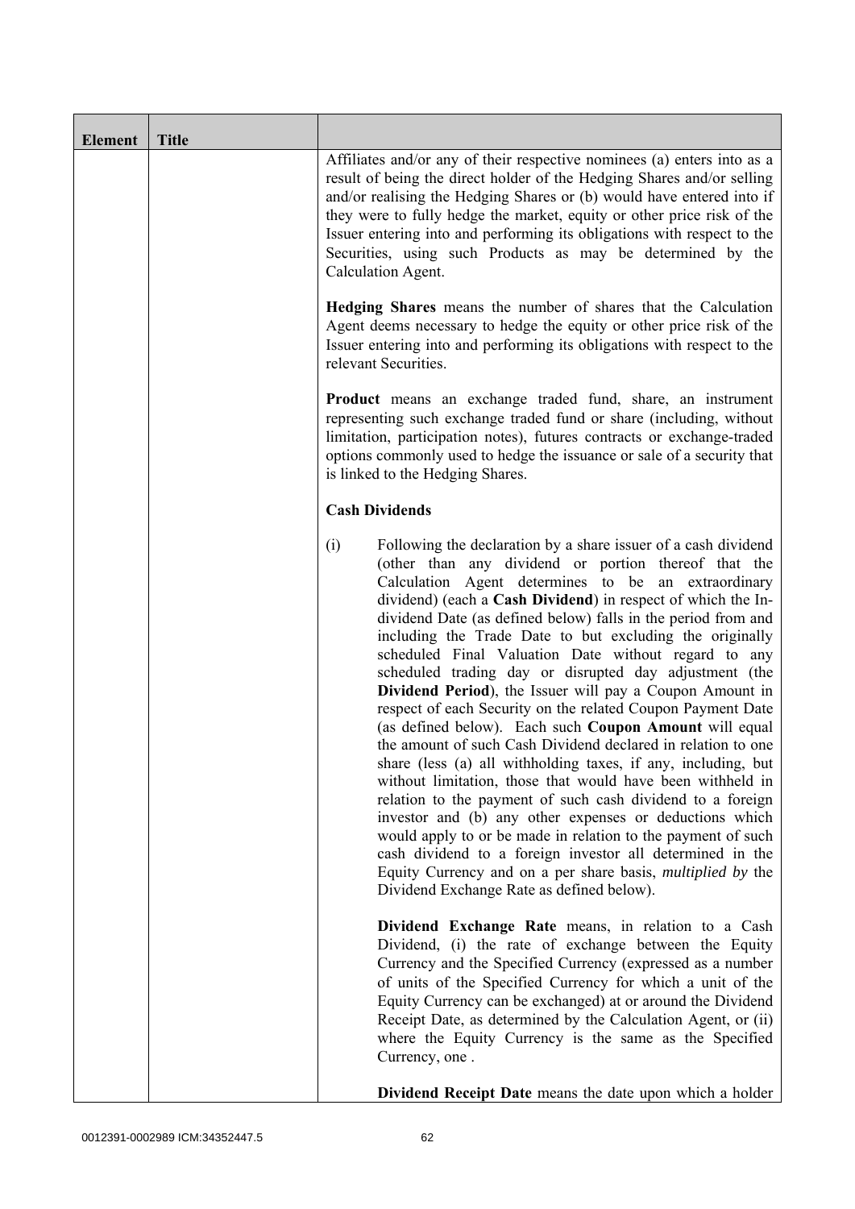| Element | Title | |
|---|---|---|
| | | Affiliates and/or any of their respective nominees (a) enters into as a result of being the direct holder of the Hedging Shares and/or selling and/or realising the Hedging Shares or (b) would have entered into if they were to fully hedge the market, equity or other price risk of the Issuer entering into and performing its obligations with respect to the Securities, using such Products as may be determined by the Calculation Agent.<br><br>**Hedging Shares** means the number of shares that the Calculation Agent deems necessary to hedge the equity or other price risk of the Issuer entering into and performing its obligations with respect to the relevant Securities.<br><br>**Product** means an exchange traded fund, share, an instrument representing such exchange traded fund or share (including, without limitation, participation notes), futures contracts or exchange-traded options commonly used to hedge the issuance or sale of a security that is linked to the Hedging Shares.<br><br>**Cash Dividends**<br><br>(i) Following the declaration by a share issuer of a cash dividend (other than any dividend or portion thereof that the Calculation Agent determines to be an extraordinary dividend) (each a **Cash Dividend**) in respect of which the In-dividend Date (as defined below) falls in the period from and including the Trade Date to but excluding the originally scheduled Final Valuation Date without regard to any scheduled trading day or disrupted day adjustment (the **Dividend Period**), the Issuer will pay a Coupon Amount in respect of each Security on the related Coupon Payment Date (as defined below). Each such **Coupon Amount** will equal the amount of such Cash Dividend declared in relation to one share (less (a) all withholding taxes, if any, including, but without limitation, those that would have been withheld in relation to the payment of such cash dividend to a foreign investor and (b) any other expenses or deductions which would apply to or be made in relation to the payment of such cash dividend to a foreign investor all determined in the Equity Currency and on a per share basis, *multiplied by* the Dividend Exchange Rate as defined below).<br><br>**Dividend Exchange Rate** means, in relation to a Cash Dividend, (i) the rate of exchange between the Equity Currency and the Specified Currency (expressed as a number of units of the Specified Currency for which a unit of the Equity Currency can be exchanged) at or around the Dividend Receipt Date, as determined by the Calculation Agent, or (ii) where the Equity Currency is the same as the Specified Currency, one .<br><br>**Dividend Receipt Date** means the date upon which a holder |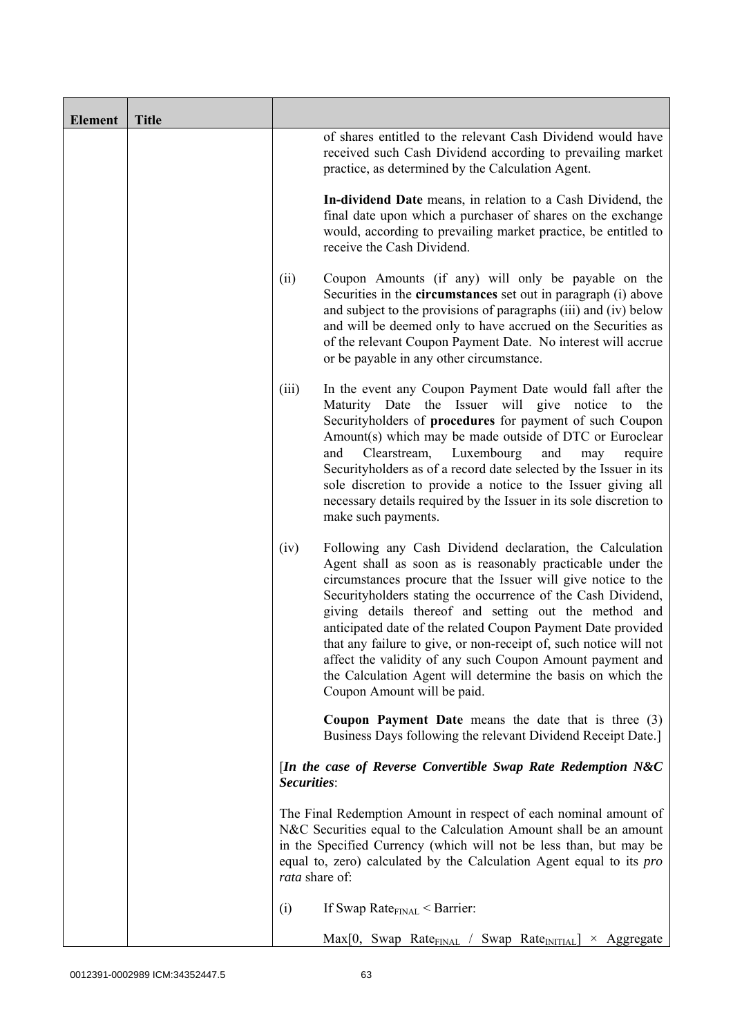| Element | Title | |
|---|---|---|
| | | of shares entitled to the relevant Cash Dividend would have received such Cash Dividend according to prevailing market practice, as determined by the Calculation Agent.<br><br>**In-dividend Date** means, in relation to a Cash Dividend, the final date upon which a purchaser of shares on the exchange would, according to prevailing market practice, be entitled to receive the Cash Dividend.<br><br>(ii) Coupon Amounts (if any) will only be payable on the Securities in the **circumstances** set out in paragraph (i) above and subject to the provisions of paragraphs (iii) and (iv) below and will be deemed only to have accrued on the Securities as of the relevant Coupon Payment Date. No interest will accrue or be payable in any other circumstance.<br><br>(iii) In the event any Coupon Payment Date would fall after the Maturity Date the Issuer will give notice to the Securityholders of **procedures** for payment of such Coupon Amount(s) which may be made outside of DTC or Euroclear and Clearstream, Luxembourg and may require Securityholders as of a record date selected by the Issuer in its sole discretion to provide a notice to the Issuer giving all necessary details required by the Issuer in its sole discretion to make such payments.<br><br>(iv) Following any Cash Dividend declaration, the Calculation Agent shall as soon as is reasonably practicable under the circumstances procure that the Issuer will give notice to the Securityholders stating the occurrence of the Cash Dividend, giving details thereof and setting out the method and anticipated date of the related Coupon Payment Date provided that any failure to give, or non-receipt of, such notice will not affect the validity of any such Coupon Amount payment and the Calculation Agent will determine the basis on which the Coupon Amount will be paid.<br><br>**Coupon Payment Date** means the date that is three (3) Business Days following the relevant Dividend Receipt Date.]<br><br>[***In the case of Reverse Convertible Swap Rate Redemption N&C Securities***:<br><br>The Final Redemption Amount in respect of each nominal amount of N&C Securities equal to the Calculation Amount shall be an amount in the Specified Currency (which will not be less than, but may be equal to, zero) calculated by the Calculation Agent equal to its *pro rata* share of:<br><br>(i) If Swap $\text{Rate}_{\text{FINAL}}$ < Barrier:<br><br>$\text{Max}[0, \text{Swap Rate}_{\text{FINAL}} / \text{Swap Rate}_{\text{INITIAL}}] \times$ Aggregate |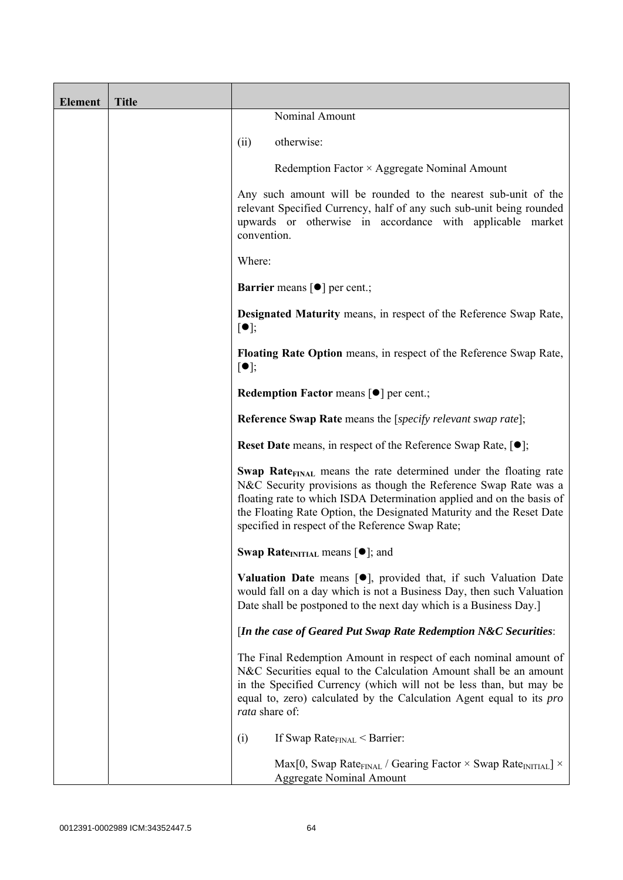| Element | Title | |
|---|---|---|
| | | Nominal Amount<br><br>(ii) otherwise:<br><br>Redemption Factor × Aggregate Nominal Amount<br><br>Any such amount will be rounded to the nearest sub-unit of the relevant Specified Currency, half of any such sub-unit being rounded upwards or otherwise in accordance with applicable market convention.<br><br>Where:<br><br>**Barrier** means [●] per cent.;<br><br>**Designated Maturity** means, in respect of the Reference Swap Rate, [●];<br><br>**Floating Rate Option** means, in respect of the Reference Swap Rate, [●];<br><br>**Redemption Factor** means [●] per cent.;<br><br>**Reference Swap Rate** means the [*specify relevant swap rate*];<br><br>**Reset Date** means, in respect of the Reference Swap Rate, [●];<br><br>**Swap Rate$_{FINAL}$** means the rate determined under the floating rate N&C Security provisions as though the Reference Swap Rate was a floating rate to which ISDA Determination applied and on the basis of the Floating Rate Option, the Designated Maturity and the Reset Date specified in respect of the Reference Swap Rate;<br><br>**Swap Rate$_{INITIAL}$** means [●]; and<br><br>**Valuation Date** means [●], provided that, if such Valuation Date would fall on a day which is not a Business Day, then such Valuation Date shall be postponed to the next day which is a Business Day.]<br><br>[***In the case of Geared Put Swap Rate Redemption N&C Securities***:<br><br>The Final Redemption Amount in respect of each nominal amount of N&C Securities equal to the Calculation Amount shall be an amount in the Specified Currency (which will not be less than, but may be equal to, zero) calculated by the Calculation Agent equal to its *pro rata* share of:<br><br>(i) If Swap Rate$_{FINAL}$ < Barrier:<br><br>Max[0, Swap Rate$_{FINAL}$ / Gearing Factor × Swap Rate$_{INITIAL}$] × Aggregate Nominal Amount |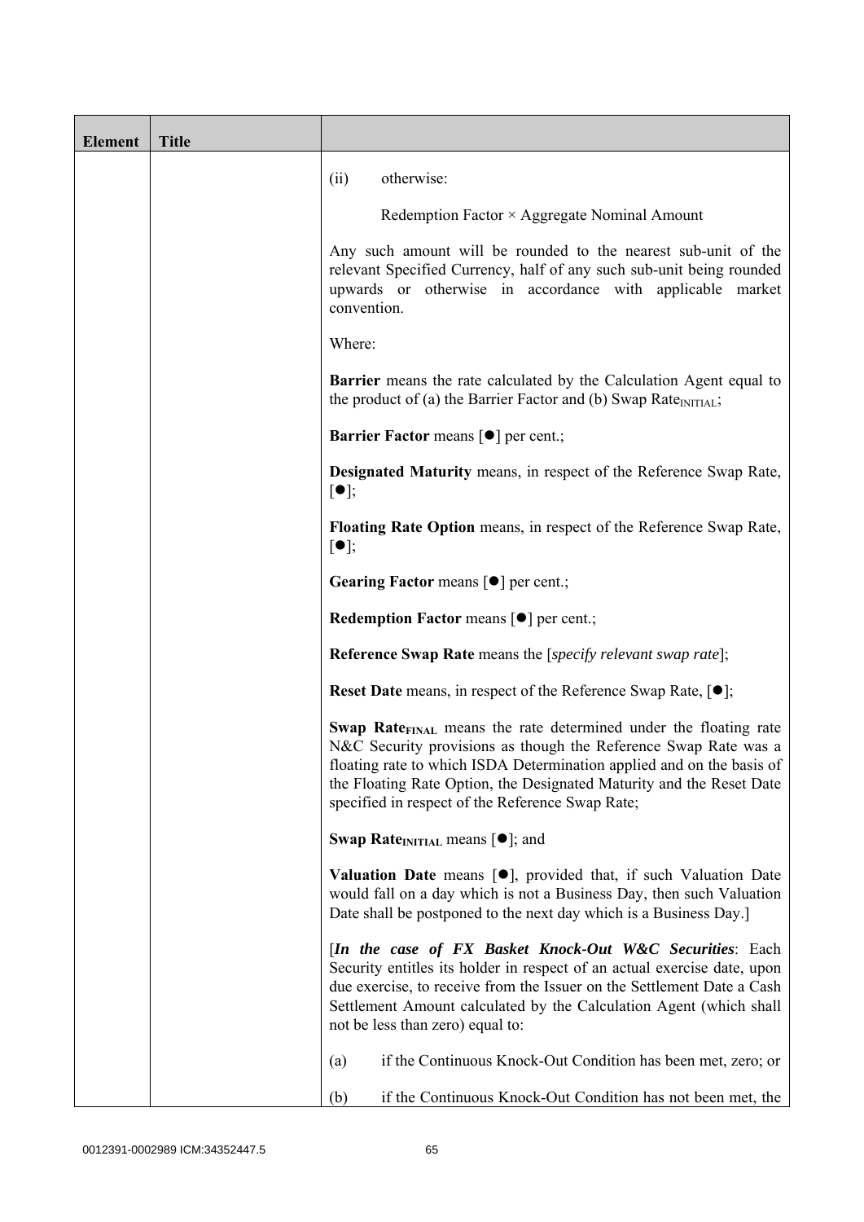| Element | Title | |
|---|---|---|
| | | (ii) otherwise:<br><br>Redemption Factor × Aggregate Nominal Amount<br><br>Any such amount will be rounded to the nearest sub-unit of the relevant Specified Currency, half of any such sub-unit being rounded upwards or otherwise in accordance with applicable market convention.<br><br>Where:<br><br>**Barrier** means the rate calculated by the Calculation Agent equal to the product of (a) the Barrier Factor and (b) Swap $Rate_{INITIAL}$;<br><br>**Barrier Factor** means [●] per cent.;<br><br>**Designated Maturity** means, in respect of the Reference Swap Rate, [●];<br><br>**Floating Rate Option** means, in respect of the Reference Swap Rate, [●];<br><br>**Gearing Factor** means [●] per cent.;<br><br>**Redemption Factor** means [●] per cent.;<br><br>**Reference Swap Rate** means the [*specify relevant swap rate*];<br><br>**Reset Date** means, in respect of the Reference Swap Rate, [●];<br><br>**Swap $Rate_{FINAL}$** means the rate determined under the floating rate N&C Security provisions as though the Reference Swap Rate was a floating rate to which ISDA Determination applied and on the basis of the Floating Rate Option, the Designated Maturity and the Reset Date specified in respect of the Reference Swap Rate;<br><br>**Swap $Rate_{INITIAL}$** means [●]; and<br><br>**Valuation Date** means [●], provided that, if such Valuation Date would fall on a day which is not a Business Day, then such Valuation Date shall be postponed to the next day which is a Business Day.]<br><br>[***In the case of FX Basket Knock-Out W&C Securities***: Each Security entitles its holder in respect of an actual exercise date, upon due exercise, to receive from the Issuer on the Settlement Date a Cash Settlement Amount calculated by the Calculation Agent (which shall not be less than zero) equal to:<br><br>(a) if the Continuous Knock-Out Condition has been met, zero; or<br><br>(b) if the Continuous Knock-Out Condition has not been met, the |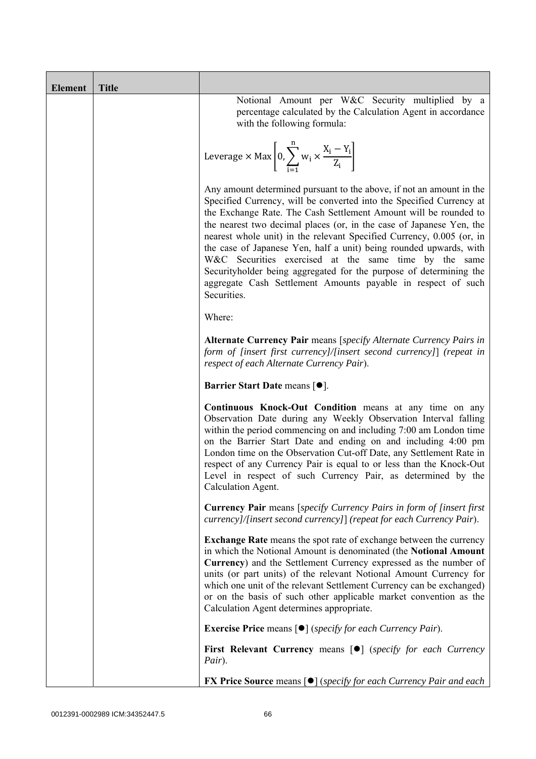| Element | Title | |
|---|---|---|
| | | Notional Amount per W&C Security multiplied by a percentage calculated by the Calculation Agent in accordance with the following formula:<br><br>$$\text{Leverage} \times \text{Max}\left[0, \sum_{i=1}^{n} w_i \times \frac{X_i - Y_i}{Z_i}\right]$$<br><br>Any amount determined pursuant to the above, if not an amount in the Specified Currency, will be converted into the Specified Currency at the Exchange Rate. The Cash Settlement Amount will be rounded to the nearest two decimal places (or, in the case of Japanese Yen, the nearest whole unit) in the relevant Specified Currency, 0.005 (or, in the case of Japanese Yen, half a unit) being rounded upwards, with W&C Securities exercised at the same time by the same Securityholder being aggregated for the purpose of determining the aggregate Cash Settlement Amounts payable in respect of such Securities.<br><br>Where:<br><br>**Alternate Currency Pair** means [*specify Alternate Currency Pairs in form of [insert first currency]/[insert second currency]*] *(repeat in respect of each Alternate Currency Pair*).<br><br>**Barrier Start Date** means [●].<br><br>**Continuous Knock-Out Condition** means at any time on any Observation Date during any Weekly Observation Interval falling within the period commencing on and including 7:00 am London time on the Barrier Start Date and ending on and including 4:00 pm London time on the Observation Cut-off Date, any Settlement Rate in respect of any Currency Pair is equal to or less than the Knock-Out Level in respect of such Currency Pair, as determined by the Calculation Agent.<br><br>**Currency Pair** means [*specify Currency Pairs in form of [insert first currency]/[insert second currency]*] *(repeat for each Currency Pair*).<br><br>**Exchange Rate** means the spot rate of exchange between the currency in which the Notional Amount is denominated (the **Notional Amount Currency**) and the Settlement Currency expressed as the number of units (or part units) of the relevant Notional Amount Currency for which one unit of the relevant Settlement Currency can be exchanged) or on the basis of such other applicable market convention as the Calculation Agent determines appropriate.<br><br>**Exercise Price** means [●] (*specify for each Currency Pair*).<br><br>**First Relevant Currency** means [●] (*specify for each Currency Pair*).<br><br>**FX Price Source** means [●] (*specify for each Currency Pair and each* |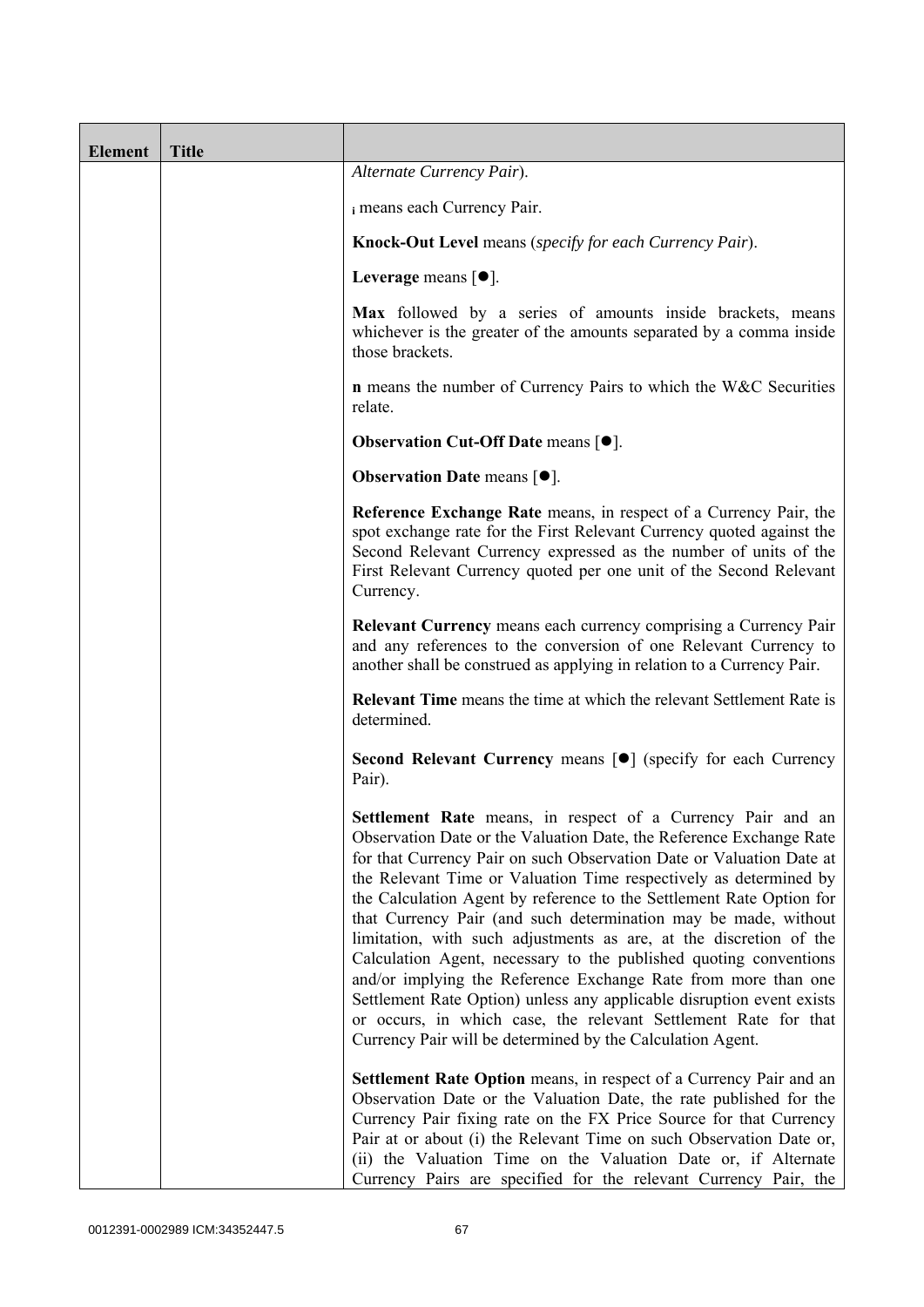| Element | Title | |
|---|---|---|
| | | *Alternate Currency Pair*).<br><br>$_i$ means each Currency Pair.<br><br>**Knock-Out Level** means (*specify for each Currency Pair*).<br><br>**Leverage** means [●].<br><br>**Max** followed by a series of amounts inside brackets, means whichever is the greater of the amounts separated by a comma inside those brackets.<br><br>**n** means the number of Currency Pairs to which the W&C Securities relate.<br><br>**Observation Cut-Off Date** means [●].<br><br>**Observation Date** means [●].<br><br>**Reference Exchange Rate** means, in respect of a Currency Pair, the spot exchange rate for the First Relevant Currency quoted against the Second Relevant Currency expressed as the number of units of the First Relevant Currency quoted per one unit of the Second Relevant Currency.<br><br>**Relevant Currency** means each currency comprising a Currency Pair and any references to the conversion of one Relevant Currency to another shall be construed as applying in relation to a Currency Pair.<br><br>**Relevant Time** means the time at which the relevant Settlement Rate is determined.<br><br>**Second Relevant Currency** means [●] (specify for each Currency Pair).<br><br>**Settlement Rate** means, in respect of a Currency Pair and an Observation Date or the Valuation Date, the Reference Exchange Rate for that Currency Pair on such Observation Date or Valuation Date at the Relevant Time or Valuation Time respectively as determined by the Calculation Agent by reference to the Settlement Rate Option for that Currency Pair (and such determination may be made, without limitation, with such adjustments as are, at the discretion of the Calculation Agent, necessary to the published quoting conventions and/or implying the Reference Exchange Rate from more than one Settlement Rate Option) unless any applicable disruption event exists or occurs, in which case, the relevant Settlement Rate for that Currency Pair will be determined by the Calculation Agent.<br><br>**Settlement Rate Option** means, in respect of a Currency Pair and an Observation Date or the Valuation Date, the rate published for the Currency Pair fixing rate on the FX Price Source for that Currency Pair at or about (i) the Relevant Time on such Observation Date or, (ii) the Valuation Time on the Valuation Date or, if Alternate Currency Pairs are specified for the relevant Currency Pair, the |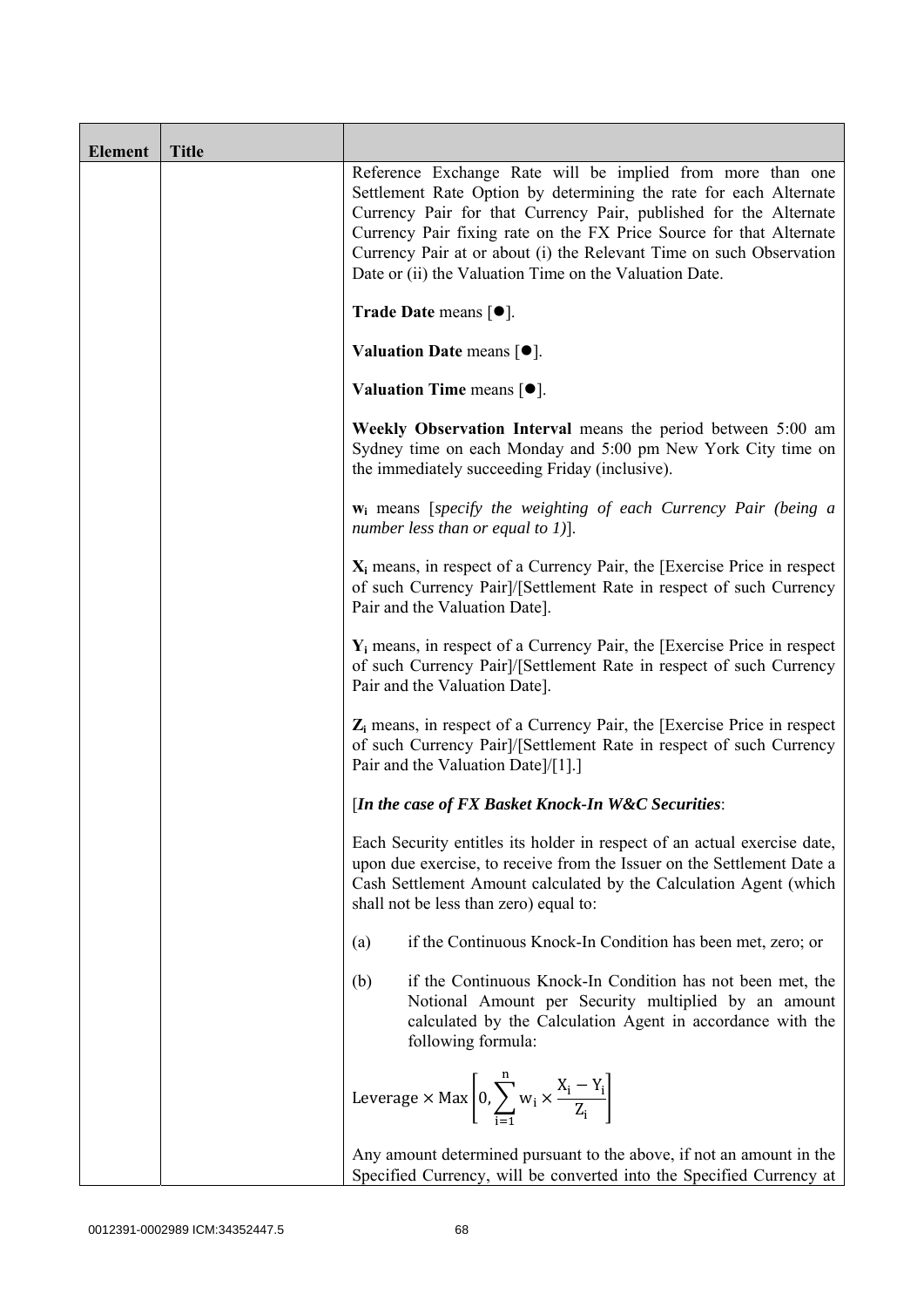| Element | Title | |
|---|---|---|
| | | Reference Exchange Rate will be implied from more than one Settlement Rate Option by determining the rate for each Alternate Currency Pair for that Currency Pair, published for the Alternate Currency Pair fixing rate on the FX Price Source for that Alternate Currency Pair at or about (i) the Relevant Time on such Observation Date or (ii) the Valuation Time on the Valuation Date.<br><br>**Trade Date** means [●].<br><br>**Valuation Date** means [●].<br><br>**Valuation Time** means [●].<br><br>**Weekly Observation Interval** means the period between 5:00 am Sydney time on each Monday and 5:00 pm New York City time on the immediately succeeding Friday (inclusive).<br><br>**$w_i$** means [*specify the weighting of each Currency Pair (being a number less than or equal to 1)*].<br><br>**$X_i$** means, in respect of a Currency Pair, the [Exercise Price in respect of such Currency Pair]/[Settlement Rate in respect of such Currency Pair and the Valuation Date].<br><br>**$Y_i$** means, in respect of a Currency Pair, the [Exercise Price in respect of such Currency Pair]/[Settlement Rate in respect of such Currency Pair and the Valuation Date].<br><br>**$Z_i$** means, in respect of a Currency Pair, the [Exercise Price in respect of such Currency Pair]/[Settlement Rate in respect of such Currency Pair and the Valuation Date]/[1].]<br><br>[***In the case of FX Basket Knock-In W&C Securities***:<br><br>Each Security entitles its holder in respect of an actual exercise date, upon due exercise, to receive from the Issuer on the Settlement Date a Cash Settlement Amount calculated by the Calculation Agent (which shall not be less than zero) equal to:<br><br>(a) if the Continuous Knock-In Condition has been met, zero; or<br><br>(b) if the Continuous Knock-In Condition has not been met, the Notional Amount per Security multiplied by an amount calculated by the Calculation Agent in accordance with the following formula:<br><br>$$\text{Leverage} \times \text{Max}\left[0, \sum_{i=1}^{n} w_i \times \frac{X_i - Y_i}{Z_i}\right]$$<br><br>Any amount determined pursuant to the above, if not an amount in the Specified Currency, will be converted into the Specified Currency at |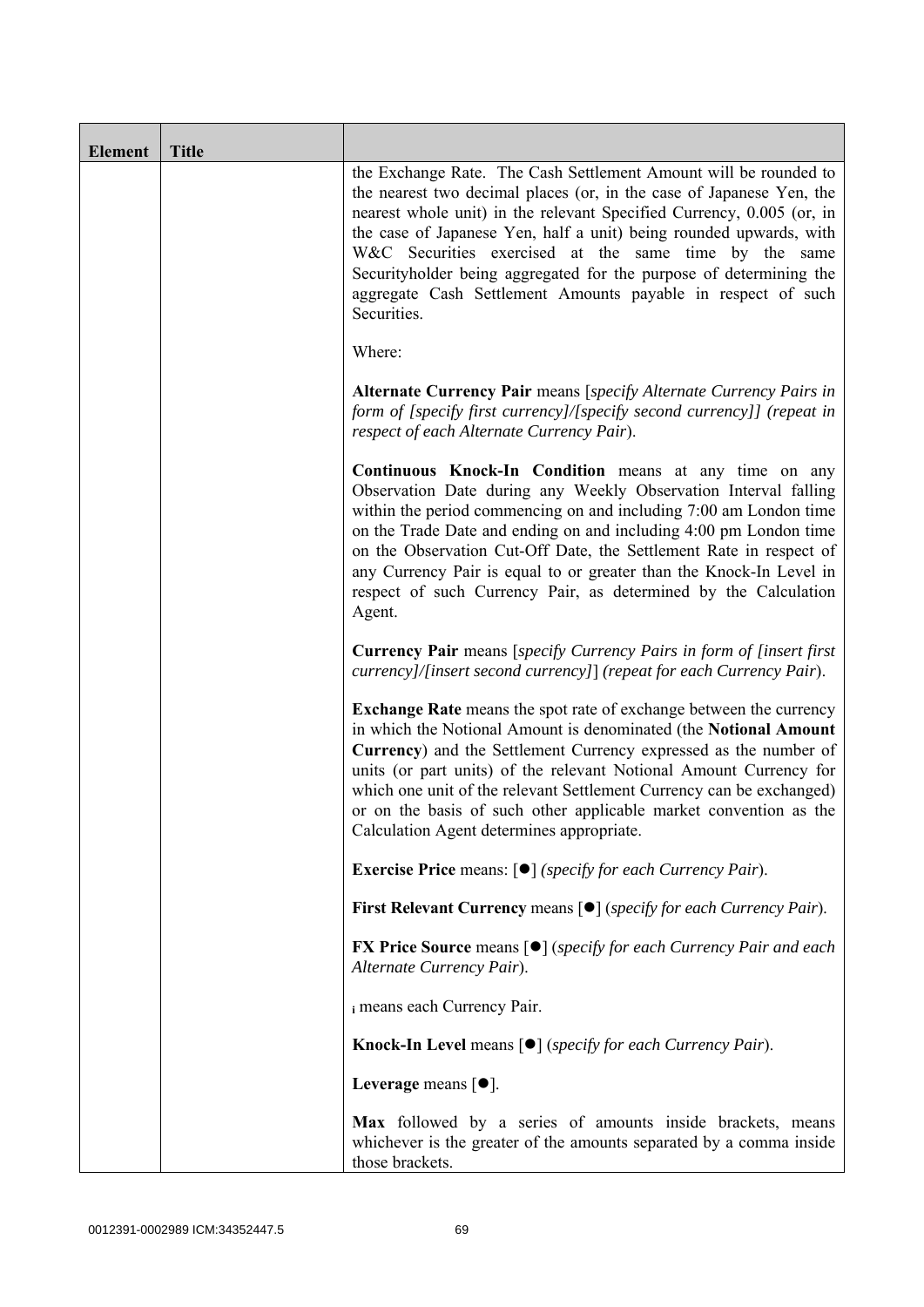| Element | Title | |
|---|---|---|
| | | the Exchange Rate. The Cash Settlement Amount will be rounded to the nearest two decimal places (or, in the case of Japanese Yen, the nearest whole unit) in the relevant Specified Currency, 0.005 (or, in the case of Japanese Yen, half a unit) being rounded upwards, with W&C Securities exercised at the same time by the same Securityholder being aggregated for the purpose of determining the aggregate Cash Settlement Amounts payable in respect of such Securities.<br><br>Where:<br><br>**Alternate Currency Pair** means [*specify Alternate Currency Pairs in form of [specify first currency]/[specify second currency]] (repeat in respect of each Alternate Currency Pair*).<br><br>**Continuous Knock-In Condition** means at any time on any Observation Date during any Weekly Observation Interval falling within the period commencing on and including 7:00 am London time on the Trade Date and ending on and including 4:00 pm London time on the Observation Cut-Off Date, the Settlement Rate in respect of any Currency Pair is equal to or greater than the Knock-In Level in respect of such Currency Pair, as determined by the Calculation Agent.<br><br>**Currency Pair** means [*specify Currency Pairs in form of [insert first currency]/[insert second currency]*] *(repeat for each Currency Pair*).<br><br>**Exchange Rate** means the spot rate of exchange between the currency in which the Notional Amount is denominated (the **Notional Amount Currency**) and the Settlement Currency expressed as the number of units (or part units) of the relevant Notional Amount Currency for which one unit of the relevant Settlement Currency can be exchanged) or on the basis of such other applicable market convention as the Calculation Agent determines appropriate.<br><br>**Exercise Price** means: [●] *(specify for each Currency Pair*).<br><br>**First Relevant Currency** means [●] (*specify for each Currency Pair*).<br><br>**FX Price Source** means [●] (*specify for each Currency Pair and each Alternate Currency Pair*).<br><br>$_i$ means each Currency Pair.<br><br>**Knock-In Level** means [●] (*specify for each Currency Pair*).<br><br>**Leverage** means [●].<br><br>**Max** followed by a series of amounts inside brackets, means whichever is the greater of the amounts separated by a comma inside those brackets. |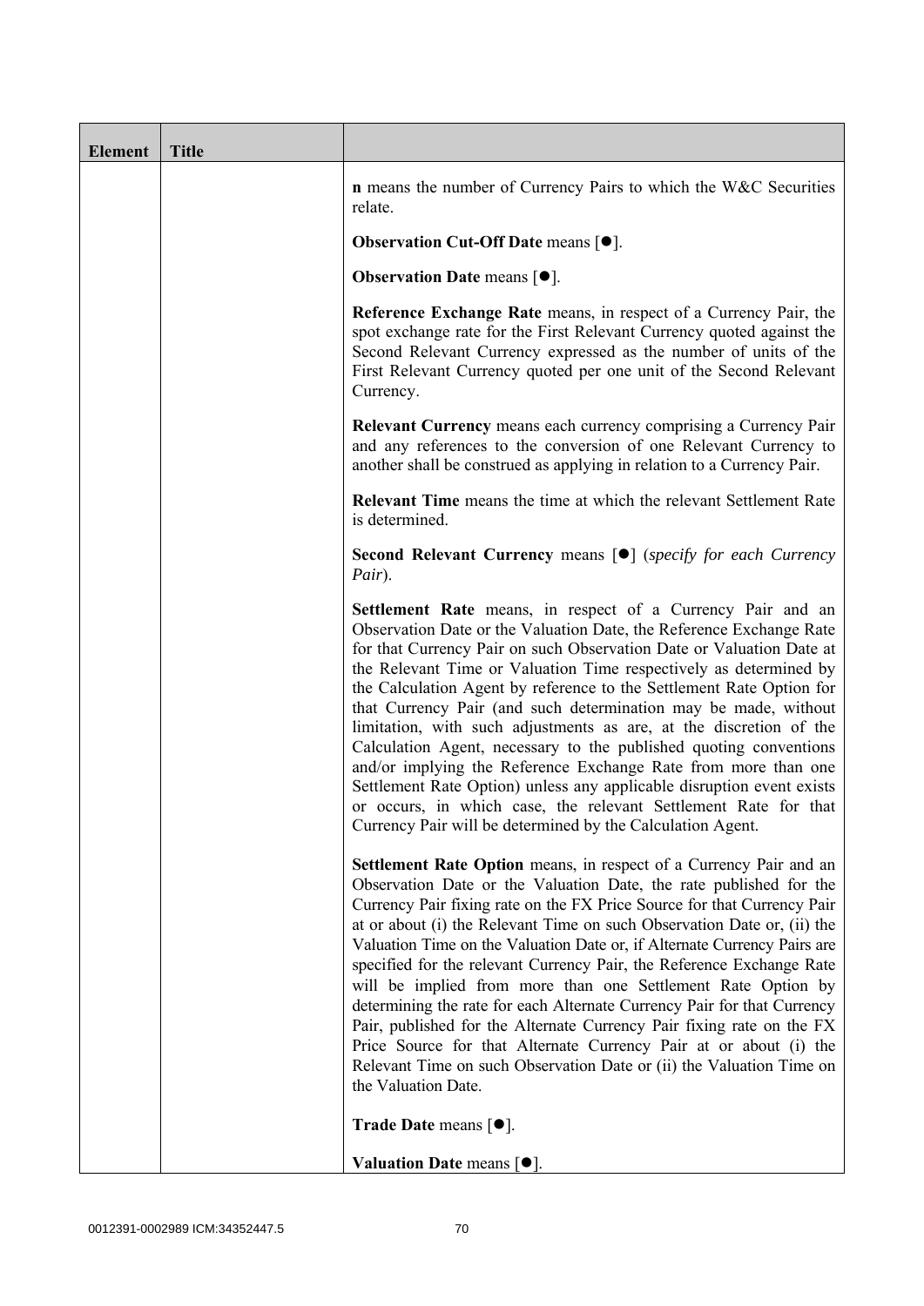| Element | Title | |
|---|---|---|
| | | **n** means the number of Currency Pairs to which the W&C Securities relate.<br><br>**Observation Cut-Off Date** means [●].<br><br>**Observation Date** means [●].<br><br>**Reference Exchange Rate** means, in respect of a Currency Pair, the spot exchange rate for the First Relevant Currency quoted against the Second Relevant Currency expressed as the number of units of the First Relevant Currency quoted per one unit of the Second Relevant Currency.<br><br>**Relevant Currency** means each currency comprising a Currency Pair and any references to the conversion of one Relevant Currency to another shall be construed as applying in relation to a Currency Pair.<br><br>**Relevant Time** means the time at which the relevant Settlement Rate is determined.<br><br>**Second Relevant Currency** means [●] (*specify for each Currency Pair*).<br><br>**Settlement Rate** means, in respect of a Currency Pair and an Observation Date or the Valuation Date, the Reference Exchange Rate for that Currency Pair on such Observation Date or Valuation Date at the Relevant Time or Valuation Time respectively as determined by the Calculation Agent by reference to the Settlement Rate Option for that Currency Pair (and such determination may be made, without limitation, with such adjustments as are, at the discretion of the Calculation Agent, necessary to the published quoting conventions and/or implying the Reference Exchange Rate from more than one Settlement Rate Option) unless any applicable disruption event exists or occurs, in which case, the relevant Settlement Rate for that Currency Pair will be determined by the Calculation Agent.<br><br>**Settlement Rate Option** means, in respect of a Currency Pair and an Observation Date or the Valuation Date, the rate published for the Currency Pair fixing rate on the FX Price Source for that Currency Pair at or about (i) the Relevant Time on such Observation Date or, (ii) the Valuation Time on the Valuation Date or, if Alternate Currency Pairs are specified for the relevant Currency Pair, the Reference Exchange Rate will be implied from more than one Settlement Rate Option by determining the rate for each Alternate Currency Pair for that Currency Pair, published for the Alternate Currency Pair fixing rate on the FX Price Source for that Alternate Currency Pair at or about (i) the Relevant Time on such Observation Date or (ii) the Valuation Time on the Valuation Date.<br><br>**Trade Date** means [●].<br><br>**Valuation Date** means [●]. |

0012391-0002989 ICM:34352447.5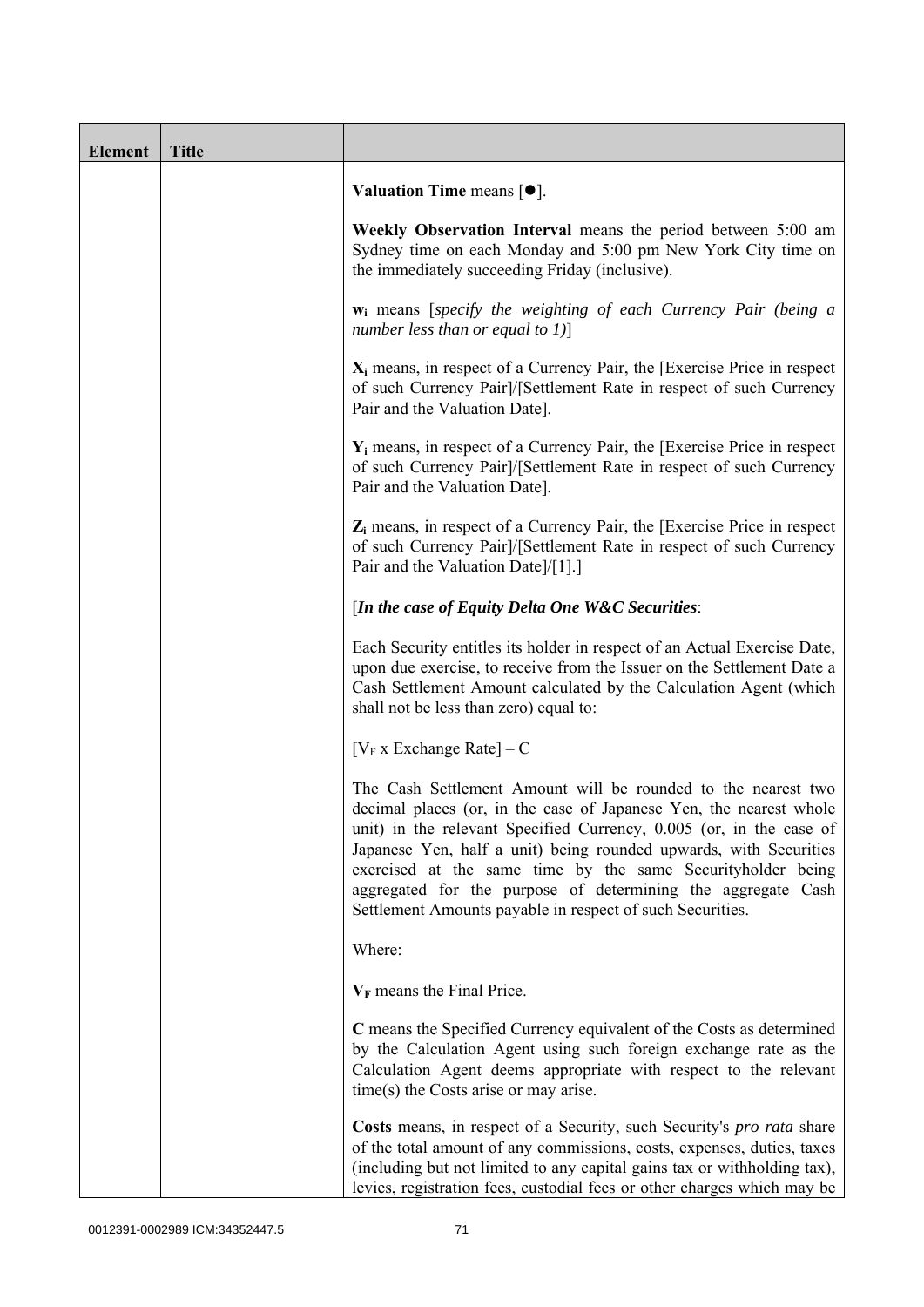| Element | Title | |
|---|---|---|
| | | **Valuation Time** means [●].<br><br>**Weekly Observation Interval** means the period between 5:00 am Sydney time on each Monday and 5:00 pm New York City time on the immediately succeeding Friday (inclusive).<br><br>$\mathbf{w_i}$ means [*specify the weighting of each Currency Pair (being a number less than or equal to 1)*]<br><br>$\mathbf{X_i}$ means, in respect of a Currency Pair, the [Exercise Price in respect of such Currency Pair]/[Settlement Rate in respect of such Currency Pair and the Valuation Date].<br><br>$\mathbf{Y_i}$ means, in respect of a Currency Pair, the [Exercise Price in respect of such Currency Pair]/[Settlement Rate in respect of such Currency Pair and the Valuation Date].<br><br>$\mathbf{Z_i}$ means, in respect of a Currency Pair, the [Exercise Price in respect of such Currency Pair]/[Settlement Rate in respect of such Currency Pair and the Valuation Date]/[1].]<br><br>[***In the case of Equity Delta One W&C Securities***:<br><br>Each Security entitles its holder in respect of an Actual Exercise Date, upon due exercise, to receive from the Issuer on the Settlement Date a Cash Settlement Amount calculated by the Calculation Agent (which shall not be less than zero) equal to:<br><br>$[V_F \text{ x Exchange Rate}] - C$<br><br>The Cash Settlement Amount will be rounded to the nearest two decimal places (or, in the case of Japanese Yen, the nearest whole unit) in the relevant Specified Currency, 0.005 (or, in the case of Japanese Yen, half a unit) being rounded upwards, with Securities exercised at the same time by the same Securityholder being aggregated for the purpose of determining the aggregate Cash Settlement Amounts payable in respect of such Securities.<br><br>Where:<br><br>$\mathbf{V_F}$ means the Final Price.<br><br>**C** means the Specified Currency equivalent of the Costs as determined by the Calculation Agent using such foreign exchange rate as the Calculation Agent deems appropriate with respect to the relevant time(s) the Costs arise or may arise.<br><br>**Costs** means, in respect of a Security, such Security's *pro rata* share of the total amount of any commissions, costs, expenses, duties, taxes (including but not limited to any capital gains tax or withholding tax), levies, registration fees, custodial fees or other charges which may be |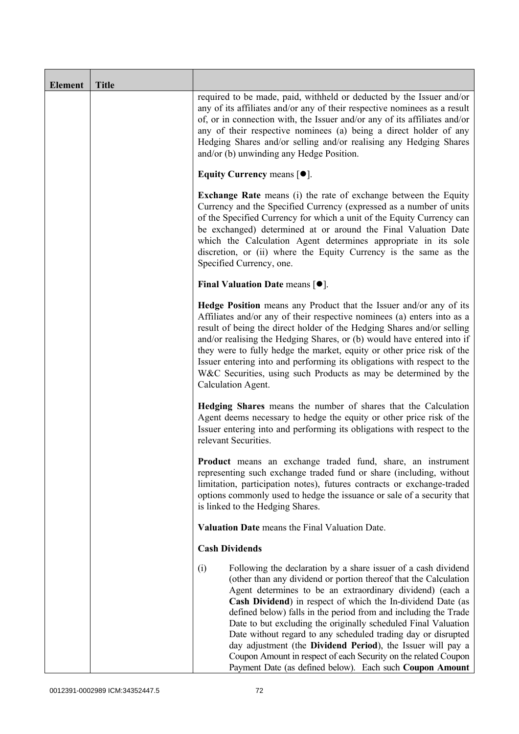| Element | Title | |
|---|---|---|
| | | required to be made, paid, withheld or deducted by the Issuer and/or any of its affiliates and/or any of their respective nominees as a result of, or in connection with, the Issuer and/or any of its affiliates and/or any of their respective nominees (a) being a direct holder of any Hedging Shares and/or selling and/or realising any Hedging Shares and/or (b) unwinding any Hedge Position.<br><br>**Equity Currency** means [●].<br><br>**Exchange Rate** means (i) the rate of exchange between the Equity Currency and the Specified Currency (expressed as a number of units of the Specified Currency for which a unit of the Equity Currency can be exchanged) determined at or around the Final Valuation Date which the Calculation Agent determines appropriate in its sole discretion, or (ii) where the Equity Currency is the same as the Specified Currency, one.<br><br>**Final Valuation Date** means [●].<br><br>**Hedge Position** means any Product that the Issuer and/or any of its Affiliates and/or any of their respective nominees (a) enters into as a result of being the direct holder of the Hedging Shares and/or selling and/or realising the Hedging Shares, or (b) would have entered into if they were to fully hedge the market, equity or other price risk of the Issuer entering into and performing its obligations with respect to the W&C Securities, using such Products as may be determined by the Calculation Agent.<br><br>**Hedging Shares** means the number of shares that the Calculation Agent deems necessary to hedge the equity or other price risk of the Issuer entering into and performing its obligations with respect to the relevant Securities.<br><br>**Product** means an exchange traded fund, share, an instrument representing such exchange traded fund or share (including, without limitation, participation notes), futures contracts or exchange-traded options commonly used to hedge the issuance or sale of a security that is linked to the Hedging Shares.<br><br>**Valuation Date** means the Final Valuation Date.<br><br>**Cash Dividends**<br><br>(i) Following the declaration by a share issuer of a cash dividend (other than any dividend or portion thereof that the Calculation Agent determines to be an extraordinary dividend) (each a **Cash Dividend**) in respect of which the In-dividend Date (as defined below) falls in the period from and including the Trade Date to but excluding the originally scheduled Final Valuation Date without regard to any scheduled trading day or disrupted day adjustment (the **Dividend Period**), the Issuer will pay a Coupon Amount in respect of each Security on the related Coupon Payment Date (as defined below). Each such **Coupon Amount** |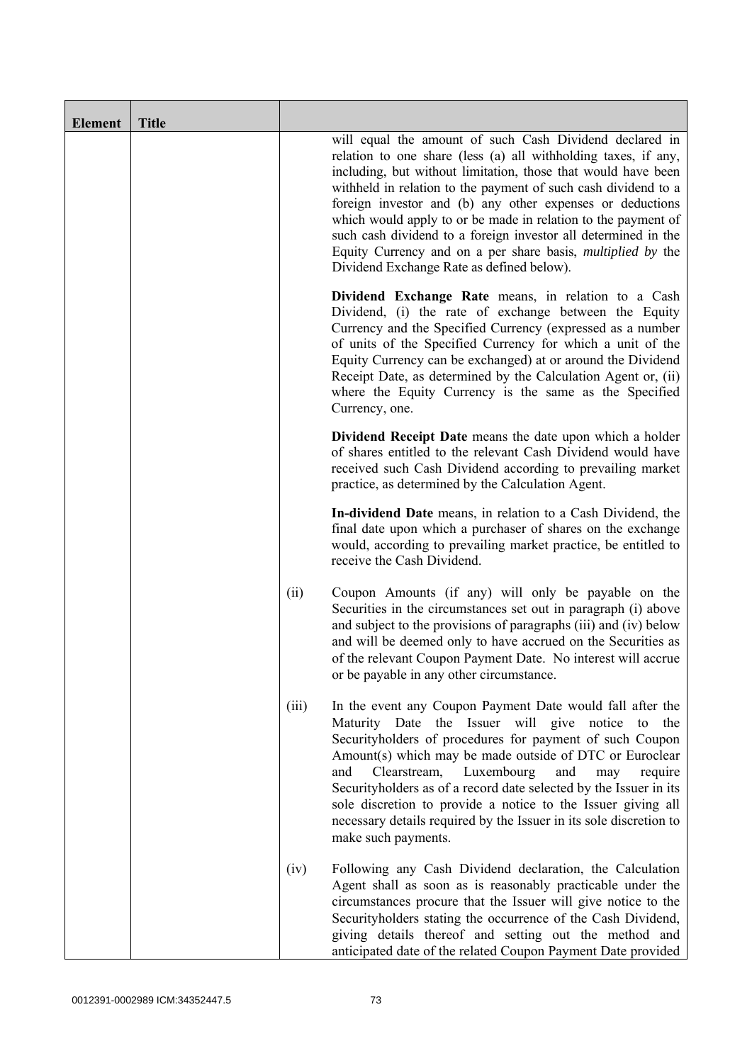| Element | Title | | |
|---|---|---|---|
| | | | will equal the amount of such Cash Dividend declared in relation to one share (less (a) all withholding taxes, if any, including, but without limitation, those that would have been withheld in relation to the payment of such cash dividend to a foreign investor and (b) any other expenses or deductions which would apply to or be made in relation to the payment of such cash dividend to a foreign investor all determined in the Equity Currency and on a per share basis, *multiplied by* the Dividend Exchange Rate as defined below).<br><br>**Dividend Exchange Rate** means, in relation to a Cash Dividend, (i) the rate of exchange between the Equity Currency and the Specified Currency (expressed as a number of units of the Specified Currency for which a unit of the Equity Currency can be exchanged) at or around the Dividend Receipt Date, as determined by the Calculation Agent or, (ii) where the Equity Currency is the same as the Specified Currency, one.<br><br>**Dividend Receipt Date** means the date upon which a holder of shares entitled to the relevant Cash Dividend would have received such Cash Dividend according to prevailing market practice, as determined by the Calculation Agent.<br><br>**In-dividend Date** means, in relation to a Cash Dividend, the final date upon which a purchaser of shares on the exchange would, according to prevailing market practice, be entitled to receive the Cash Dividend. |
| | | (ii) | Coupon Amounts (if any) will only be payable on the Securities in the circumstances set out in paragraph (i) above and subject to the provisions of paragraphs (iii) and (iv) below and will be deemed only to have accrued on the Securities as of the relevant Coupon Payment Date. No interest will accrue or be payable in any other circumstance. |
| | | (iii) | In the event any Coupon Payment Date would fall after the Maturity Date the Issuer will give notice to the Securityholders of procedures for payment of such Coupon Amount(s) which may be made outside of DTC or Euroclear and Clearstream, Luxembourg and may require Securityholders as of a record date selected by the Issuer in its sole discretion to provide a notice to the Issuer giving all necessary details required by the Issuer in its sole discretion to make such payments. |
| | | (iv) | Following any Cash Dividend declaration, the Calculation Agent shall as soon as is reasonably practicable under the circumstances procure that the Issuer will give notice to the Securityholders stating the occurrence of the Cash Dividend, giving details thereof and setting out the method and anticipated date of the related Coupon Payment Date provided |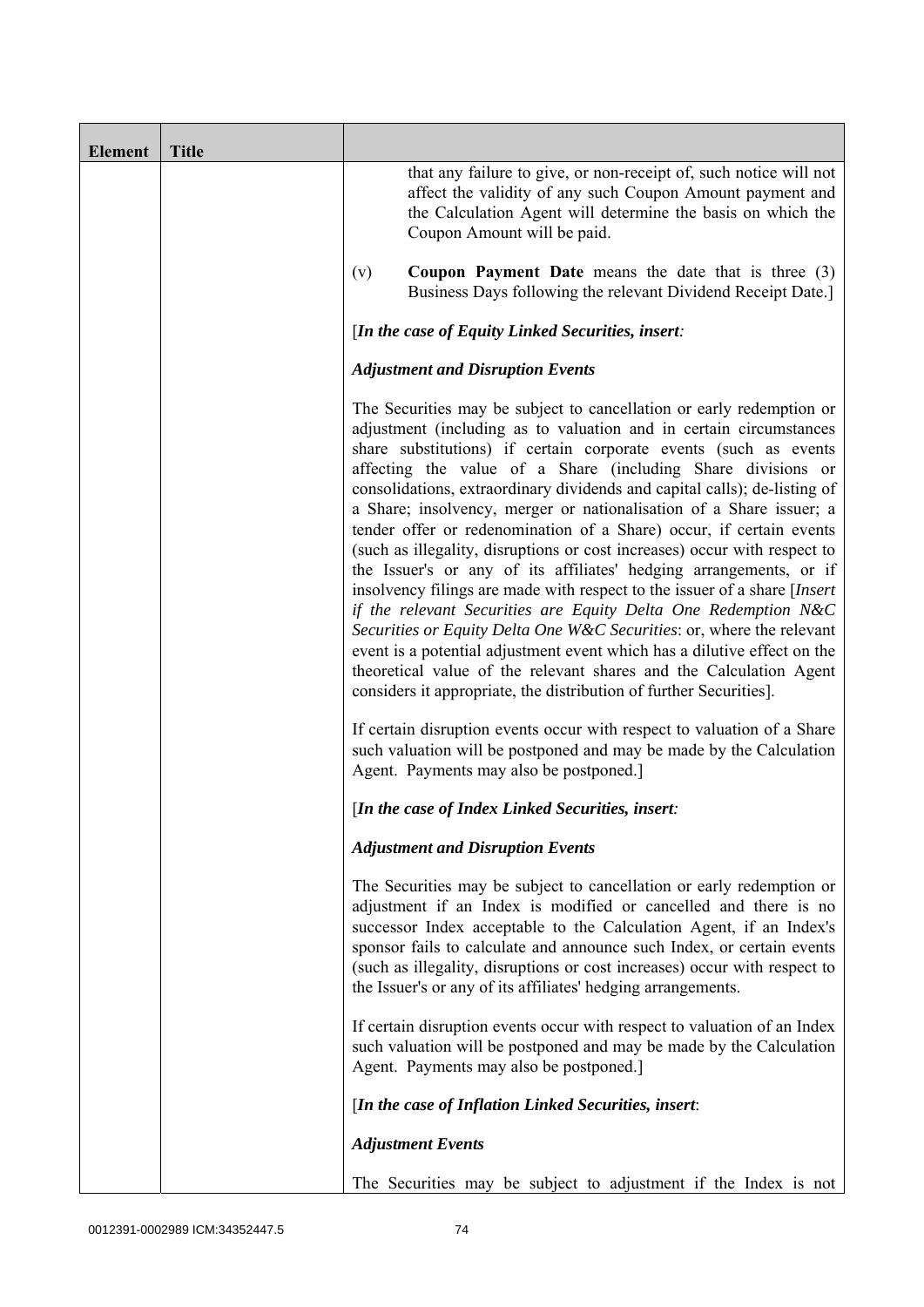| Element | Title | |
|---|---|---|
| | | that any failure to give, or non-receipt of, such notice will not affect the validity of any such Coupon Amount payment and the Calculation Agent will determine the basis on which the Coupon Amount will be paid.<br><br>(v) **Coupon Payment Date** means the date that is three (3) Business Days following the relevant Dividend Receipt Date.]<br><br>[*In the case of Equity Linked Securities, insert:*<br><br>***Adjustment and Disruption Events***<br><br>The Securities may be subject to cancellation or early redemption or adjustment (including as to valuation and in certain circumstances share substitutions) if certain corporate events (such as events affecting the value of a Share (including Share divisions or consolidations, extraordinary dividends and capital calls); de-listing of a Share; insolvency, merger or nationalisation of a Share issuer; a tender offer or redenomination of a Share) occur, if certain events (such as illegality, disruptions or cost increases) occur with respect to the Issuer's or any of its affiliates' hedging arrangements, or if insolvency filings are made with respect to the issuer of a share [*Insert if the relevant Securities are Equity Delta One Redemption N&C Securities or Equity Delta One W&C Securities*: or, where the relevant event is a potential adjustment event which has a dilutive effect on the theoretical value of the relevant shares and the Calculation Agent considers it appropriate, the distribution of further Securities].<br><br>If certain disruption events occur with respect to valuation of a Share such valuation will be postponed and may be made by the Calculation Agent. Payments may also be postponed.]<br><br>[*In the case of Index Linked Securities, insert:*<br><br>***Adjustment and Disruption Events***<br><br>The Securities may be subject to cancellation or early redemption or adjustment if an Index is modified or cancelled and there is no successor Index acceptable to the Calculation Agent, if an Index's sponsor fails to calculate and announce such Index, or certain events (such as illegality, disruptions or cost increases) occur with respect to the Issuer's or any of its affiliates' hedging arrangements.<br><br>If certain disruption events occur with respect to valuation of an Index such valuation will be postponed and may be made by the Calculation Agent. Payments may also be postponed.]<br><br>[*In the case of Inflation Linked Securities, insert*:<br><br>***Adjustment Events***<br><br>The Securities may be subject to adjustment if the Index is not |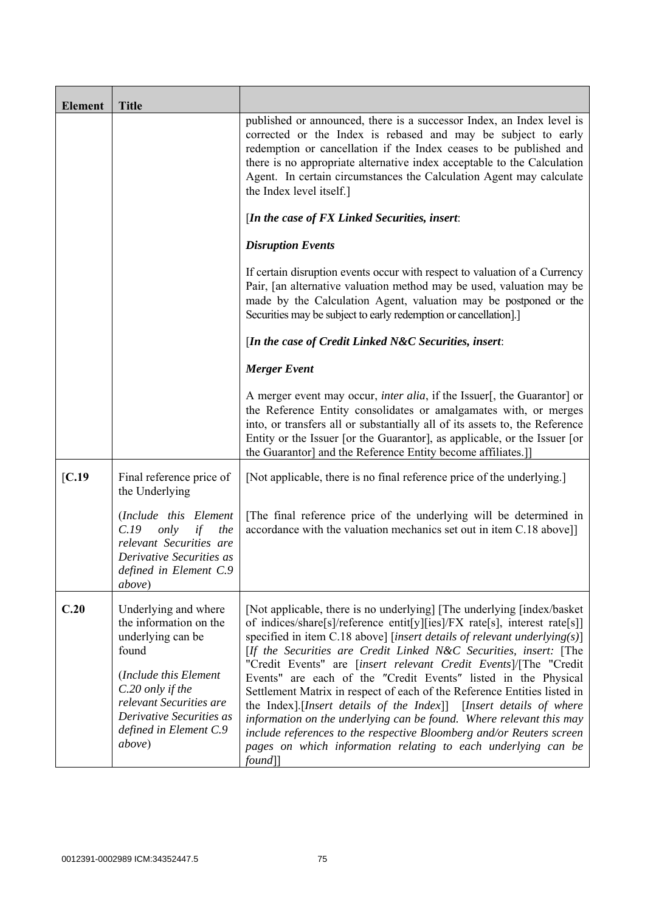| Element | Title | |
|---|---|---|
| | | published or announced, there is a successor Index, an Index level is corrected or the Index is rebased and may be subject to early redemption or cancellation if the Index ceases to be published and there is no appropriate alternative index acceptable to the Calculation Agent. In certain circumstances the Calculation Agent may calculate the Index level itself.]<br><br>[***In the case of FX Linked Securities, insert***:<br><br>***Disruption Events***<br><br>If certain disruption events occur with respect to valuation of a Currency Pair, [an alternative valuation method may be used, valuation may be made by the Calculation Agent, valuation may be postponed or the Securities may be subject to early redemption or cancellation].]<br><br>[***In the case of Credit Linked N&C Securities, insert***:<br><br>***Merger Event***<br><br>A merger event may occur, *inter alia*, if the Issuer[, the Guarantor] or the Reference Entity consolidates or amalgamates with, or merges into, or transfers all or substantially all of its assets to, the Reference Entity or the Issuer [or the Guarantor], as applicable, or the Issuer [or the Guarantor] and the Reference Entity become affiliates.]] |
| [**C.19** | Final reference price of the Underlying<br><br>(*Include this Element C.19 only if the relevant Securities are Derivative Securities as defined in Element C.9 above*) | [Not applicable, there is no final reference price of the underlying.]<br><br>[The final reference price of the underlying will be determined in accordance with the valuation mechanics set out in item C.18 above]] |
| **C.20** | Underlying and where the information on the underlying can be found<br><br>(*Include this Element C.20 only if the relevant Securities are Derivative Securities as defined in Element C.9 above*) | [Not applicable, there is no underlying] [The underlying [index/basket of indices/share[s]/reference entit[y][ies]/FX rate[s], interest rate[s]] specified in item C.18 above] [*insert details of relevant underlying(s)*] [*If the Securities are Credit Linked N&C Securities, insert:* [The "Credit Events" are [*insert relevant Credit Events*]/[The "Credit Events" are each of the "Credit Events" listed in the Physical Settlement Matrix in respect of each of the Reference Entities listed in the Index].[*Insert details of the Index*]] [*Insert details of where information on the underlying can be found. Where relevant this may include references to the respective Bloomberg and/or Reuters screen pages on which information relating to each underlying can be found*]] |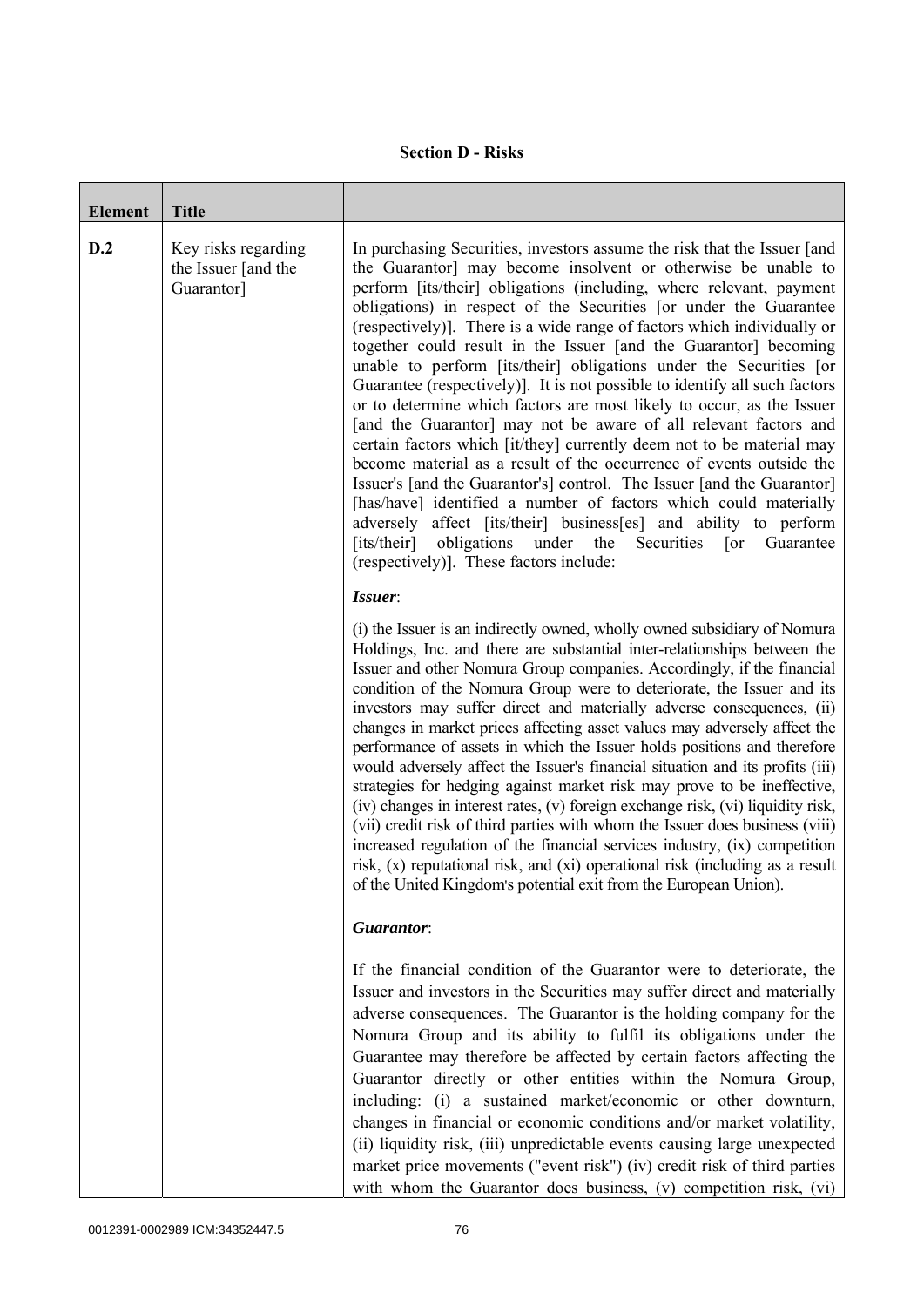**Section D - Risks**

| Element | Title | |
|---|---|---|
| D.2 | Key risks regarding the Issuer [and the Guarantor] | In purchasing Securities, investors assume the risk that the Issuer [and the Guarantor] may become insolvent or otherwise be unable to perform [its/their] obligations (including, where relevant, payment obligations) in respect of the Securities [or under the Guarantee (respectively)]. There is a wide range of factors which individually or together could result in the Issuer [and the Guarantor] becoming unable to perform [its/their] obligations under the Securities [or Guarantee (respectively)]. It is not possible to identify all such factors or to determine which factors are most likely to occur, as the Issuer [and the Guarantor] may not be aware of all relevant factors and certain factors which [it/they] currently deem not to be material may become material as a result of the occurrence of events outside the Issuer's [and the Guarantor's] control. The Issuer [and the Guarantor] [has/have] identified a number of factors which could materially adversely affect [its/their] business[es] and ability to perform [its/their] obligations under the Securities [or Guarantee (respectively)]. These factors include:<br><br>***Issuer***:<br><br>(i) the Issuer is an indirectly owned, wholly owned subsidiary of Nomura Holdings, Inc. and there are substantial inter-relationships between the Issuer and other Nomura Group companies. Accordingly, if the financial condition of the Nomura Group were to deteriorate, the Issuer and its investors may suffer direct and materially adverse consequences, (ii) changes in market prices affecting asset values may adversely affect the performance of assets in which the Issuer holds positions and therefore would adversely affect the Issuer's financial situation and its profits (iii) strategies for hedging against market risk may prove to be ineffective, (iv) changes in interest rates, (v) foreign exchange risk, (vi) liquidity risk, (vii) credit risk of third parties with whom the Issuer does business (viii) increased regulation of the financial services industry, (ix) competition risk, (x) reputational risk, and (xi) operational risk (including as a result of the United Kingdom's potential exit from the European Union).<br><br>***Guarantor***:<br><br>If the financial condition of the Guarantor were to deteriorate, the Issuer and investors in the Securities may suffer direct and materially adverse consequences. The Guarantor is the holding company for the Nomura Group and its ability to fulfil its obligations under the Guarantee may therefore be affected by certain factors affecting the Guarantor directly or other entities within the Nomura Group, including: (i) a sustained market/economic or other downturn, changes in financial or economic conditions and/or market volatility, (ii) liquidity risk, (iii) unpredictable events causing large unexpected market price movements ("event risk") (iv) credit risk of third parties with whom the Guarantor does business, (v) competition risk, (vi) |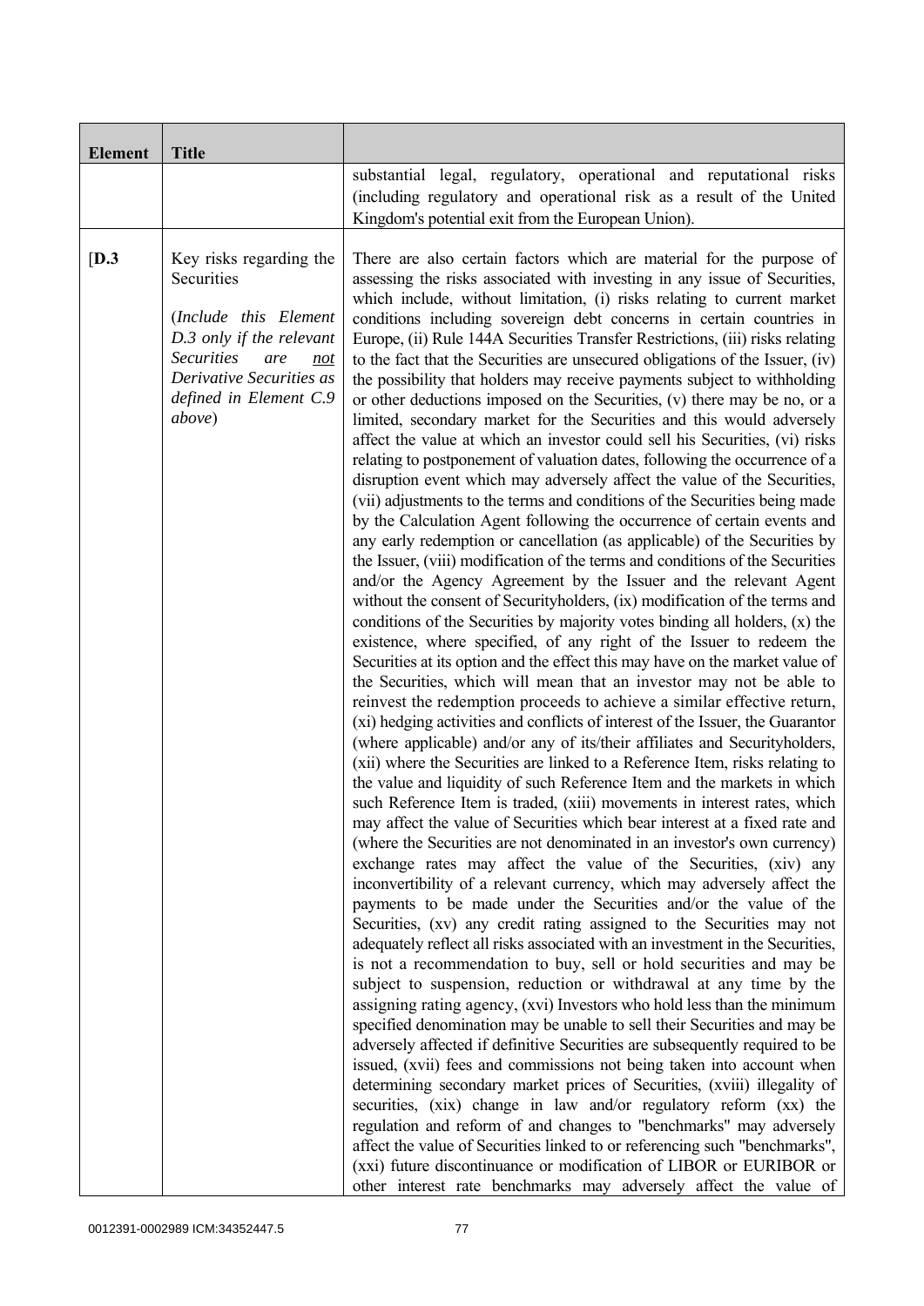| Element | Title | |
|---|---|---|
| | | substantial legal, regulatory, operational and reputational risks (including regulatory and operational risk as a result of the United Kingdom's potential exit from the European Union). |
| [D.3 | Key risks regarding the Securities<br><br>(*Include this Element D.3 only if the relevant Securities are* <u>*not*</u> *Derivative Securities as defined in Element C.9 above*) | There are also certain factors which are material for the purpose of assessing the risks associated with investing in any issue of Securities, which include, without limitation, (i) risks relating to current market conditions including sovereign debt concerns in certain countries in Europe, (ii) Rule 144A Securities Transfer Restrictions, (iii) risks relating to the fact that the Securities are unsecured obligations of the Issuer, (iv) the possibility that holders may receive payments subject to withholding or other deductions imposed on the Securities, (v) there may be no, or a limited, secondary market for the Securities and this would adversely affect the value at which an investor could sell his Securities, (vi) risks relating to postponement of valuation dates, following the occurrence of a disruption event which may adversely affect the value of the Securities, (vii) adjustments to the terms and conditions of the Securities being made by the Calculation Agent following the occurrence of certain events and any early redemption or cancellation (as applicable) of the Securities by the Issuer, (viii) modification of the terms and conditions of the Securities and/or the Agency Agreement by the Issuer and the relevant Agent without the consent of Securityholders, (ix) modification of the terms and conditions of the Securities by majority votes binding all holders, (x) the existence, where specified, of any right of the Issuer to redeem the Securities at its option and the effect this may have on the market value of the Securities, which will mean that an investor may not be able to reinvest the redemption proceeds to achieve a similar effective return, (xi) hedging activities and conflicts of interest of the Issuer, the Guarantor (where applicable) and/or any of its/their affiliates and Securityholders, (xii) where the Securities are linked to a Reference Item, risks relating to the value and liquidity of such Reference Item and the markets in which such Reference Item is traded, (xiii) movements in interest rates, which may affect the value of Securities which bear interest at a fixed rate and (where the Securities are not denominated in an investor's own currency) exchange rates may affect the value of the Securities, (xiv) any inconvertibility of a relevant currency, which may adversely affect the payments to be made under the Securities and/or the value of the Securities, (xv) any credit rating assigned to the Securities may not adequately reflect all risks associated with an investment in the Securities, is not a recommendation to buy, sell or hold securities and may be subject to suspension, reduction or withdrawal at any time by the assigning rating agency, (xvi) Investors who hold less than the minimum specified denomination may be unable to sell their Securities and may be adversely affected if definitive Securities are subsequently required to be issued, (xvii) fees and commissions not being taken into account when determining secondary market prices of Securities, (xviii) illegality of securities, (xix) change in law and/or regulatory reform (xx) the regulation and reform of and changes to "benchmarks" may adversely affect the value of Securities linked to or referencing such "benchmarks", (xxi) future discontinuance or modification of LIBOR or EURIBOR or other interest rate benchmarks may adversely affect the value of |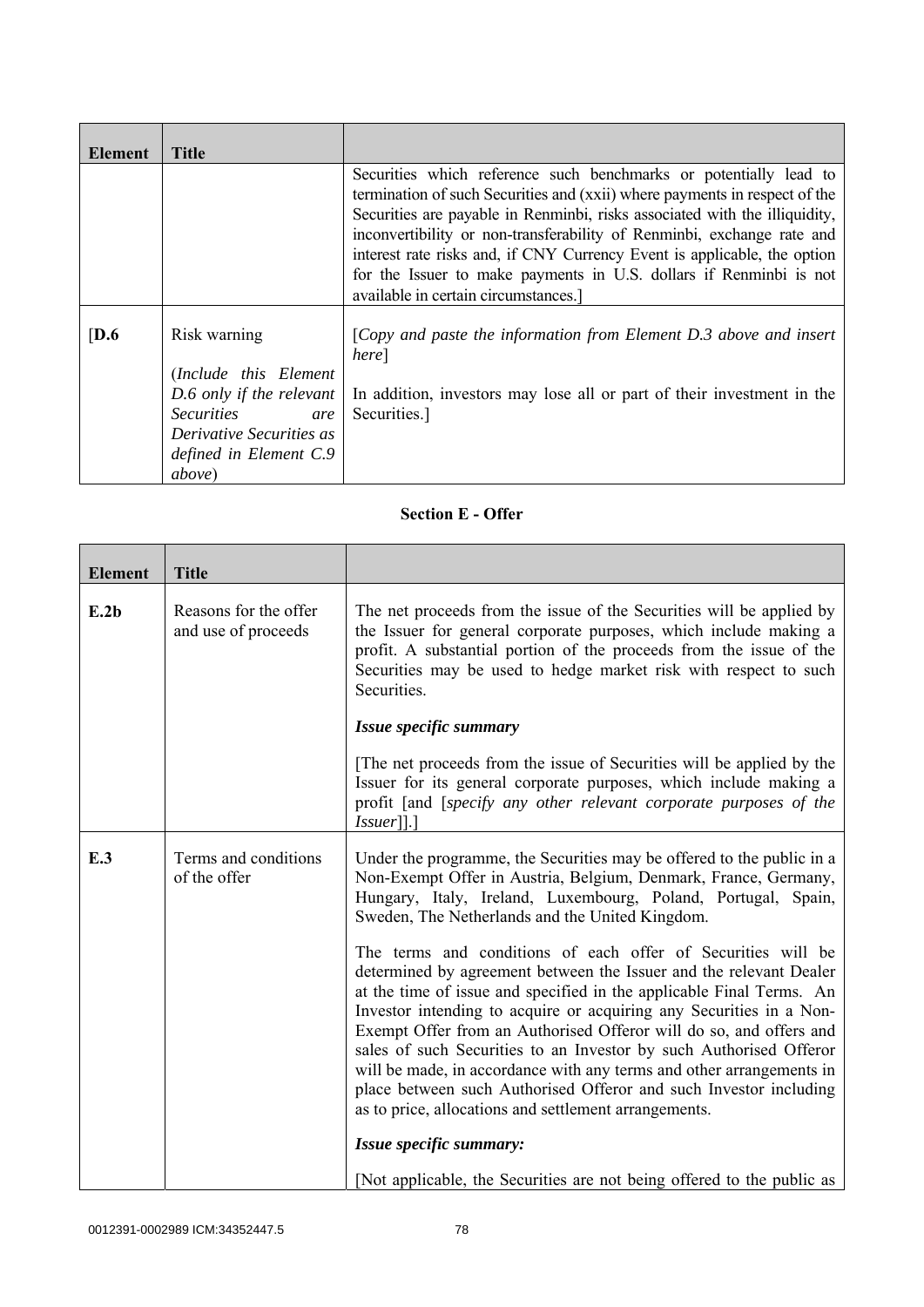| Element | Title | |
|---|---|---|
| | | Securities which reference such benchmarks or potentially lead to termination of such Securities and (xxii) where payments in respect of the Securities are payable in Renminbi, risks associated with the illiquidity, inconvertibility or non-transferability of Renminbi, exchange rate and interest rate risks and, if CNY Currency Event is applicable, the option for the Issuer to make payments in U.S. dollars if Renminbi is not available in certain circumstances.] |
| [**D.6** | Risk warning<br><br>(*Include this Element D.6 only if the relevant Securities are Derivative Securities as defined in Element C.9 above*) | [*Copy and paste the information from Element D.3 above and insert here*]<br><br>In addition, investors may lose all or part of their investment in the Securities.] |

**Section E - Offer**

| Element | Title | |
|---|---|---|
| **E.2b** | Reasons for the offer and use of proceeds | The net proceeds from the issue of the Securities will be applied by the Issuer for general corporate purposes, which include making a profit. A substantial portion of the proceeds from the issue of the Securities may be used to hedge market risk with respect to such Securities.<br><br>***Issue specific summary***<br><br>[The net proceeds from the issue of Securities will be applied by the Issuer for its general corporate purposes, which include making a profit [and [*specify any other relevant corporate purposes of the Issuer*]].] |
| **E.3** | Terms and conditions of the offer | Under the programme, the Securities may be offered to the public in a Non-Exempt Offer in Austria, Belgium, Denmark, France, Germany, Hungary, Italy, Ireland, Luxembourg, Poland, Portugal, Spain, Sweden, The Netherlands and the United Kingdom.<br><br>The terms and conditions of each offer of Securities will be determined by agreement between the Issuer and the relevant Dealer at the time of issue and specified in the applicable Final Terms. An Investor intending to acquire or acquiring any Securities in a Non-Exempt Offer from an Authorised Offeror will do so, and offers and sales of such Securities to an Investor by such Authorised Offeror will be made, in accordance with any terms and other arrangements in place between such Authorised Offeror and such Investor including as to price, allocations and settlement arrangements.<br><br>***Issue specific summary:***<br><br>[Not applicable, the Securities are not being offered to the public as |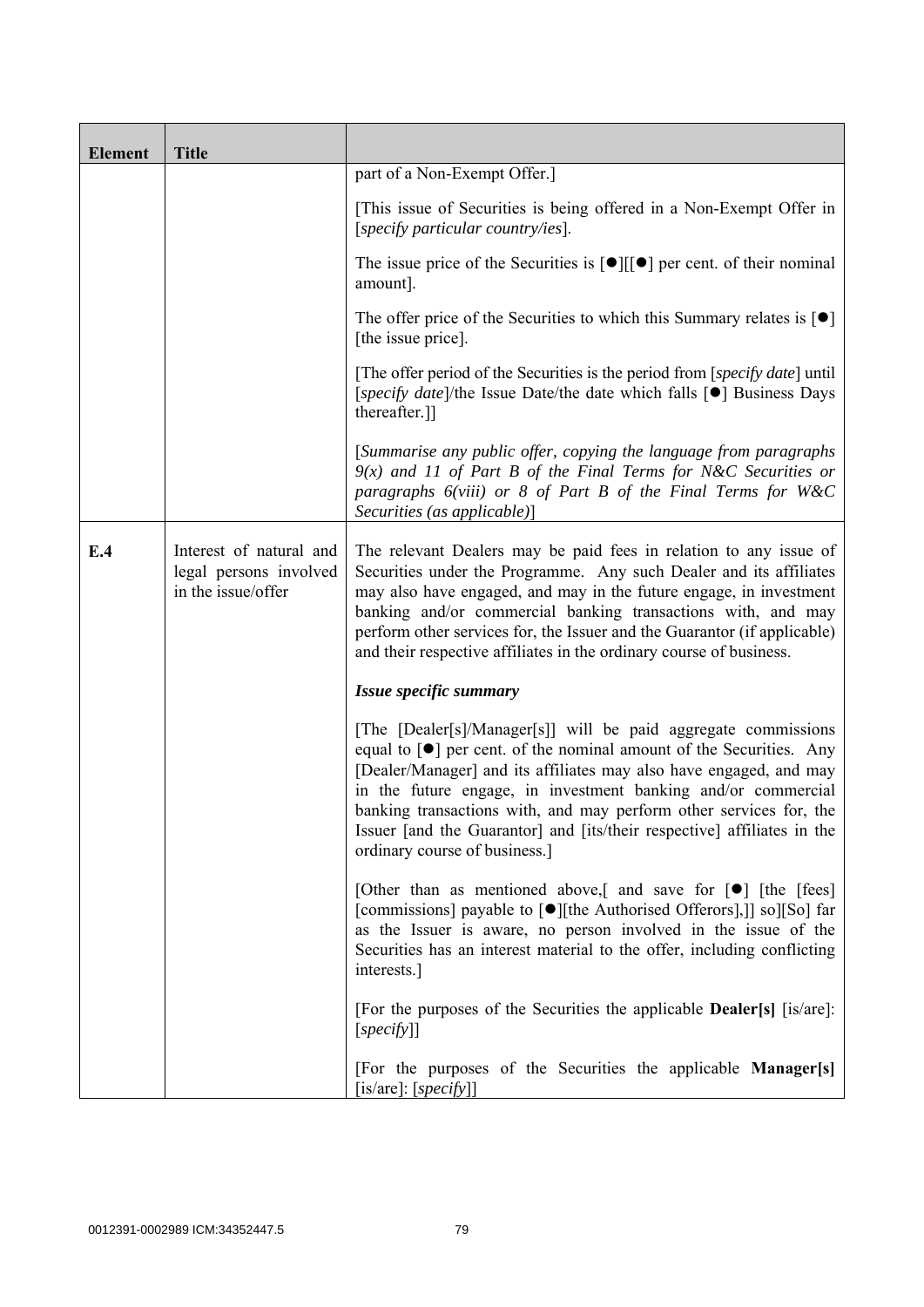| Element | Title | |
|---|---|---|
| | | part of a Non-Exempt Offer.]<br><br>[This issue of Securities is being offered in a Non-Exempt Offer in [*specify particular country/ies*].<br><br>The issue price of the Securities is [●][[●] per cent. of their nominal amount].<br><br>The offer price of the Securities to which this Summary relates is [●] [the issue price].<br><br>[The offer period of the Securities is the period from [*specify date*] until [*specify date*]/the Issue Date/the date which falls [●] Business Days thereafter.]]<br><br>[*Summarise any public offer, copying the language from paragraphs 9(x) and 11 of Part B of the Final Terms for N&C Securities or paragraphs 6(viii) or 8 of Part B of the Final Terms for W&C Securities (as applicable)*] |
| **E.4** | Interest of natural and legal persons involved in the issue/offer | The relevant Dealers may be paid fees in relation to any issue of Securities under the Programme. Any such Dealer and its affiliates may also have engaged, and may in the future engage, in investment banking and/or commercial banking transactions with, and may perform other services for, the Issuer and the Guarantor (if applicable) and their respective affiliates in the ordinary course of business.<br><br>***Issue specific summary***<br><br>[The [Dealer[s]/Manager[s]] will be paid aggregate commissions equal to [●] per cent. of the nominal amount of the Securities. Any [Dealer/Manager] and its affiliates may also have engaged, and may in the future engage, in investment banking and/or commercial banking transactions with, and may perform other services for, the Issuer [and the Guarantor] and [its/their respective] affiliates in the ordinary course of business.]<br><br>[Other than as mentioned above,[ and save for [●] [the [fees] [commissions] payable to [●][the Authorised Offerors],]] so][So] far as the Issuer is aware, no person involved in the issue of the Securities has an interest material to the offer, including conflicting interests.]<br><br>[For the purposes of the Securities the applicable **Dealer[s]** [is/are]: [*specify*]]<br><br>[For the purposes of the Securities the applicable **Manager[s]** [is/are]: [*specify*]] |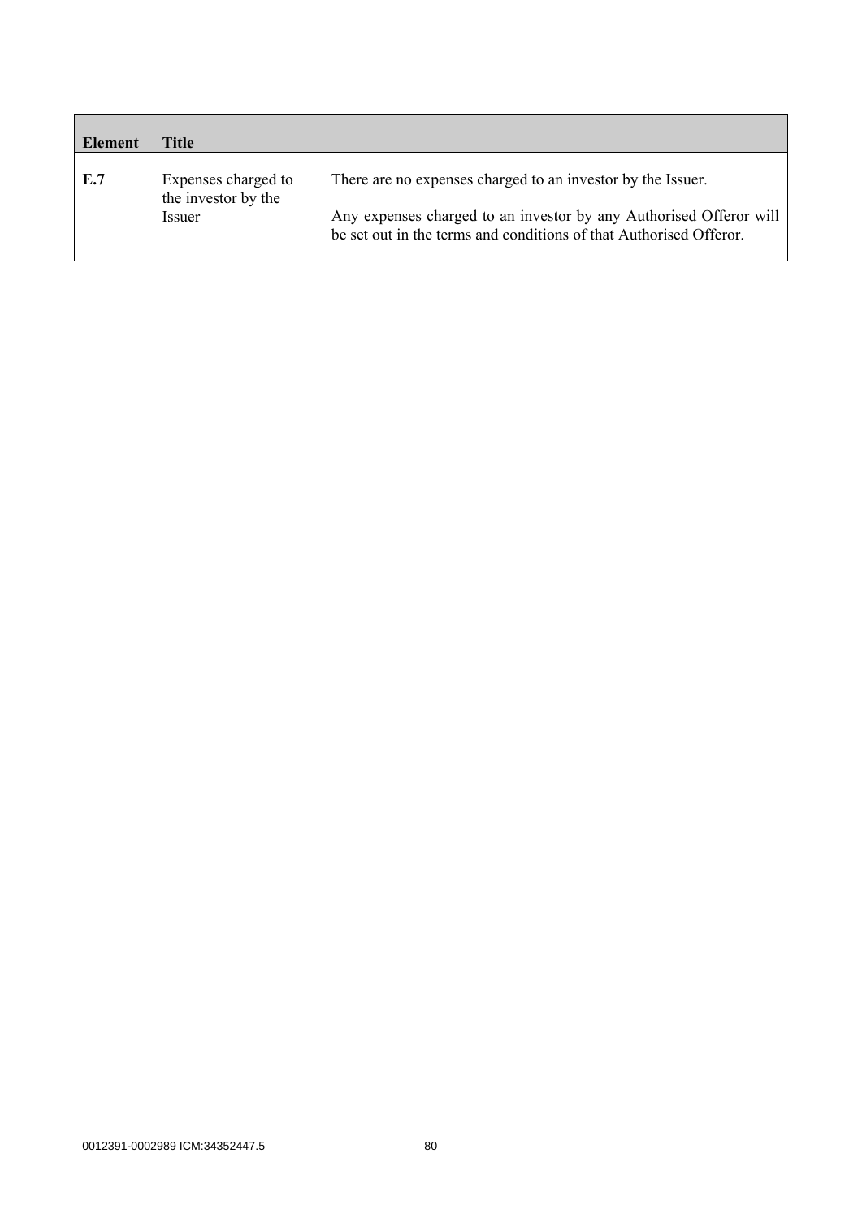| Element | Title | |
|---|---|---|
| **E.7** | Expenses charged to the investor by the Issuer | There are no expenses charged to an investor by the Issuer.<br><br>Any expenses charged to an investor by any Authorised Offeror will be set out in the terms and conditions of that Authorised Offeror. |